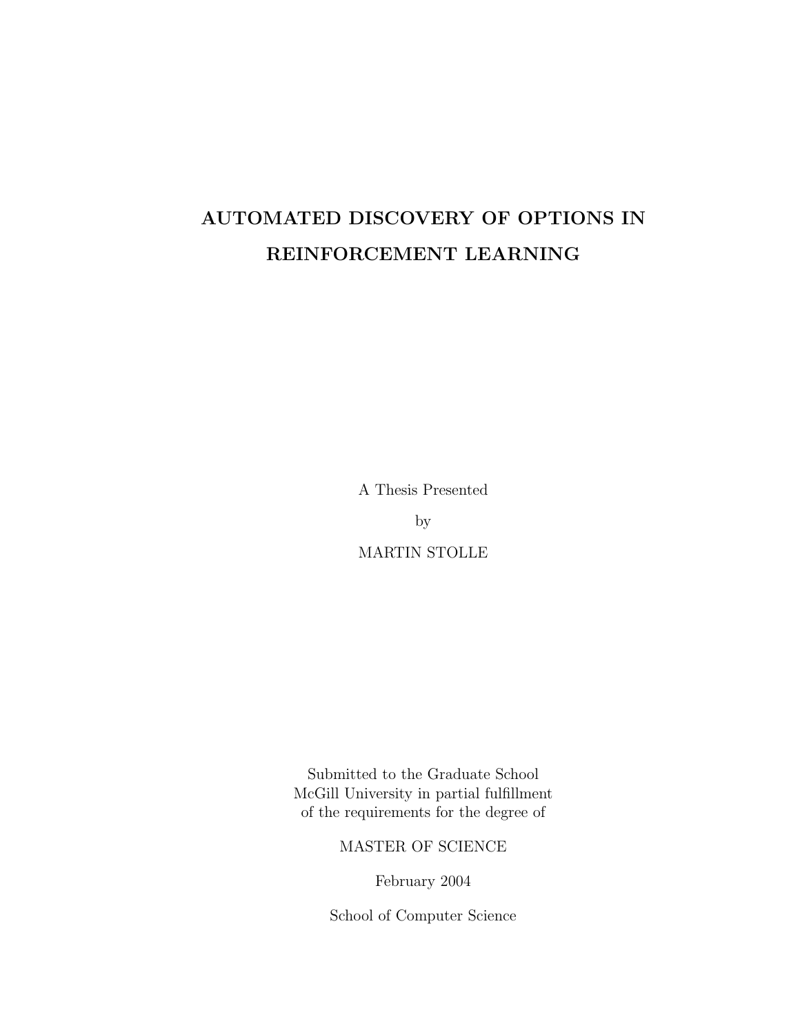# AUTOMATED DISCOVERY OF OPTIONS IN REINFORCEMENT LEARNING

A Thesis Presented

by

MARTIN STOLLE

Submitted to the Graduate School
McGill University in partial fulfillment
of the requirements for the degree of

MASTER OF SCIENCE

February 2004

School of Computer Science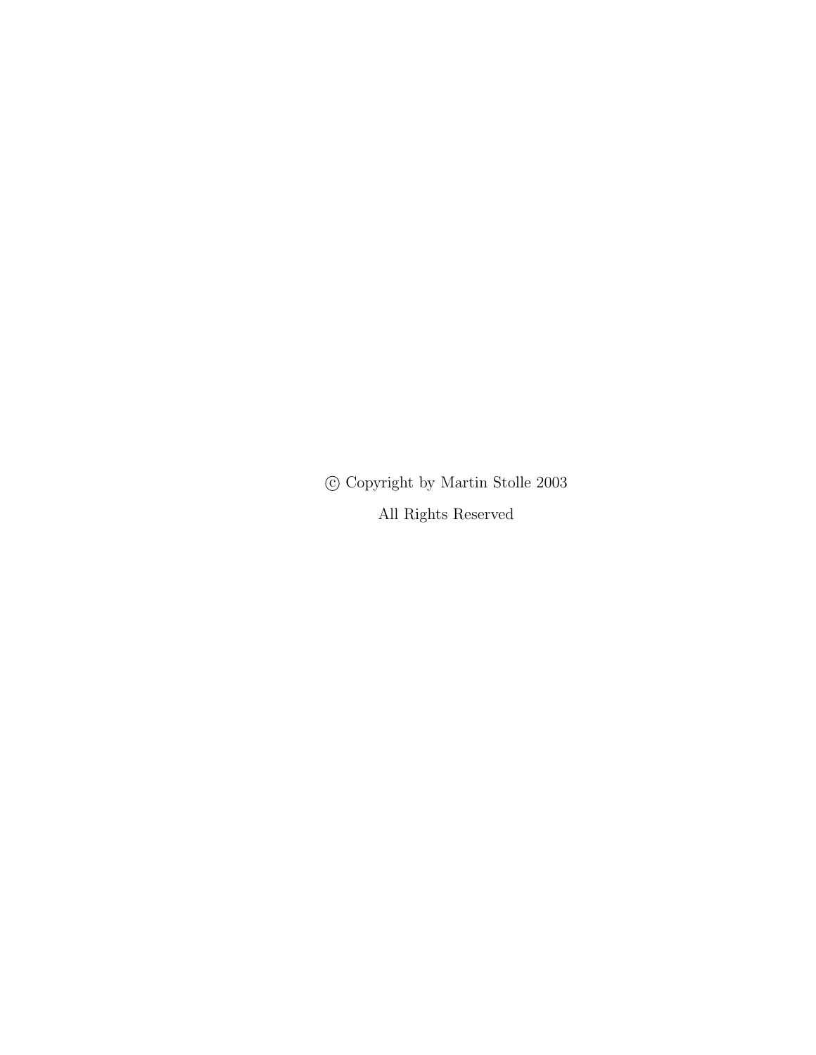© Copyright by Martin Stolle 2003

All Rights Reserved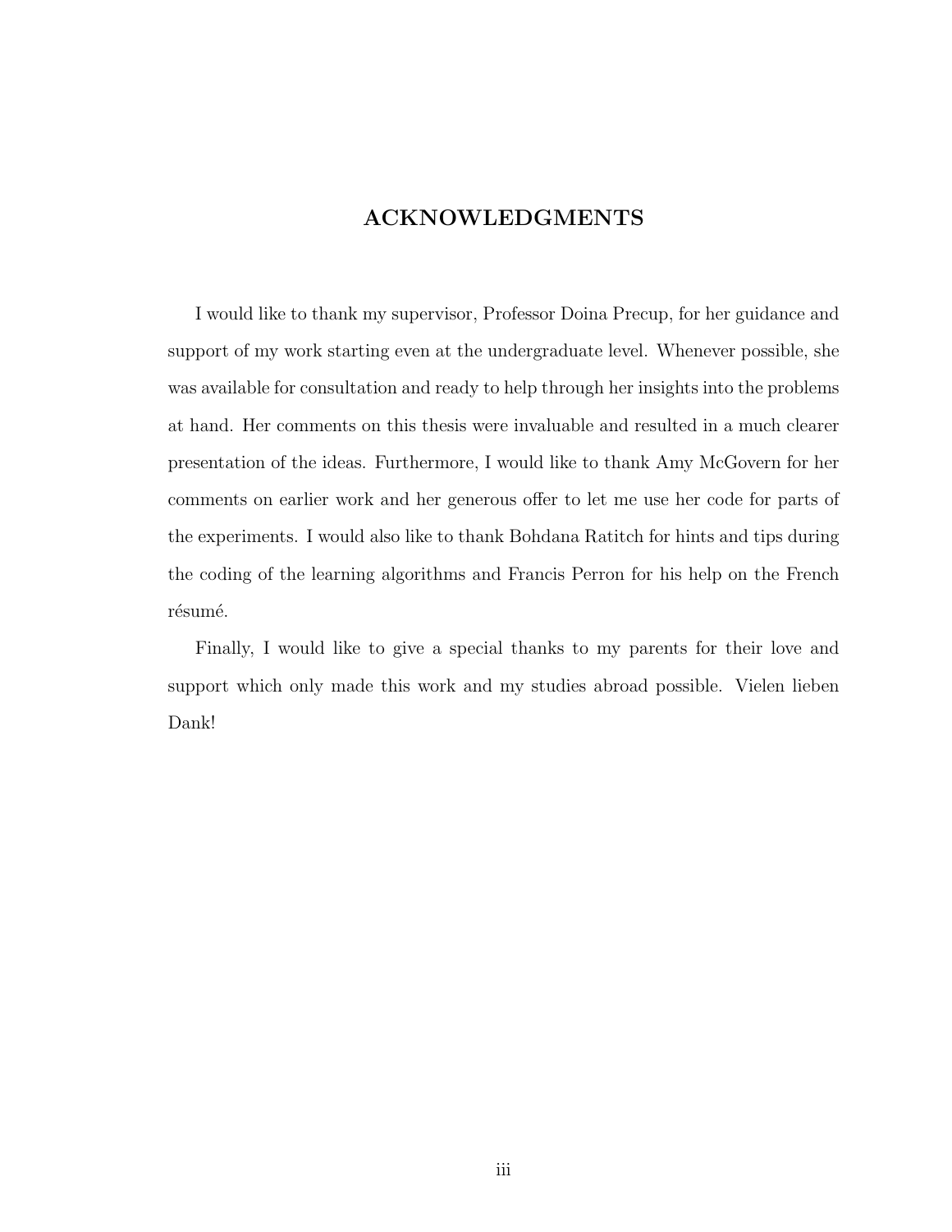# ACKNOWLEDGMENTS

I would like to thank my supervisor, Professor Doina Precup, for her guidance and support of my work starting even at the undergraduate level. Whenever possible, she was available for consultation and ready to help through her insights into the problems at hand. Her comments on this thesis were invaluable and resulted in a much clearer presentation of the ideas. Furthermore, I would like to thank Amy McGovern for her comments on earlier work and her generous offer to let me use her code for parts of the experiments. I would also like to thank Bohdana Ratitch for hints and tips during the coding of the learning algorithms and Francis Perron for his help on the French résumé.

Finally, I would like to give a special thanks to my parents for their love and support which only made this work and my studies abroad possible. Vielen lieben Dank!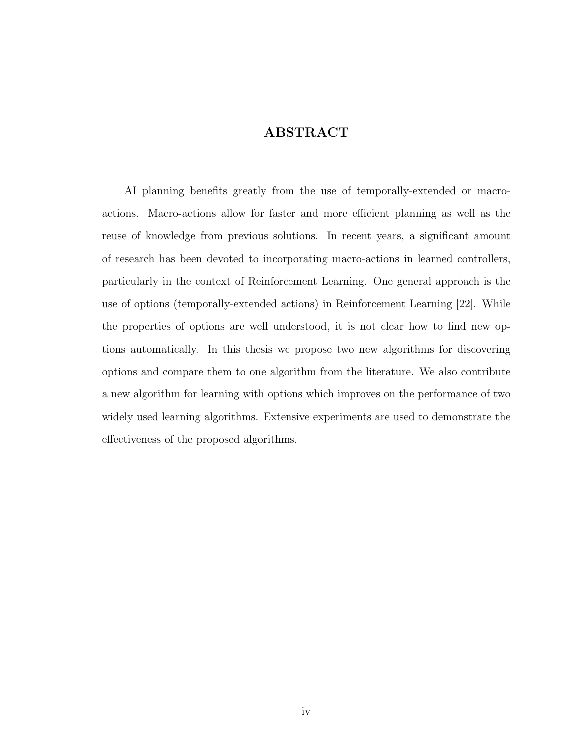# ABSTRACT

AI planning benefits greatly from the use of temporally-extended or macro-actions. Macro-actions allow for faster and more efficient planning as well as the reuse of knowledge from previous solutions. In recent years, a significant amount of research has been devoted to incorporating macro-actions in learned controllers, particularly in the context of Reinforcement Learning. One general approach is the use of options (temporally-extended actions) in Reinforcement Learning [22]. While the properties of options are well understood, it is not clear how to find new options automatically. In this thesis we propose two new algorithms for discovering options and compare them to one algorithm from the literature. We also contribute a new algorithm for learning with options which improves on the performance of two widely used learning algorithms. Extensive experiments are used to demonstrate the effectiveness of the proposed algorithms.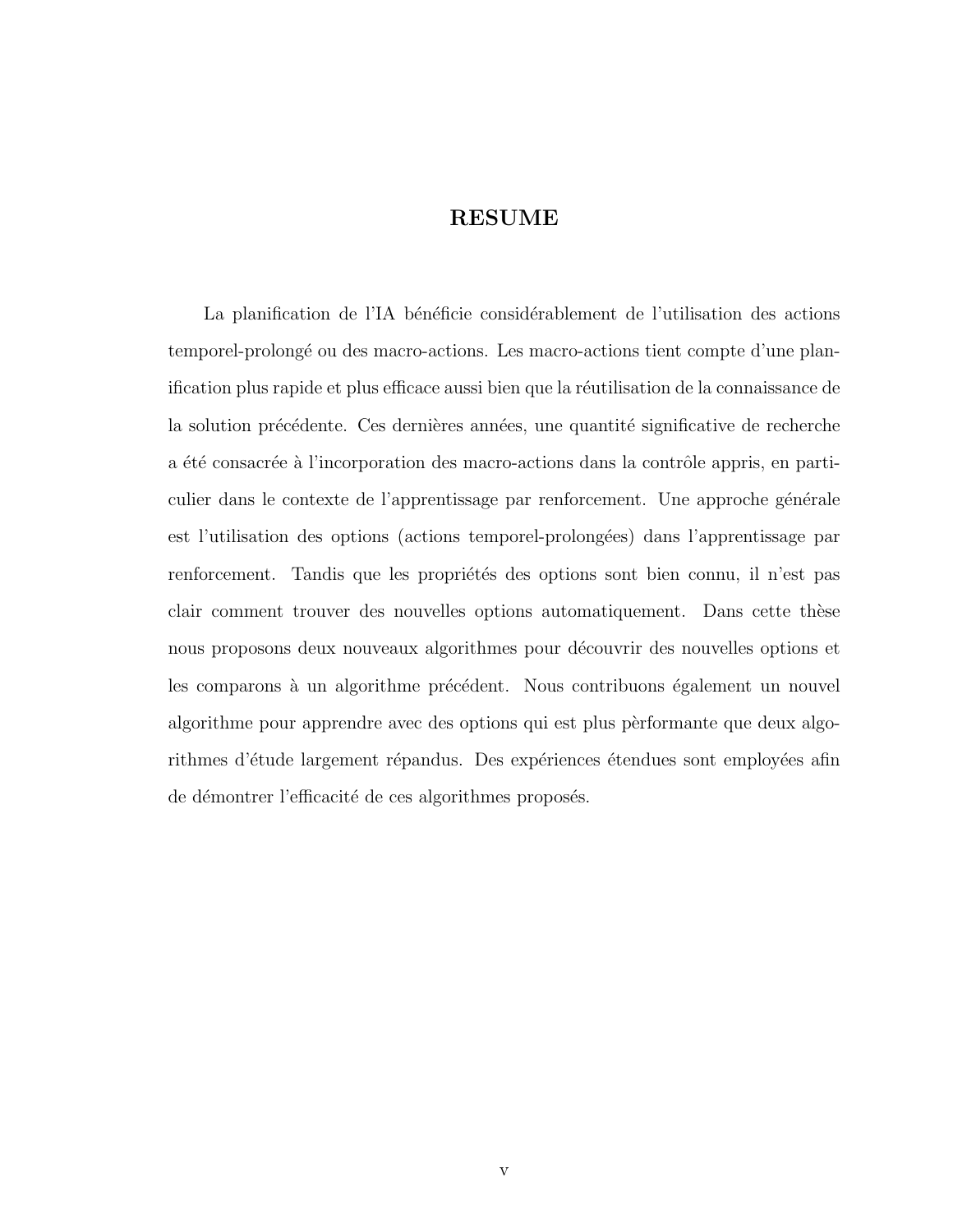# RESUME

La planification de l'IA bénéficie considérablement de l'utilisation des actions temporel-prolongé ou des macro-actions. Les macro-actions tient compte d'une planification plus rapide et plus efficace aussi bien que la réutilisation de la connaissance de la solution précédente. Ces dernières années, une quantité significative de recherche a été consacrée à l'incorporation des macro-actions dans la contrôle appris, en particulier dans le contexte de l'apprentissage par renforcement. Une approche générale est l'utilisation des options (actions temporel-prolongées) dans l'apprentissage par renforcement. Tandis que les propriétés des options sont bien connu, il n'est pas clair comment trouver des nouvelles options automatiquement. Dans cette thèse nous proposons deux nouveaux algorithmes pour découvrir des nouvelles options et les comparons à un algorithme précédent. Nous contribuons également un nouvel algorithme pour apprendre avec des options qui est plus pèrformante que deux algorithmes d'étude largement répandus. Des expériences étendues sont employées afin de démontrer l'efficacité de ces algorithmes proposés.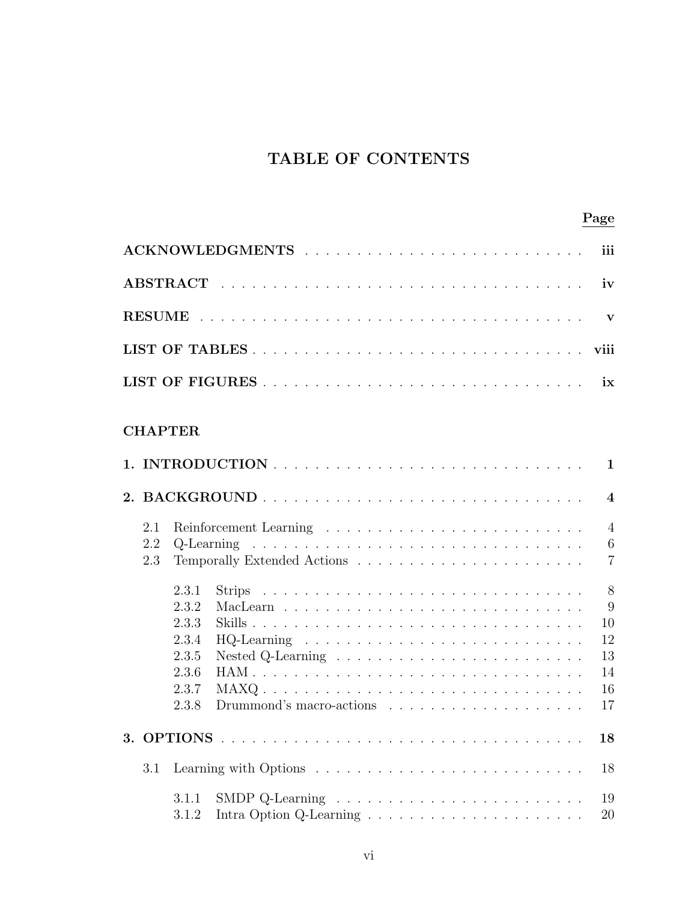# TABLE OF CONTENTS

| | Page |
|---|---|
| **ACKNOWLEDGMENTS** | **iii** |
| **ABSTRACT** | **iv** |
| **RESUME** | **v** |
| **LIST OF TABLES** | **viii** |
| **LIST OF FIGURES** | **ix** |

**CHAPTER**

| | |
|---|---|
| **1. INTRODUCTION** | **1** |
| **2. BACKGROUND** | **4** |
| 2.1 Reinforcement Learning | 4 |
| 2.2 Q-Learning | 6 |
| 2.3 Temporally Extended Actions | 7 |
| 2.3.1 Strips | 8 |
| 2.3.2 MacLearn | 9 |
| 2.3.3 Skills | 10 |
| 2.3.4 HQ-Learning | 12 |
| 2.3.5 Nested Q-Learning | 13 |
| 2.3.6 HAM | 14 |
| 2.3.7 MAXQ | 16 |
| 2.3.8 Drummond's macro-actions | 17 |
| **3. OPTIONS** | **18** |
| 3.1 Learning with Options | 18 |
| 3.1.1 SMDP Q-Learning | 19 |
| 3.1.2 Intra Option Q-Learning | 20 |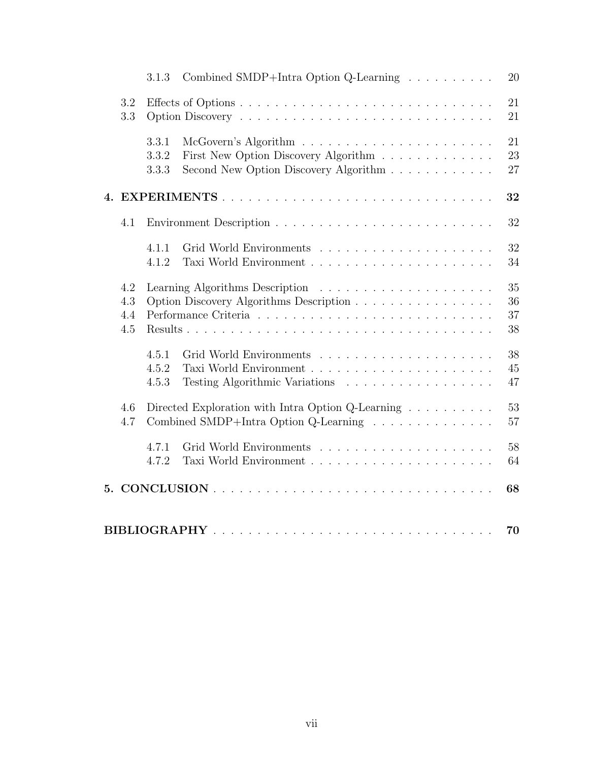3.1.3 Combined SMDP+Intra Option Q-Learning . . . . . . . . . . 20

3.2 Effects of Options . . . . . . . . . . . . . . . . . . . . . . . . . . . . . . 21
3.3 Option Discovery . . . . . . . . . . . . . . . . . . . . . . . . . . . . . . 21

3.3.1 McGovern's Algorithm . . . . . . . . . . . . . . . . . . . . . . 21
3.3.2 First New Option Discovery Algorithm . . . . . . . . . . . . . 23
3.3.3 Second New Option Discovery Algorithm . . . . . . . . . . . . 27

**4. EXPERIMENTS . . . . . . . . . . . . . . . . . . . . . . . . . . . . . . 32**

4.1 Environment Description . . . . . . . . . . . . . . . . . . . . . . . . . 32

4.1.1 Grid World Environments . . . . . . . . . . . . . . . . . . . . 32
4.1.2 Taxi World Environment . . . . . . . . . . . . . . . . . . . . . 34

4.2 Learning Algorithms Description . . . . . . . . . . . . . . . . . . . . 35
4.3 Option Discovery Algorithms Description . . . . . . . . . . . . . . . . 36
4.4 Performance Criteria . . . . . . . . . . . . . . . . . . . . . . . . . . . 37
4.5 Results . . . . . . . . . . . . . . . . . . . . . . . . . . . . . . . . . . . 38

4.5.1 Grid World Environments . . . . . . . . . . . . . . . . . . . . 38
4.5.2 Taxi World Environment . . . . . . . . . . . . . . . . . . . . . 45
4.5.3 Testing Algorithmic Variations . . . . . . . . . . . . . . . . . 47

4.6 Directed Exploration with Intra Option Q-Learning . . . . . . . . . . 53
4.7 Combined SMDP+Intra Option Q-Learning . . . . . . . . . . . . . . . 57

4.7.1 Grid World Environments . . . . . . . . . . . . . . . . . . . . 58
4.7.2 Taxi World Environment . . . . . . . . . . . . . . . . . . . . . 64

**5. CONCLUSION . . . . . . . . . . . . . . . . . . . . . . . . . . . . . . . 68**

**BIBLIOGRAPHY . . . . . . . . . . . . . . . . . . . . . . . . . . . . . . . 70**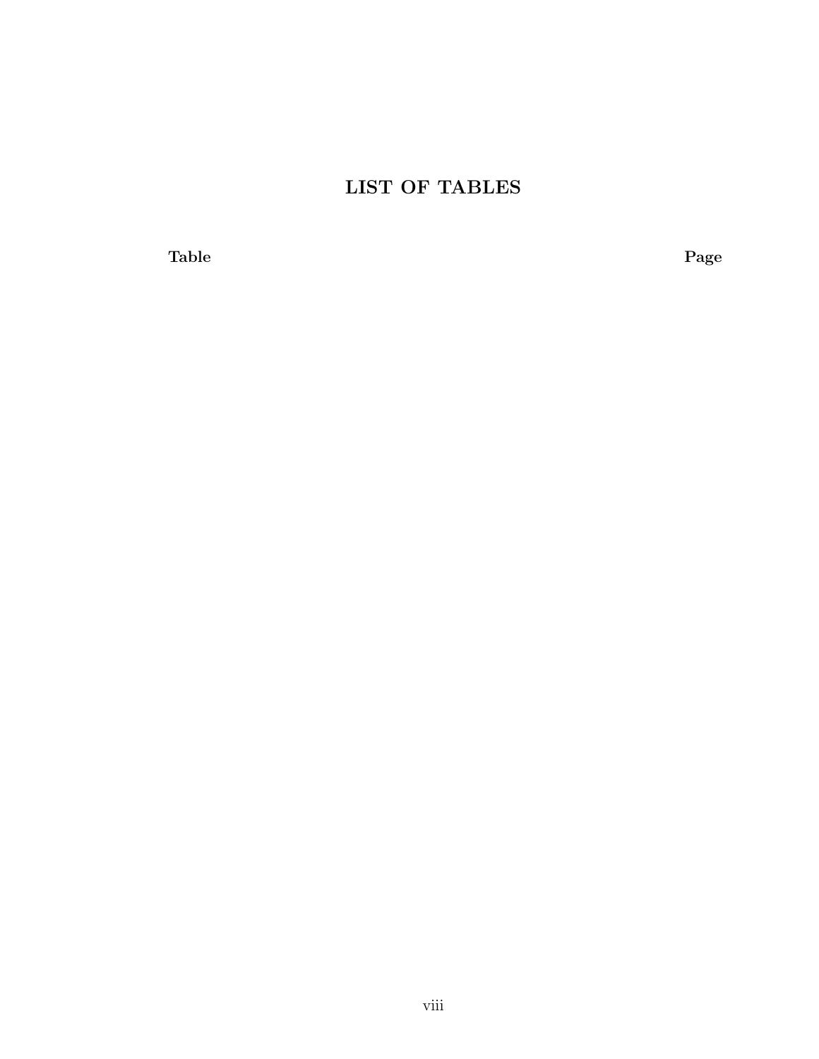# LIST OF TABLES

**Table** **Page**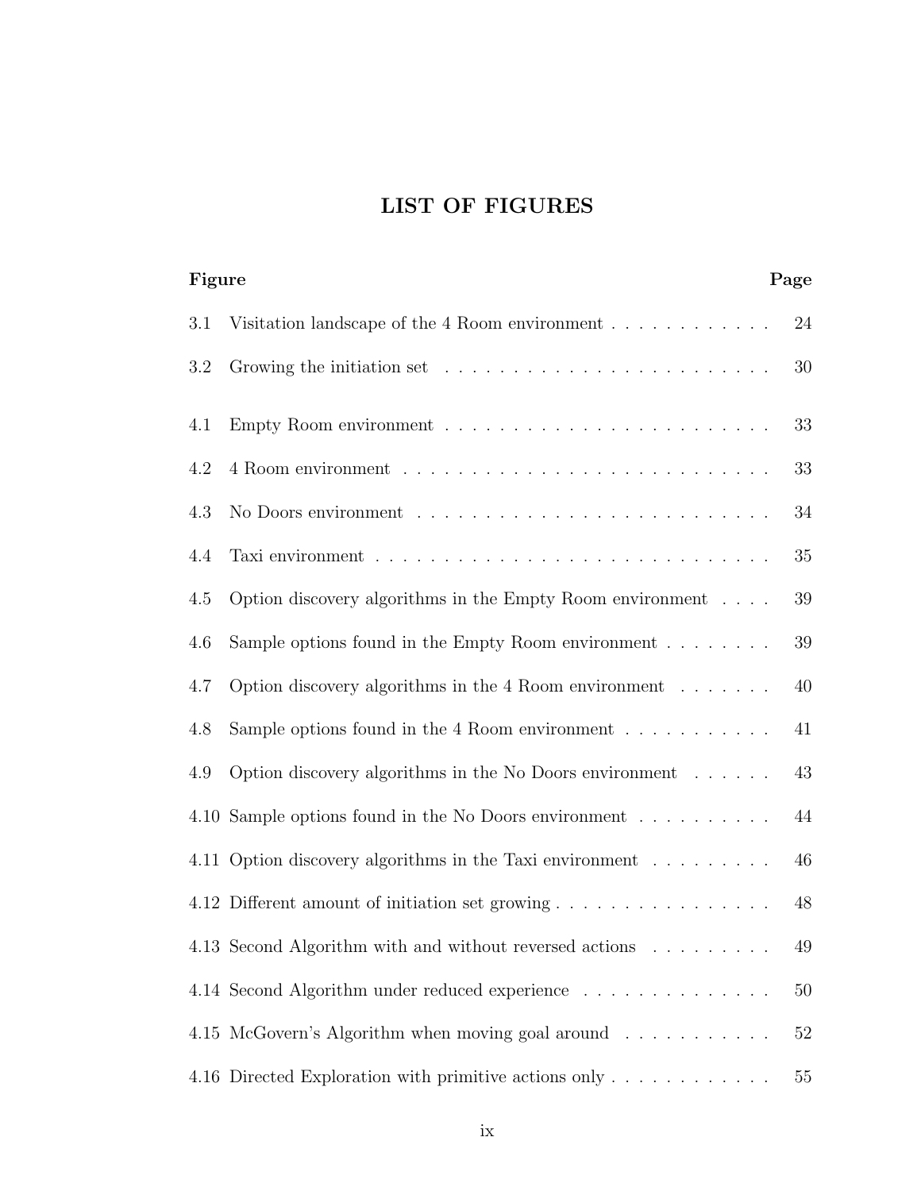# LIST OF FIGURES

| Figure | | Page |
|---|---|---|
| 3.1 | Visitation landscape of the 4 Room environment | 24 |
| 3.2 | Growing the initiation set | 30 |
| 4.1 | Empty Room environment | 33 |
| 4.2 | 4 Room environment | 33 |
| 4.3 | No Doors environment | 34 |
| 4.4 | Taxi environment | 35 |
| 4.5 | Option discovery algorithms in the Empty Room environment | 39 |
| 4.6 | Sample options found in the Empty Room environment | 39 |
| 4.7 | Option discovery algorithms in the 4 Room environment | 40 |
| 4.8 | Sample options found in the 4 Room environment | 41 |
| 4.9 | Option discovery algorithms in the No Doors environment | 43 |
| 4.10 | Sample options found in the No Doors environment | 44 |
| 4.11 | Option discovery algorithms in the Taxi environment | 46 |
| 4.12 | Different amount of initiation set growing | 48 |
| 4.13 | Second Algorithm with and without reversed actions | 49 |
| 4.14 | Second Algorithm under reduced experience | 50 |
| 4.15 | McGovern's Algorithm when moving goal around | 52 |
| 4.16 | Directed Exploration with primitive actions only | 55 |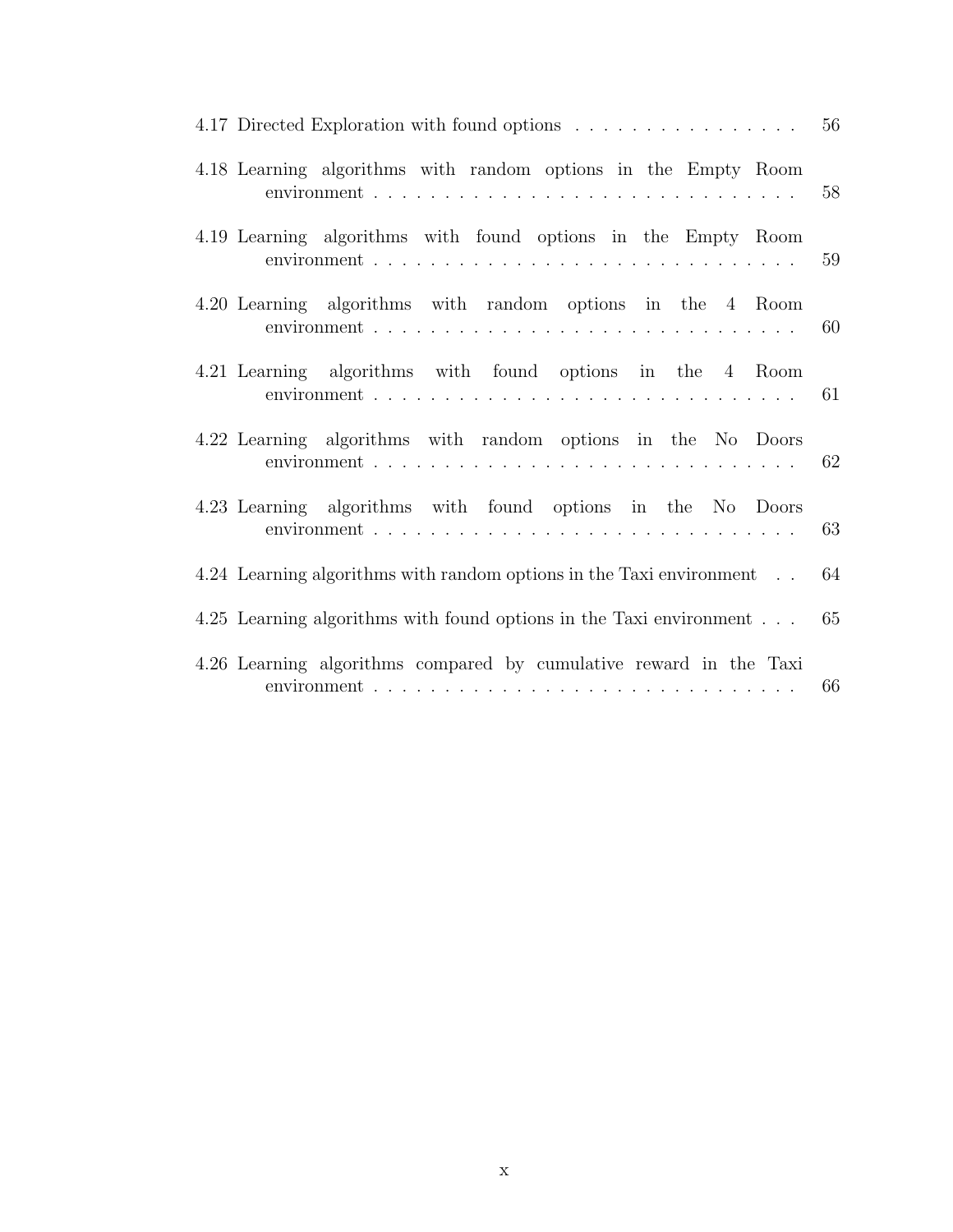4.17 Directed Exploration with found options . . . . . . . . . . . . . . . . 56

4.18 Learning algorithms with random options in the Empty Room environment . . . . . . . . . . . . . . . . . . . . . . . . . . . . . . 58

4.19 Learning algorithms with found options in the Empty Room environment . . . . . . . . . . . . . . . . . . . . . . . . . . . . . . 59

4.20 Learning algorithms with random options in the 4 Room environment . . . . . . . . . . . . . . . . . . . . . . . . . . . . . . 60

4.21 Learning algorithms with found options in the 4 Room environment . . . . . . . . . . . . . . . . . . . . . . . . . . . . . . 61

4.22 Learning algorithms with random options in the No Doors environment . . . . . . . . . . . . . . . . . . . . . . . . . . . . . . 62

4.23 Learning algorithms with found options in the No Doors environment . . . . . . . . . . . . . . . . . . . . . . . . . . . . . . 63

4.24 Learning algorithms with random options in the Taxi environment . . 64

4.25 Learning algorithms with found options in the Taxi environment . . . 65

4.26 Learning algorithms compared by cumulative reward in the Taxi environment . . . . . . . . . . . . . . . . . . . . . . . . . . . . . . 66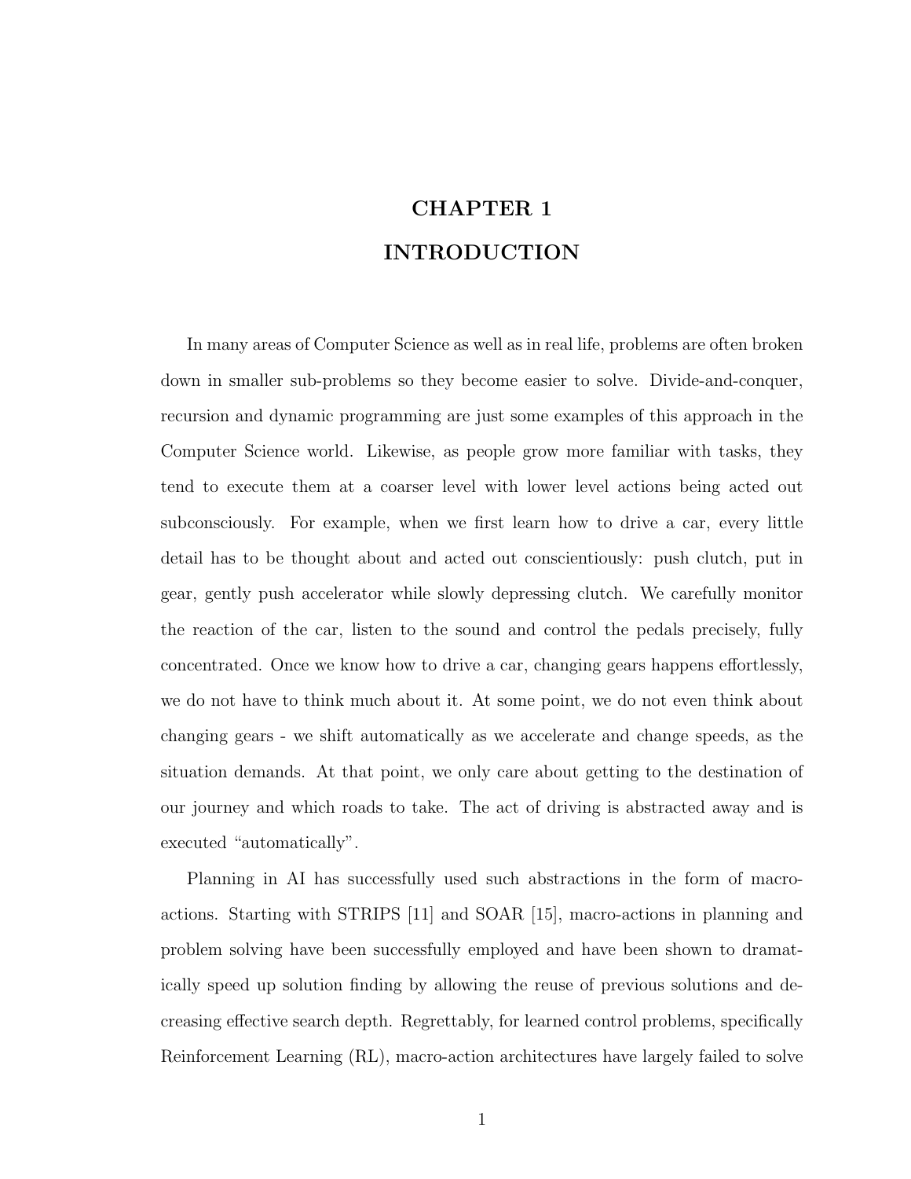# CHAPTER 1
# INTRODUCTION

In many areas of Computer Science as well as in real life, problems are often broken down in smaller sub-problems so they become easier to solve. Divide-and-conquer, recursion and dynamic programming are just some examples of this approach in the Computer Science world. Likewise, as people grow more familiar with tasks, they tend to execute them at a coarser level with lower level actions being acted out subconsciously. For example, when we first learn how to drive a car, every little detail has to be thought about and acted out conscientiously: push clutch, put in gear, gently push accelerator while slowly depressing clutch. We carefully monitor the reaction of the car, listen to the sound and control the pedals precisely, fully concentrated. Once we know how to drive a car, changing gears happens effortlessly, we do not have to think much about it. At some point, we do not even think about changing gears - we shift automatically as we accelerate and change speeds, as the situation demands. At that point, we only care about getting to the destination of our journey and which roads to take. The act of driving is abstracted away and is executed "automatically".

Planning in AI has successfully used such abstractions in the form of macro-actions. Starting with STRIPS [11] and SOAR [15], macro-actions in planning and problem solving have been successfully employed and have been shown to dramatically speed up solution finding by allowing the reuse of previous solutions and decreasing effective search depth. Regrettably, for learned control problems, specifically Reinforcement Learning (RL), macro-action architectures have largely failed to solve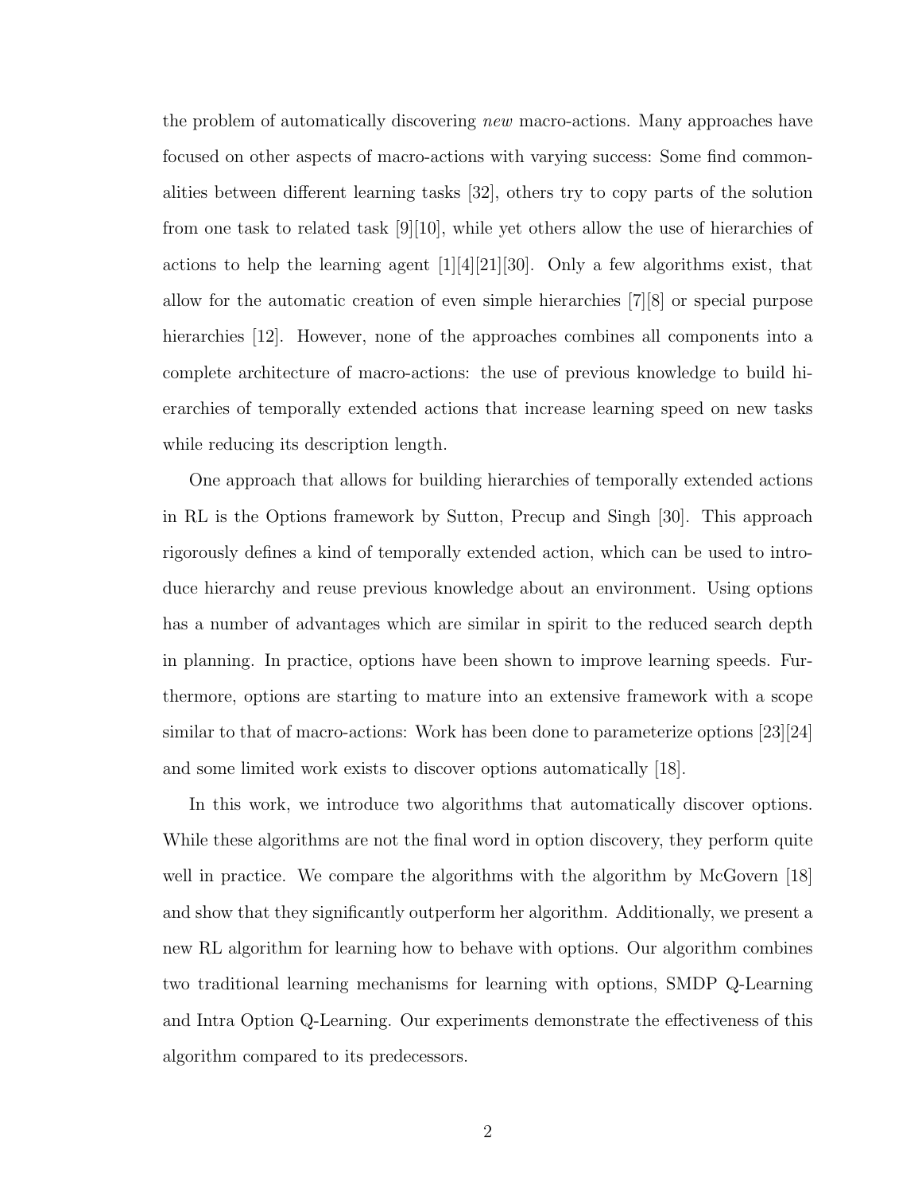the problem of automatically discovering *new* macro-actions. Many approaches have focused on other aspects of macro-actions with varying success: Some find commonalities between different learning tasks [32], others try to copy parts of the solution from one task to related task [9][10], while yet others allow the use of hierarchies of actions to help the learning agent [1][4][21][30]. Only a few algorithms exist, that allow for the automatic creation of even simple hierarchies [7][8] or special purpose hierarchies [12]. However, none of the approaches combines all components into a complete architecture of macro-actions: the use of previous knowledge to build hierarchies of temporally extended actions that increase learning speed on new tasks while reducing its description length.

One approach that allows for building hierarchies of temporally extended actions in RL is the Options framework by Sutton, Precup and Singh [30]. This approach rigorously defines a kind of temporally extended action, which can be used to introduce hierarchy and reuse previous knowledge about an environment. Using options has a number of advantages which are similar in spirit to the reduced search depth in planning. In practice, options have been shown to improve learning speeds. Furthermore, options are starting to mature into an extensive framework with a scope similar to that of macro-actions: Work has been done to parameterize options [23][24] and some limited work exists to discover options automatically [18].

In this work, we introduce two algorithms that automatically discover options. While these algorithms are not the final word in option discovery, they perform quite well in practice. We compare the algorithms with the algorithm by McGovern [18] and show that they significantly outperform her algorithm. Additionally, we present a new RL algorithm for learning how to behave with options. Our algorithm combines two traditional learning mechanisms for learning with options, SMDP Q-Learning and Intra Option Q-Learning. Our experiments demonstrate the effectiveness of this algorithm compared to its predecessors.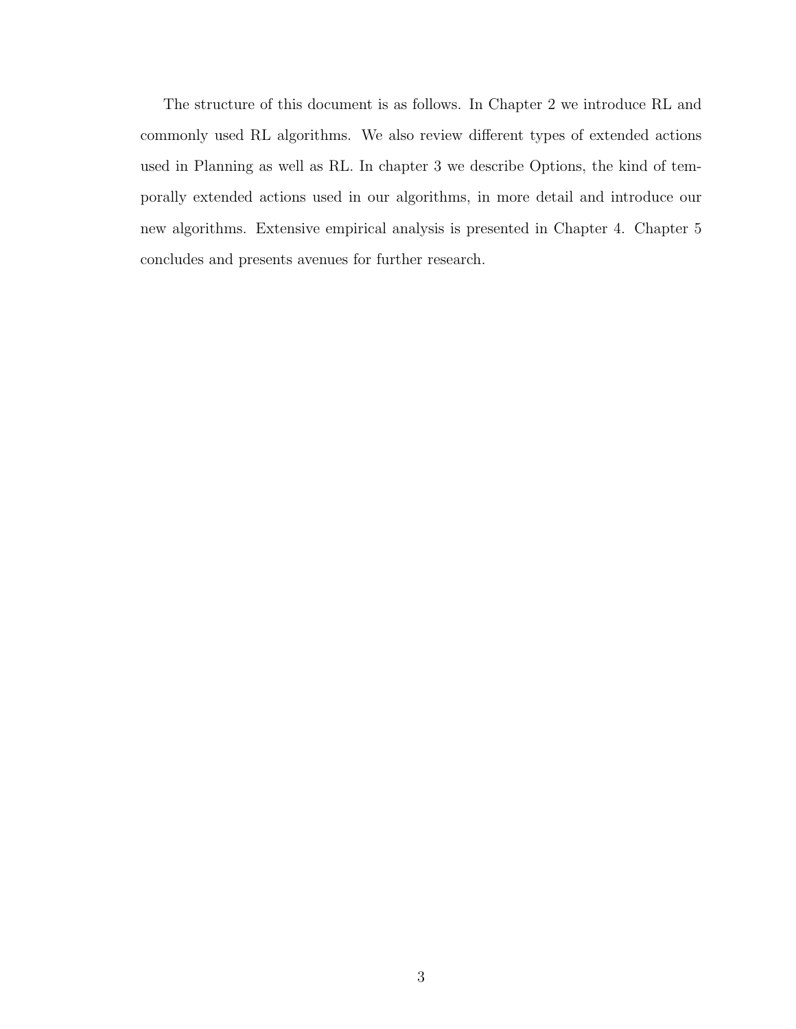The structure of this document is as follows. In Chapter 2 we introduce RL and commonly used RL algorithms. We also review different types of extended actions used in Planning as well as RL. In chapter 3 we describe Options, the kind of temporally extended actions used in our algorithms, in more detail and introduce our new algorithms. Extensive empirical analysis is presented in Chapter 4. Chapter 5 concludes and presents avenues for further research.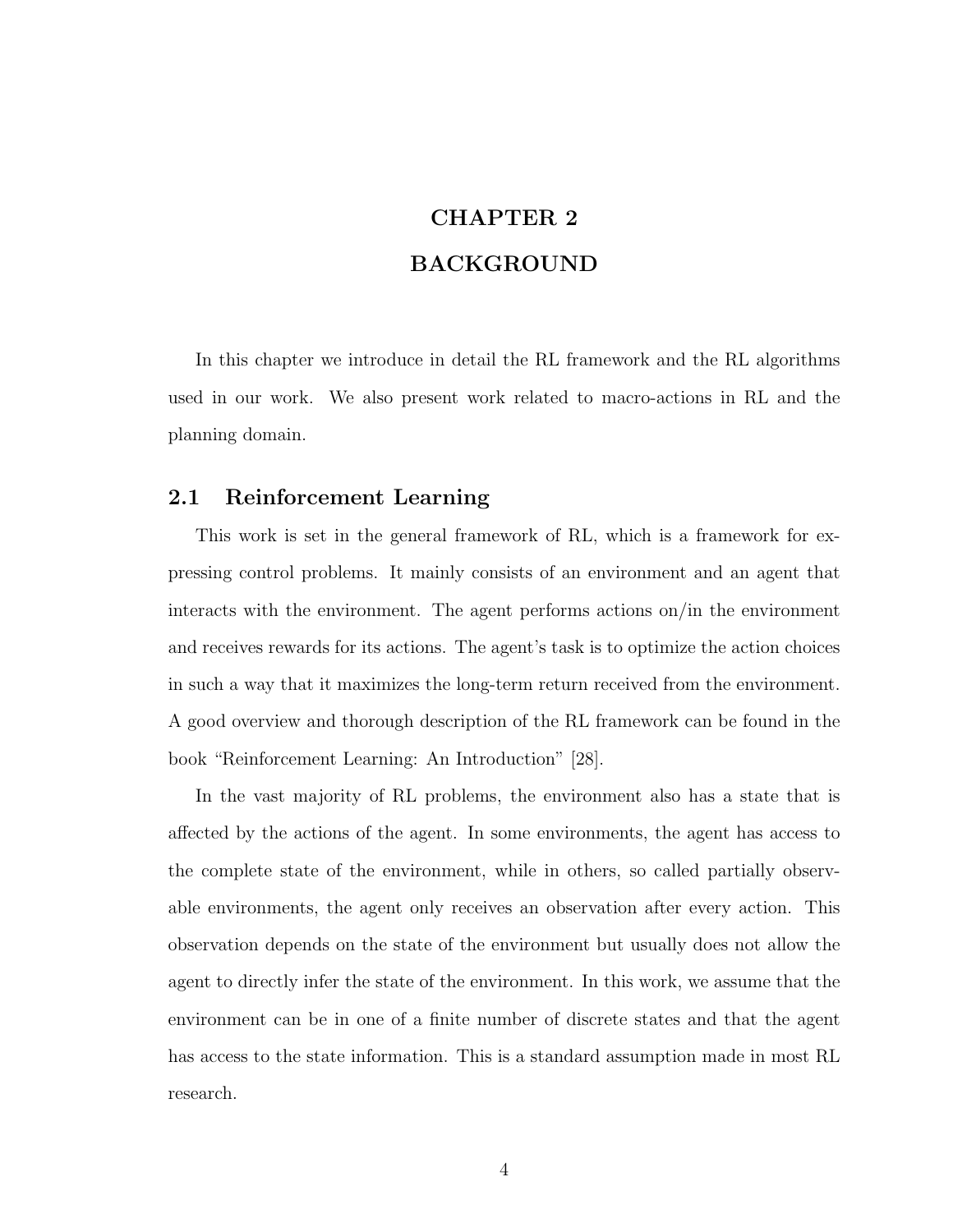# CHAPTER 2
# BACKGROUND

In this chapter we introduce in detail the RL framework and the RL algorithms used in our work. We also present work related to macro-actions in RL and the planning domain.

## 2.1 Reinforcement Learning

This work is set in the general framework of RL, which is a framework for expressing control problems. It mainly consists of an environment and an agent that interacts with the environment. The agent performs actions on/in the environment and receives rewards for its actions. The agent's task is to optimize the action choices in such a way that it maximizes the long-term return received from the environment. A good overview and thorough description of the RL framework can be found in the book "Reinforcement Learning: An Introduction" [28].

In the vast majority of RL problems, the environment also has a state that is affected by the actions of the agent. In some environments, the agent has access to the complete state of the environment, while in others, so called partially observable environments, the agent only receives an observation after every action. This observation depends on the state of the environment but usually does not allow the agent to directly infer the state of the environment. In this work, we assume that the environment can be in one of a finite number of discrete states and that the agent has access to the state information. This is a standard assumption made in most RL research.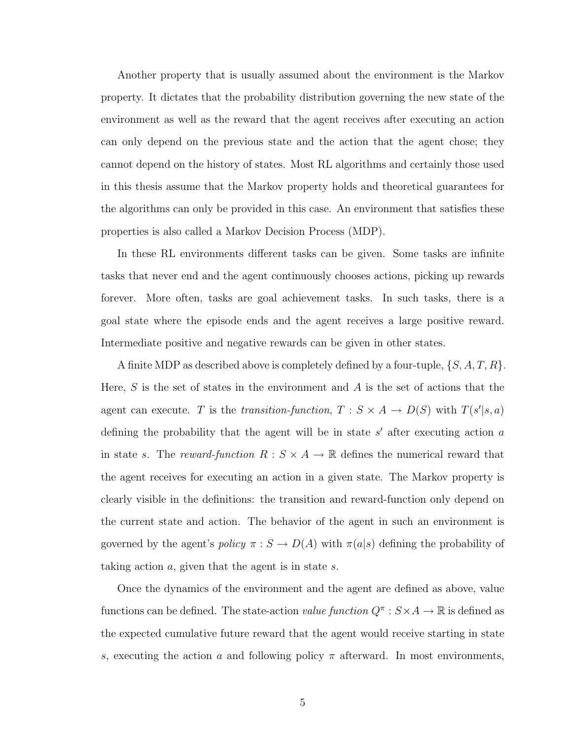Another property that is usually assumed about the environment is the Markov property. It dictates that the probability distribution governing the new state of the environment as well as the reward that the agent receives after executing an action can only depend on the previous state and the action that the agent chose; they cannot depend on the history of states. Most RL algorithms and certainly those used in this thesis assume that the Markov property holds and theoretical guarantees for the algorithms can only be provided in this case. An environment that satisfies these properties is also called a Markov Decision Process (MDP).

In these RL environments different tasks can be given. Some tasks are infinite tasks that never end and the agent continuously chooses actions, picking up rewards forever. More often, tasks are goal achievement tasks. In such tasks, there is a goal state where the episode ends and the agent receives a large positive reward. Intermediate positive and negative rewards can be given in other states.

A finite MDP as described above is completely defined by a four-tuple, $\{S, A, T, R\}$. Here, $S$ is the set of states in the environment and $A$ is the set of actions that the agent can execute. $T$ is the *transition-function*, $T : S \times A \rightarrow D(S)$ with $T(s'|s, a)$ defining the probability that the agent will be in state $s'$ after executing action $a$ in state $s$. The *reward-function* $R : S \times A \rightarrow \mathbb{R}$ defines the numerical reward that the agent receives for executing an action in a given state. The Markov property is clearly visible in the definitions: the transition and reward-function only depend on the current state and action. The behavior of the agent in such an environment is governed by the agent's *policy* $\pi : S \rightarrow D(A)$ with $\pi(a|s)$ defining the probability of taking action $a$, given that the agent is in state $s$.

Once the dynamics of the environment and the agent are defined as above, value functions can be defined. The state-action *value function* $Q^{\pi} : S \times A \rightarrow \mathbb{R}$ is defined as the expected cumulative future reward that the agent would receive starting in state $s$, executing the action $a$ and following policy $\pi$ afterward. In most environments,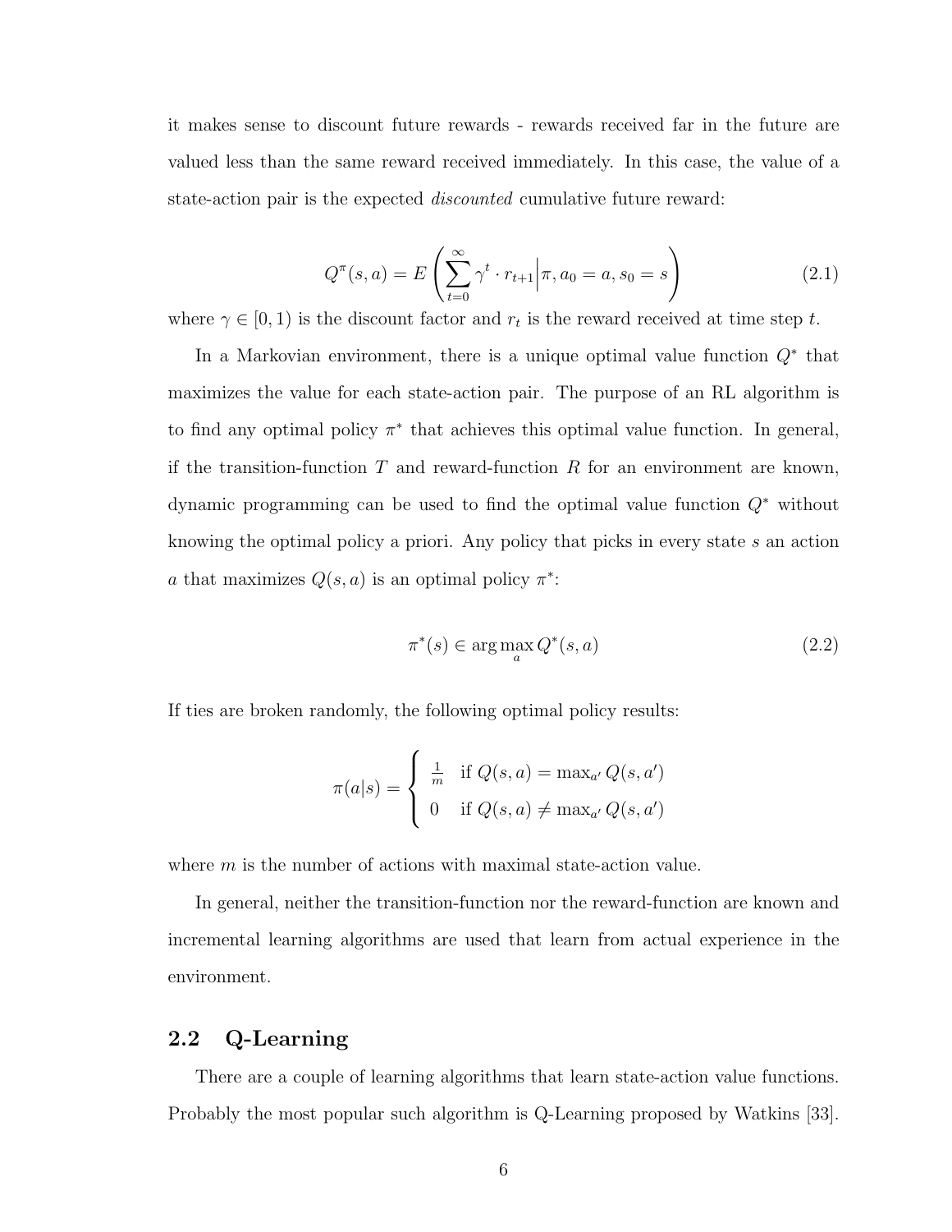it makes sense to discount future rewards - rewards received far in the future are valued less than the same reward received immediately. In this case, the value of a state-action pair is the expected *discounted* cumulative future reward:

$$Q^{\pi}(s,a) = E\left(\sum_{t=0}^{\infty} \gamma^t \cdot r_{t+1} \middle| \pi, a_0 = a, s_0 = s\right) \tag{2.1}$$

where $\gamma \in [0, 1)$ is the discount factor and $r_t$ is the reward received at time step $t$.

In a Markovian environment, there is a unique optimal value function $Q^*$ that maximizes the value for each state-action pair. The purpose of an RL algorithm is to find any optimal policy $\pi^*$ that achieves this optimal value function. In general, if the transition-function $T$ and reward-function $R$ for an environment are known, dynamic programming can be used to find the optimal value function $Q^*$ without knowing the optimal policy a priori. Any policy that picks in every state $s$ an action $a$ that maximizes $Q(s, a)$ is an optimal policy $\pi^*$:

$$\pi^*(s) \in \arg\max_a Q^*(s,a) \tag{2.2}$$

If ties are broken randomly, the following optimal policy results:

$$\pi(a|s) = \begin{cases} \frac{1}{m} & \text{if } Q(s,a) = \max_{a'} Q(s,a') \\ 0 & \text{if } Q(s,a) \neq \max_{a'} Q(s,a') \end{cases}$$

where $m$ is the number of actions with maximal state-action value.

In general, neither the transition-function nor the reward-function are known and incremental learning algorithms are used that learn from actual experience in the environment.

## 2.2 Q-Learning

There are a couple of learning algorithms that learn state-action value functions. Probably the most popular such algorithm is Q-Learning proposed by Watkins [33].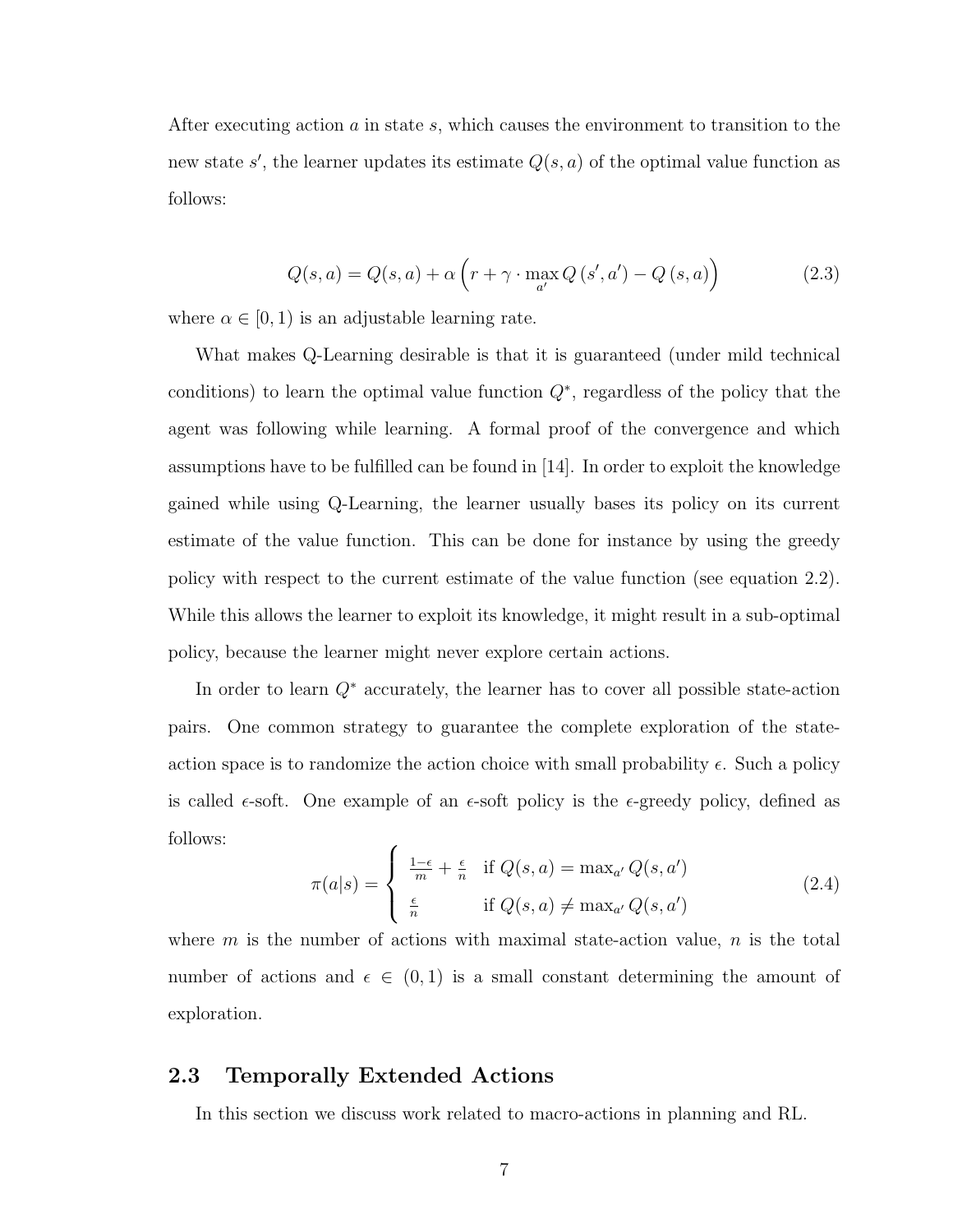After executing action $a$ in state $s$, which causes the environment to transition to the new state $s'$, the learner updates its estimate $Q(s, a)$ of the optimal value function as follows:

$$Q(s,a) = Q(s,a) + \alpha \Big( r + \gamma \cdot \max_{a'} Q\left(s', a'\right) - Q\left(s, a\right) \Big) \tag{2.3}$$

where $\alpha \in [0, 1)$ is an adjustable learning rate.

What makes Q-Learning desirable is that it is guaranteed (under mild technical conditions) to learn the optimal value function $Q^*$, regardless of the policy that the agent was following while learning. A formal proof of the convergence and which assumptions have to be fulfilled can be found in [14]. In order to exploit the knowledge gained while using Q-Learning, the learner usually bases its policy on its current estimate of the value function. This can be done for instance by using the greedy policy with respect to the current estimate of the value function (see equation 2.2). While this allows the learner to exploit its knowledge, it might result in a sub-optimal policy, because the learner might never explore certain actions.

In order to learn $Q^*$ accurately, the learner has to cover all possible state-action pairs. One common strategy to guarantee the complete exploration of the state-action space is to randomize the action choice with small probability $\epsilon$. Such a policy is called $\epsilon$-soft. One example of an $\epsilon$-soft policy is the $\epsilon$-greedy policy, defined as follows:

$$\pi(a|s) = \begin{cases} \frac{1-\epsilon}{m} + \frac{\epsilon}{n} & \text{if } Q(s,a) = \max_{a'} Q(s,a') \\ \frac{\epsilon}{n} & \text{if } Q(s,a) \neq \max_{a'} Q(s,a') \end{cases} \tag{2.4}$$

where $m$ is the number of actions with maximal state-action value, $n$ is the total number of actions and $\epsilon \in (0, 1)$ is a small constant determining the amount of exploration.

## 2.3 Temporally Extended Actions

In this section we discuss work related to macro-actions in planning and RL.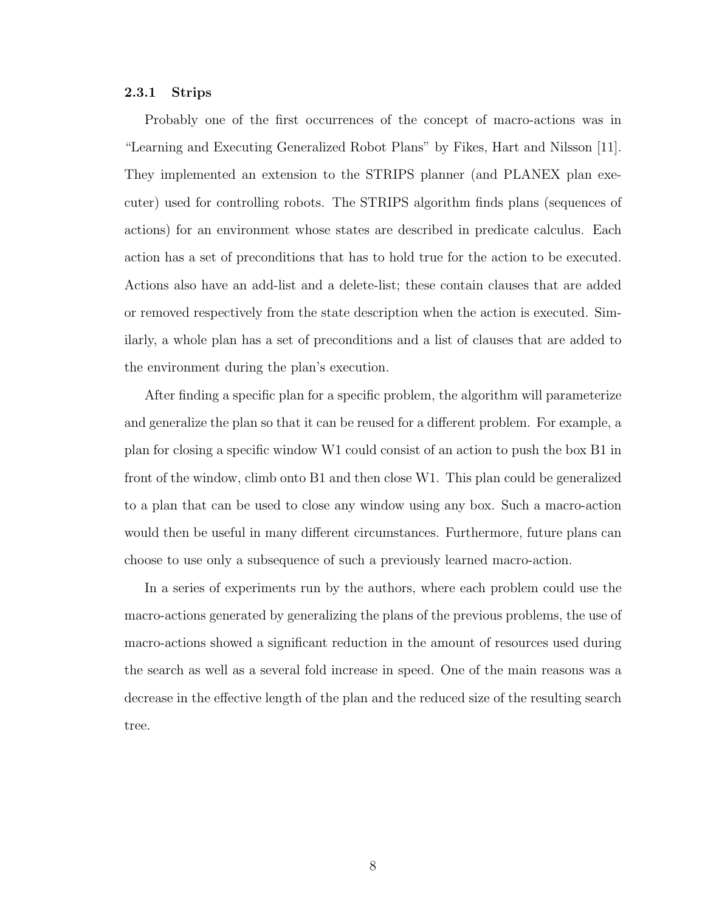### 2.3.1 Strips

Probably one of the first occurrences of the concept of macro-actions was in "Learning and Executing Generalized Robot Plans" by Fikes, Hart and Nilsson [11]. They implemented an extension to the STRIPS planner (and PLANEX plan executer) used for controlling robots. The STRIPS algorithm finds plans (sequences of actions) for an environment whose states are described in predicate calculus. Each action has a set of preconditions that has to hold true for the action to be executed. Actions also have an add-list and a delete-list; these contain clauses that are added or removed respectively from the state description when the action is executed. Similarly, a whole plan has a set of preconditions and a list of clauses that are added to the environment during the plan's execution.

After finding a specific plan for a specific problem, the algorithm will parameterize and generalize the plan so that it can be reused for a different problem. For example, a plan for closing a specific window W1 could consist of an action to push the box B1 in front of the window, climb onto B1 and then close W1. This plan could be generalized to a plan that can be used to close any window using any box. Such a macro-action would then be useful in many different circumstances. Furthermore, future plans can choose to use only a subsequence of such a previously learned macro-action.

In a series of experiments run by the authors, where each problem could use the macro-actions generated by generalizing the plans of the previous problems, the use of macro-actions showed a significant reduction in the amount of resources used during the search as well as a several fold increase in speed. One of the main reasons was a decrease in the effective length of the plan and the reduced size of the resulting search tree.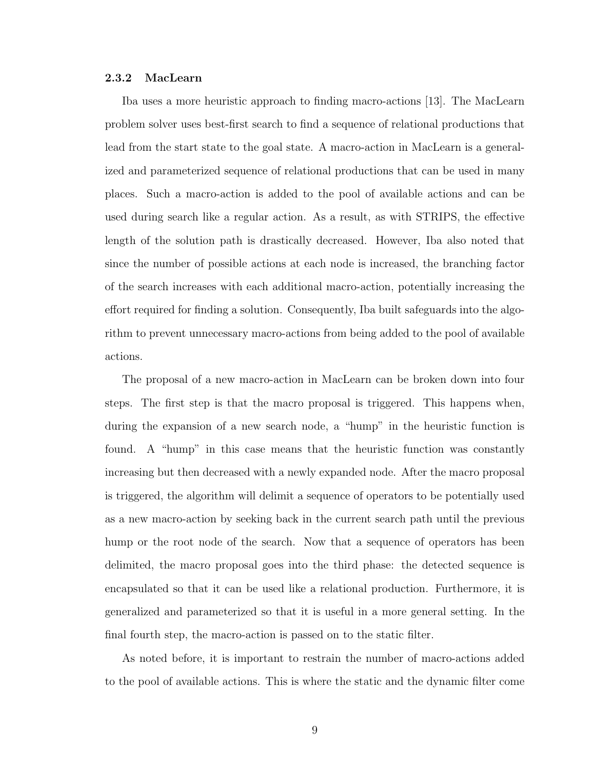### 2.3.2 MacLearn

Iba uses a more heuristic approach to finding macro-actions [13]. The MacLearn problem solver uses best-first search to find a sequence of relational productions that lead from the start state to the goal state. A macro-action in MacLearn is a generalized and parameterized sequence of relational productions that can be used in many places. Such a macro-action is added to the pool of available actions and can be used during search like a regular action. As a result, as with STRIPS, the effective length of the solution path is drastically decreased. However, Iba also noted that since the number of possible actions at each node is increased, the branching factor of the search increases with each additional macro-action, potentially increasing the effort required for finding a solution. Consequently, Iba built safeguards into the algorithm to prevent unnecessary macro-actions from being added to the pool of available actions.

The proposal of a new macro-action in MacLearn can be broken down into four steps. The first step is that the macro proposal is triggered. This happens when, during the expansion of a new search node, a "hump" in the heuristic function is found. A "hump" in this case means that the heuristic function was constantly increasing but then decreased with a newly expanded node. After the macro proposal is triggered, the algorithm will delimit a sequence of operators to be potentially used as a new macro-action by seeking back in the current search path until the previous hump or the root node of the search. Now that a sequence of operators has been delimited, the macro proposal goes into the third phase: the detected sequence is encapsulated so that it can be used like a relational production. Furthermore, it is generalized and parameterized so that it is useful in a more general setting. In the final fourth step, the macro-action is passed on to the static filter.

As noted before, it is important to restrain the number of macro-actions added to the pool of available actions. This is where the static and the dynamic filter come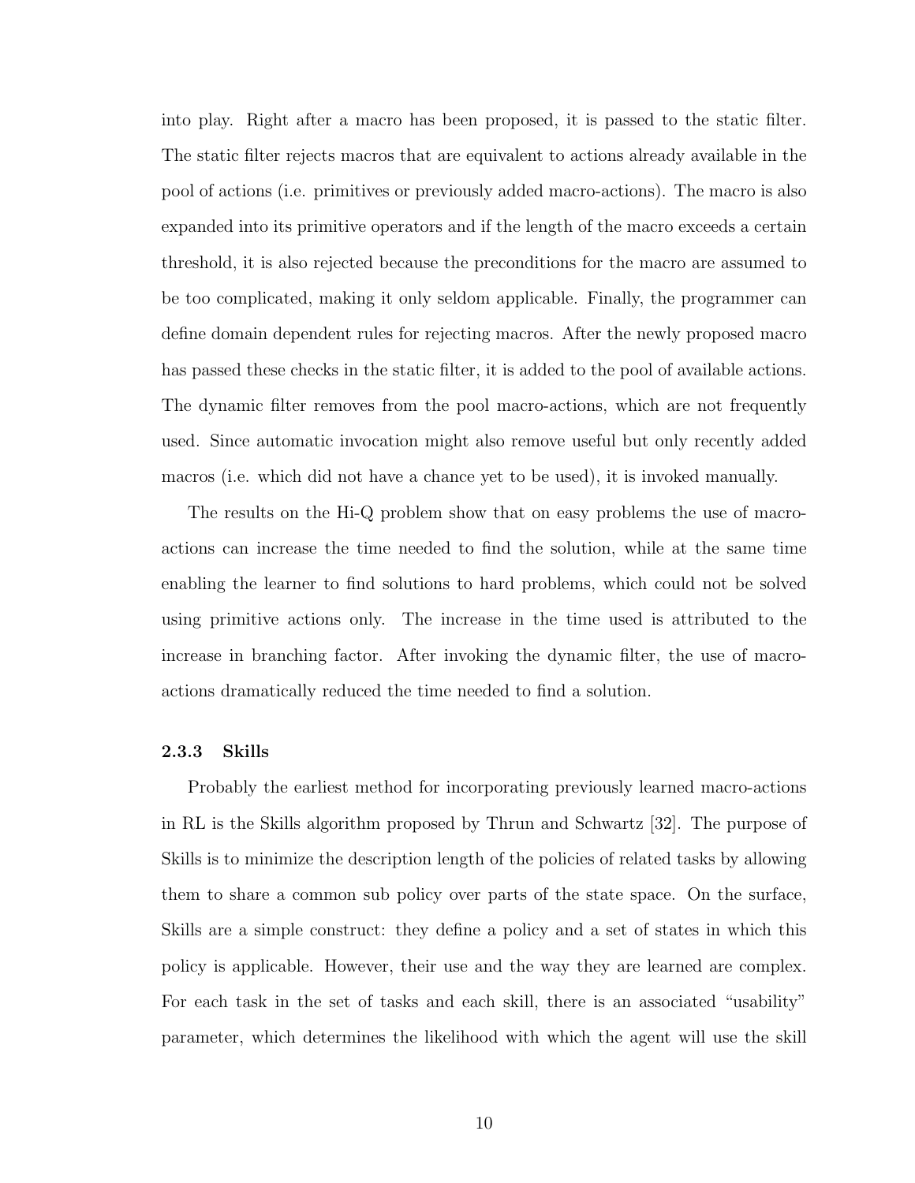into play. Right after a macro has been proposed, it is passed to the static filter. The static filter rejects macros that are equivalent to actions already available in the pool of actions (i.e. primitives or previously added macro-actions). The macro is also expanded into its primitive operators and if the length of the macro exceeds a certain threshold, it is also rejected because the preconditions for the macro are assumed to be too complicated, making it only seldom applicable. Finally, the programmer can define domain dependent rules for rejecting macros. After the newly proposed macro has passed these checks in the static filter, it is added to the pool of available actions. The dynamic filter removes from the pool macro-actions, which are not frequently used. Since automatic invocation might also remove useful but only recently added macros (i.e. which did not have a chance yet to be used), it is invoked manually.

The results on the Hi-Q problem show that on easy problems the use of macro-actions can increase the time needed to find the solution, while at the same time enabling the learner to find solutions to hard problems, which could not be solved using primitive actions only. The increase in the time used is attributed to the increase in branching factor. After invoking the dynamic filter, the use of macro-actions dramatically reduced the time needed to find a solution.

### 2.3.3 Skills

Probably the earliest method for incorporating previously learned macro-actions in RL is the Skills algorithm proposed by Thrun and Schwartz [32]. The purpose of Skills is to minimize the description length of the policies of related tasks by allowing them to share a common sub policy over parts of the state space. On the surface, Skills are a simple construct: they define a policy and a set of states in which this policy is applicable. However, their use and the way they are learned are complex. For each task in the set of tasks and each skill, there is an associated "usability" parameter, which determines the likelihood with which the agent will use the skill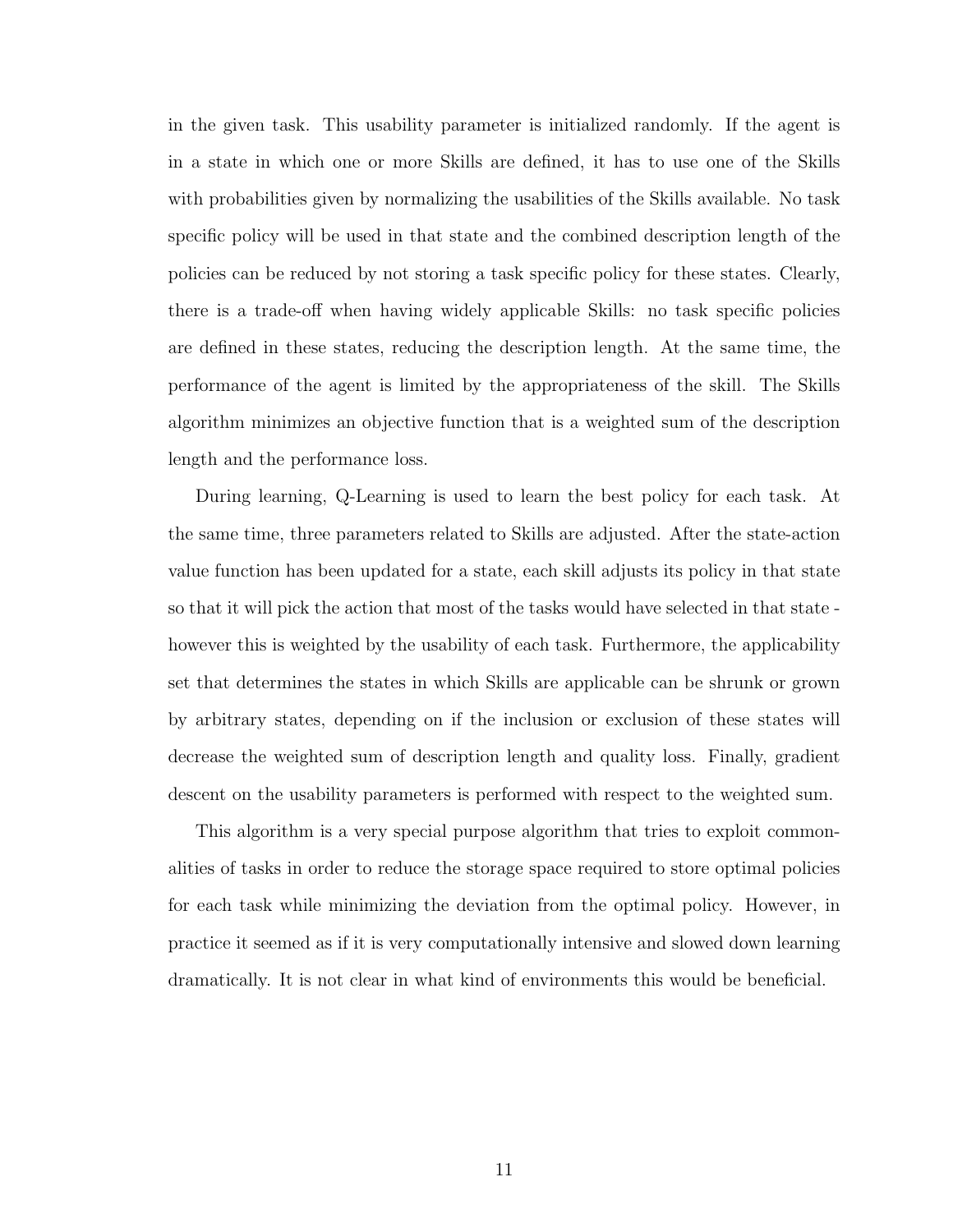in the given task. This usability parameter is initialized randomly. If the agent is in a state in which one or more Skills are defined, it has to use one of the Skills with probabilities given by normalizing the usabilities of the Skills available. No task specific policy will be used in that state and the combined description length of the policies can be reduced by not storing a task specific policy for these states. Clearly, there is a trade-off when having widely applicable Skills: no task specific policies are defined in these states, reducing the description length. At the same time, the performance of the agent is limited by the appropriateness of the skill. The Skills algorithm minimizes an objective function that is a weighted sum of the description length and the performance loss.

During learning, Q-Learning is used to learn the best policy for each task. At the same time, three parameters related to Skills are adjusted. After the state-action value function has been updated for a state, each skill adjusts its policy in that state so that it will pick the action that most of the tasks would have selected in that state - however this is weighted by the usability of each task. Furthermore, the applicability set that determines the states in which Skills are applicable can be shrunk or grown by arbitrary states, depending on if the inclusion or exclusion of these states will decrease the weighted sum of description length and quality loss. Finally, gradient descent on the usability parameters is performed with respect to the weighted sum.

This algorithm is a very special purpose algorithm that tries to exploit commonalities of tasks in order to reduce the storage space required to store optimal policies for each task while minimizing the deviation from the optimal policy. However, in practice it seemed as if it is very computationally intensive and slowed down learning dramatically. It is not clear in what kind of environments this would be beneficial.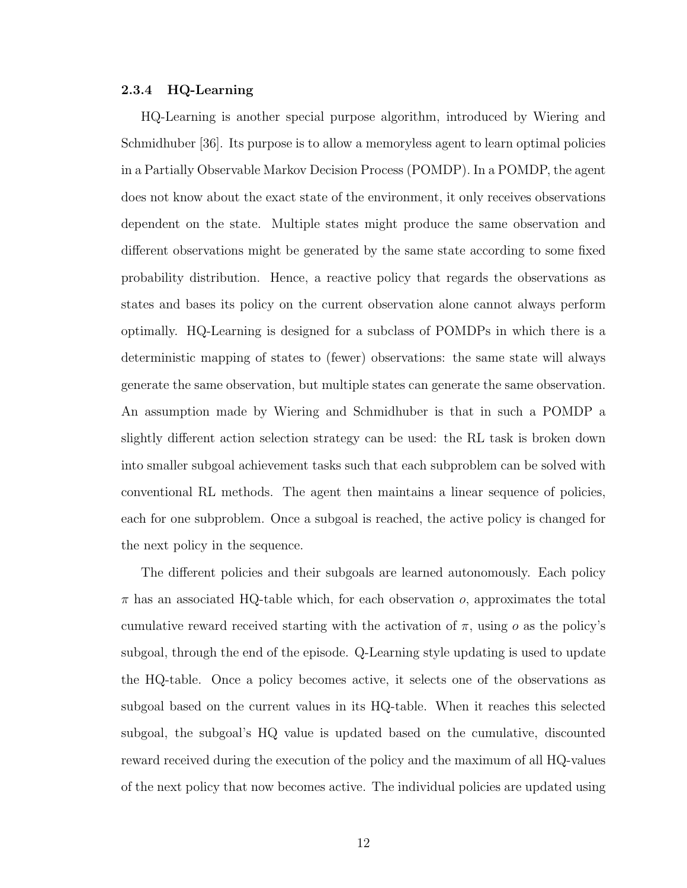### 2.3.4 HQ-Learning

HQ-Learning is another special purpose algorithm, introduced by Wiering and Schmidhuber [36]. Its purpose is to allow a memoryless agent to learn optimal policies in a Partially Observable Markov Decision Process (POMDP). In a POMDP, the agent does not know about the exact state of the environment, it only receives observations dependent on the state. Multiple states might produce the same observation and different observations might be generated by the same state according to some fixed probability distribution. Hence, a reactive policy that regards the observations as states and bases its policy on the current observation alone cannot always perform optimally. HQ-Learning is designed for a subclass of POMDPs in which there is a deterministic mapping of states to (fewer) observations: the same state will always generate the same observation, but multiple states can generate the same observation. An assumption made by Wiering and Schmidhuber is that in such a POMDP a slightly different action selection strategy can be used: the RL task is broken down into smaller subgoal achievement tasks such that each subproblem can be solved with conventional RL methods. The agent then maintains a linear sequence of policies, each for one subproblem. Once a subgoal is reached, the active policy is changed for the next policy in the sequence.

The different policies and their subgoals are learned autonomously. Each policy $\pi$ has an associated HQ-table which, for each observation $o$, approximates the total cumulative reward received starting with the activation of $\pi$, using $o$ as the policy's subgoal, through the end of the episode. Q-Learning style updating is used to update the HQ-table. Once a policy becomes active, it selects one of the observations as subgoal based on the current values in its HQ-table. When it reaches this selected subgoal, the subgoal's HQ value is updated based on the cumulative, discounted reward received during the execution of the policy and the maximum of all HQ-values of the next policy that now becomes active. The individual policies are updated using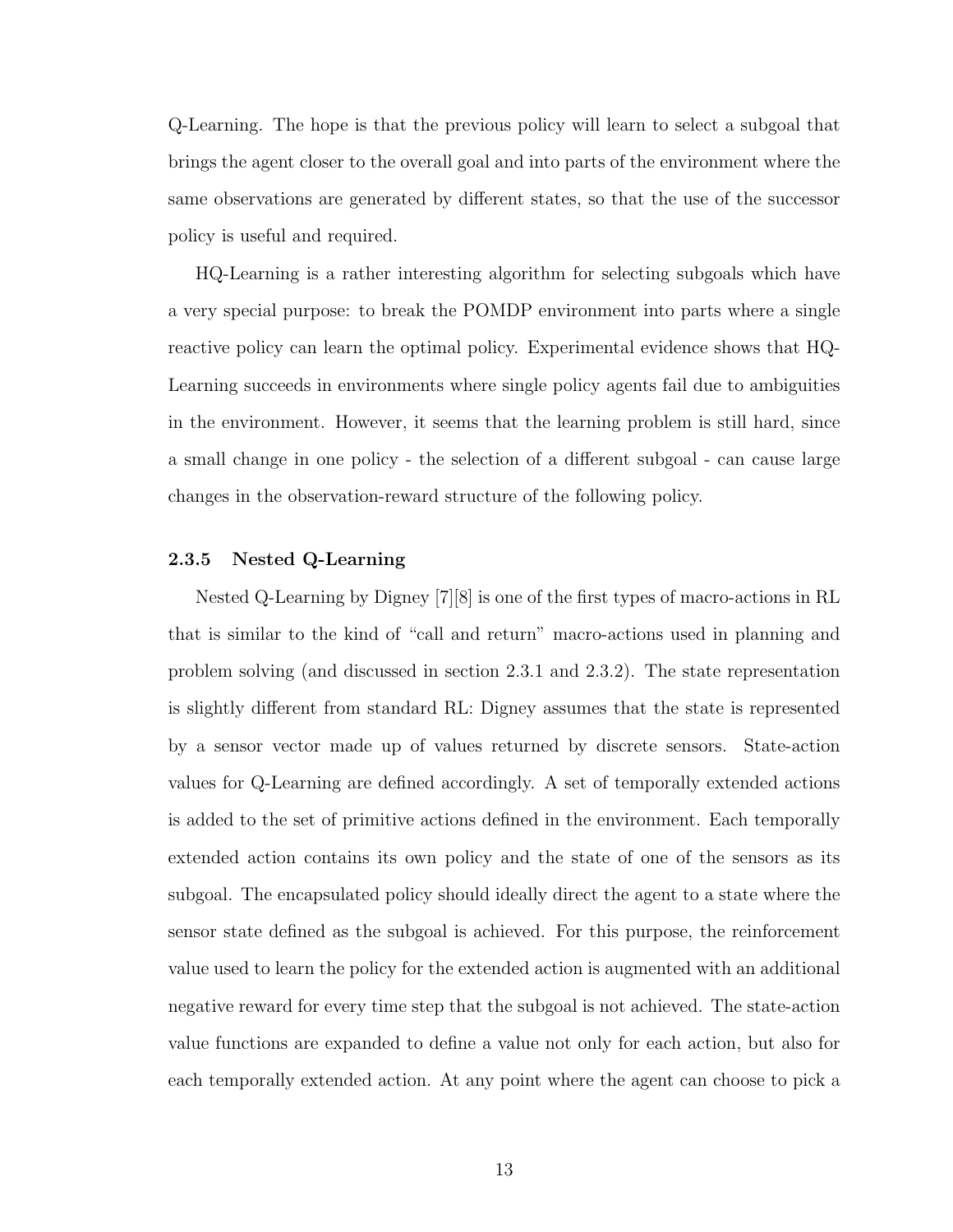Q-Learning. The hope is that the previous policy will learn to select a subgoal that brings the agent closer to the overall goal and into parts of the environment where the same observations are generated by different states, so that the use of the successor policy is useful and required.

HQ-Learning is a rather interesting algorithm for selecting subgoals which have a very special purpose: to break the POMDP environment into parts where a single reactive policy can learn the optimal policy. Experimental evidence shows that HQ-Learning succeeds in environments where single policy agents fail due to ambiguities in the environment. However, it seems that the learning problem is still hard, since a small change in one policy - the selection of a different subgoal - can cause large changes in the observation-reward structure of the following policy.

### 2.3.5 Nested Q-Learning

Nested Q-Learning by Digney [7][8] is one of the first types of macro-actions in RL that is similar to the kind of "call and return" macro-actions used in planning and problem solving (and discussed in section 2.3.1 and 2.3.2). The state representation is slightly different from standard RL: Digney assumes that the state is represented by a sensor vector made up of values returned by discrete sensors. State-action values for Q-Learning are defined accordingly. A set of temporally extended actions is added to the set of primitive actions defined in the environment. Each temporally extended action contains its own policy and the state of one of the sensors as its subgoal. The encapsulated policy should ideally direct the agent to a state where the sensor state defined as the subgoal is achieved. For this purpose, the reinforcement value used to learn the policy for the extended action is augmented with an additional negative reward for every time step that the subgoal is not achieved. The state-action value functions are expanded to define a value not only for each action, but also for each temporally extended action. At any point where the agent can choose to pick a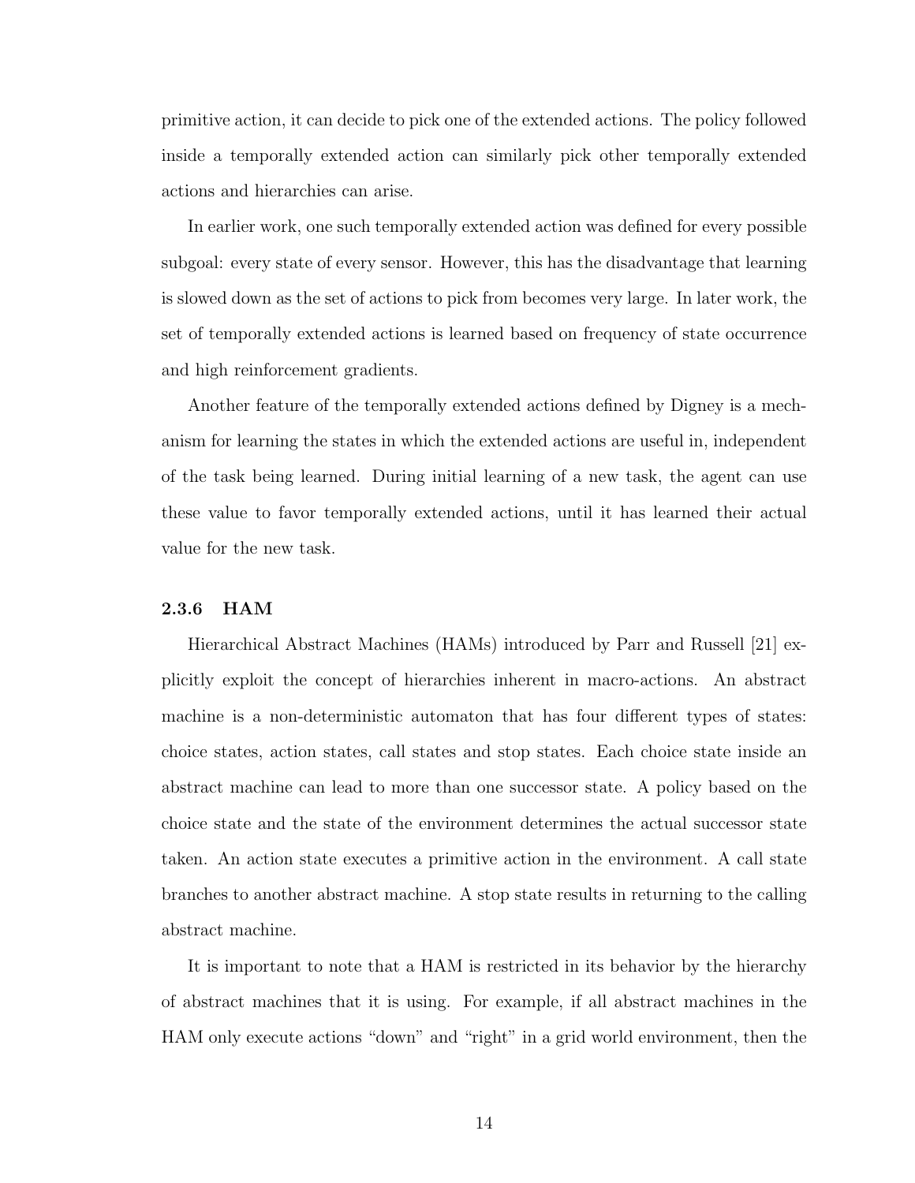primitive action, it can decide to pick one of the extended actions. The policy followed inside a temporally extended action can similarly pick other temporally extended actions and hierarchies can arise.

In earlier work, one such temporally extended action was defined for every possible subgoal: every state of every sensor. However, this has the disadvantage that learning is slowed down as the set of actions to pick from becomes very large. In later work, the set of temporally extended actions is learned based on frequency of state occurrence and high reinforcement gradients.

Another feature of the temporally extended actions defined by Digney is a mechanism for learning the states in which the extended actions are useful in, independent of the task being learned. During initial learning of a new task, the agent can use these value to favor temporally extended actions, until it has learned their actual value for the new task.

### 2.3.6 HAM

Hierarchical Abstract Machines (HAMs) introduced by Parr and Russell [21] explicitly exploit the concept of hierarchies inherent in macro-actions. An abstract machine is a non-deterministic automaton that has four different types of states: choice states, action states, call states and stop states. Each choice state inside an abstract machine can lead to more than one successor state. A policy based on the choice state and the state of the environment determines the actual successor state taken. An action state executes a primitive action in the environment. A call state branches to another abstract machine. A stop state results in returning to the calling abstract machine.

It is important to note that a HAM is restricted in its behavior by the hierarchy of abstract machines that it is using. For example, if all abstract machines in the HAM only execute actions "down" and "right" in a grid world environment, then the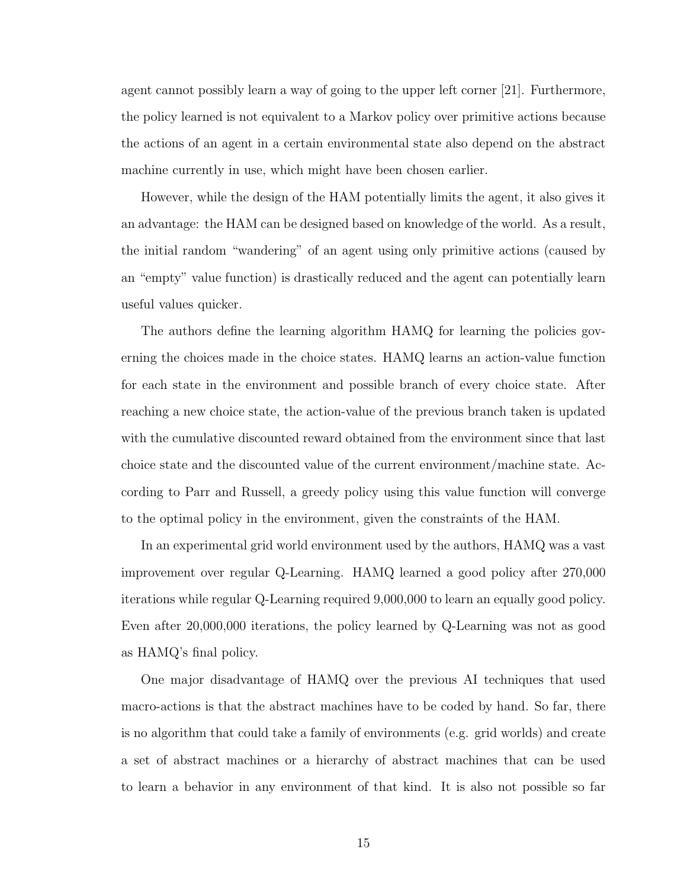agent cannot possibly learn a way of going to the upper left corner [21]. Furthermore, the policy learned is not equivalent to a Markov policy over primitive actions because the actions of an agent in a certain environmental state also depend on the abstract machine currently in use, which might have been chosen earlier.

However, while the design of the HAM potentially limits the agent, it also gives it an advantage: the HAM can be designed based on knowledge of the world. As a result, the initial random "wandering" of an agent using only primitive actions (caused by an "empty" value function) is drastically reduced and the agent can potentially learn useful values quicker.

The authors define the learning algorithm HAMQ for learning the policies governing the choices made in the choice states. HAMQ learns an action-value function for each state in the environment and possible branch of every choice state. After reaching a new choice state, the action-value of the previous branch taken is updated with the cumulative discounted reward obtained from the environment since that last choice state and the discounted value of the current environment/machine state. According to Parr and Russell, a greedy policy using this value function will converge to the optimal policy in the environment, given the constraints of the HAM.

In an experimental grid world environment used by the authors, HAMQ was a vast improvement over regular Q-Learning. HAMQ learned a good policy after 270,000 iterations while regular Q-Learning required 9,000,000 to learn an equally good policy. Even after 20,000,000 iterations, the policy learned by Q-Learning was not as good as HAMQ's final policy.

One major disadvantage of HAMQ over the previous AI techniques that used macro-actions is that the abstract machines have to be coded by hand. So far, there is no algorithm that could take a family of environments (e.g. grid worlds) and create a set of abstract machines or a hierarchy of abstract machines that can be used to learn a behavior in any environment of that kind. It is also not possible so far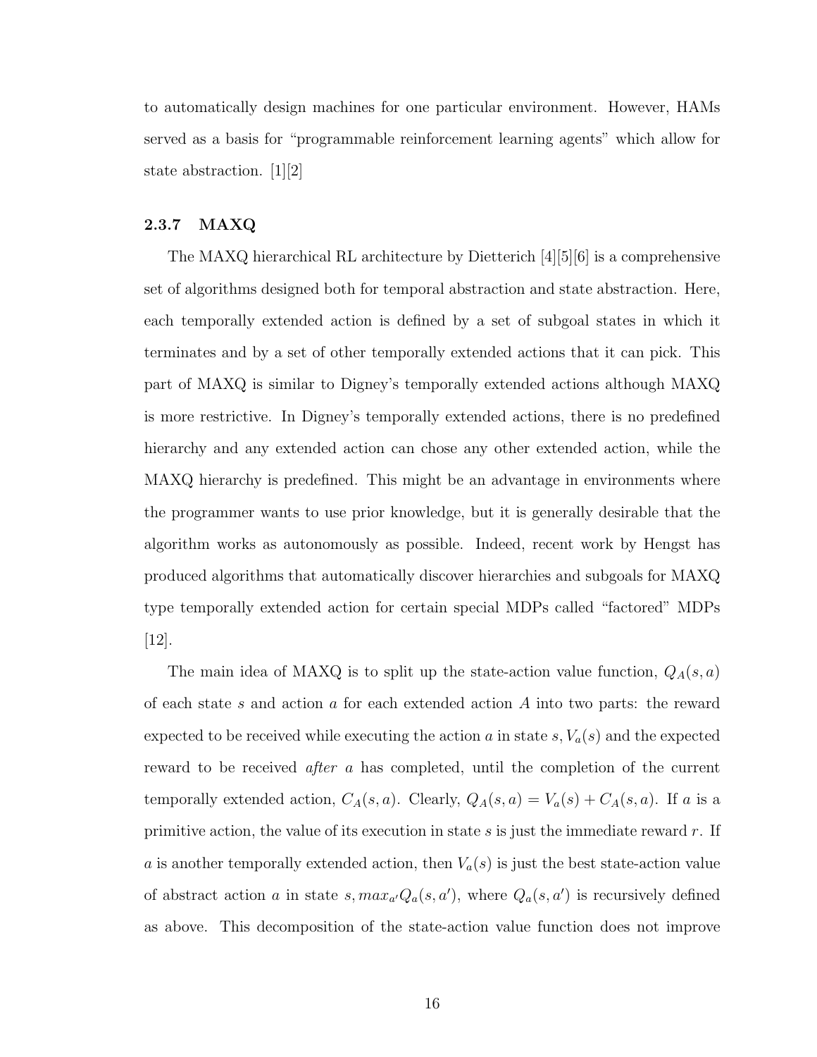to automatically design machines for one particular environment. However, HAMs served as a basis for "programmable reinforcement learning agents" which allow for state abstraction. [1][2]

### 2.3.7 MAXQ

The MAXQ hierarchical RL architecture by Dietterich [4][5][6] is a comprehensive set of algorithms designed both for temporal abstraction and state abstraction. Here, each temporally extended action is defined by a set of subgoal states in which it terminates and by a set of other temporally extended actions that it can pick. This part of MAXQ is similar to Digney's temporally extended actions although MAXQ is more restrictive. In Digney's temporally extended actions, there is no predefined hierarchy and any extended action can chose any other extended action, while the MAXQ hierarchy is predefined. This might be an advantage in environments where the programmer wants to use prior knowledge, but it is generally desirable that the algorithm works as autonomously as possible. Indeed, recent work by Hengst has produced algorithms that automatically discover hierarchies and subgoals for MAXQ type temporally extended action for certain special MDPs called "factored" MDPs [12].

The main idea of MAXQ is to split up the state-action value function, $Q_A(s, a)$ of each state $s$ and action $a$ for each extended action $A$ into two parts: the reward expected to be received while executing the action $a$ in state $s, V_a(s)$ and the expected reward to be received *after* $a$ has completed, until the completion of the current temporally extended action, $C_A(s, a)$. Clearly, $Q_A(s, a) = V_a(s) + C_A(s, a)$. If $a$ is a primitive action, the value of its execution in state $s$ is just the immediate reward $r$. If $a$ is another temporally extended action, then $V_a(s)$ is just the best state-action value of abstract action $a$ in state $s, max_{a'} Q_a(s, a')$, where $Q_a(s, a')$ is recursively defined as above. This decomposition of the state-action value function does not improve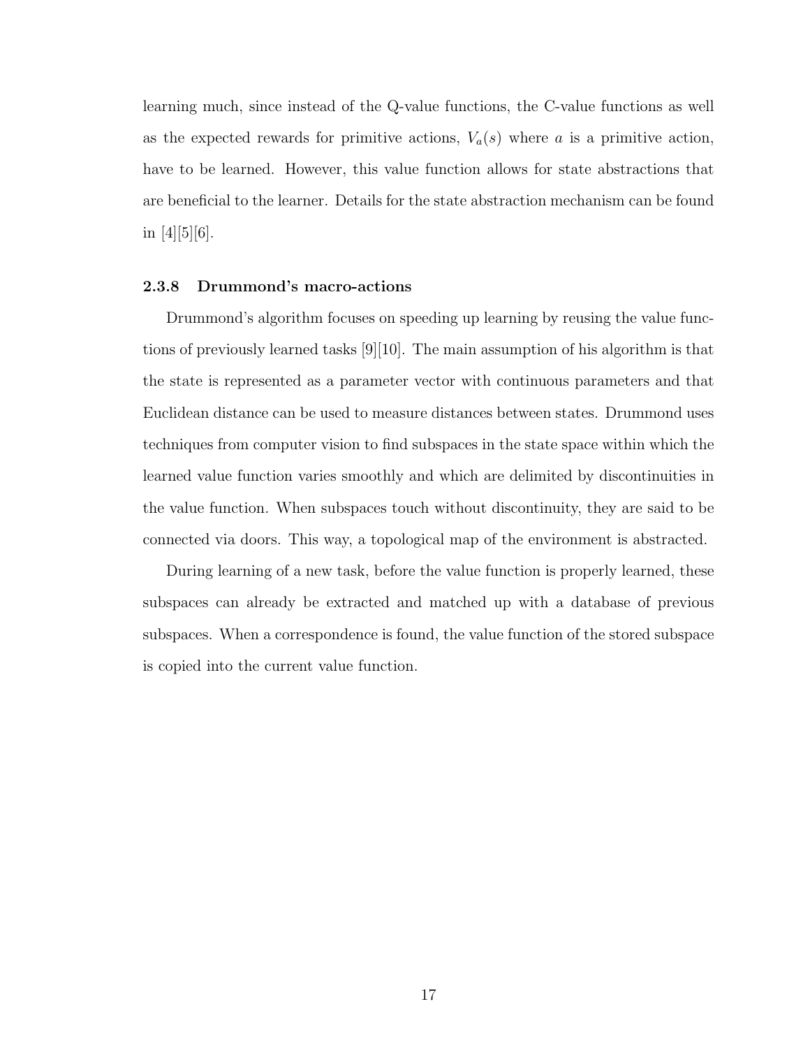learning much, since instead of the Q-value functions, the C-value functions as well as the expected rewards for primitive actions, $V_a(s)$ where $a$ is a primitive action, have to be learned. However, this value function allows for state abstractions that are beneficial to the learner. Details for the state abstraction mechanism can be found in [4][5][6].

### 2.3.8 Drummond's macro-actions

Drummond's algorithm focuses on speeding up learning by reusing the value functions of previously learned tasks [9][10]. The main assumption of his algorithm is that the state is represented as a parameter vector with continuous parameters and that Euclidean distance can be used to measure distances between states. Drummond uses techniques from computer vision to find subspaces in the state space within which the learned value function varies smoothly and which are delimited by discontinuities in the value function. When subspaces touch without discontinuity, they are said to be connected via doors. This way, a topological map of the environment is abstracted.

During learning of a new task, before the value function is properly learned, these subspaces can already be extracted and matched up with a database of previous subspaces. When a correspondence is found, the value function of the stored subspace is copied into the current value function.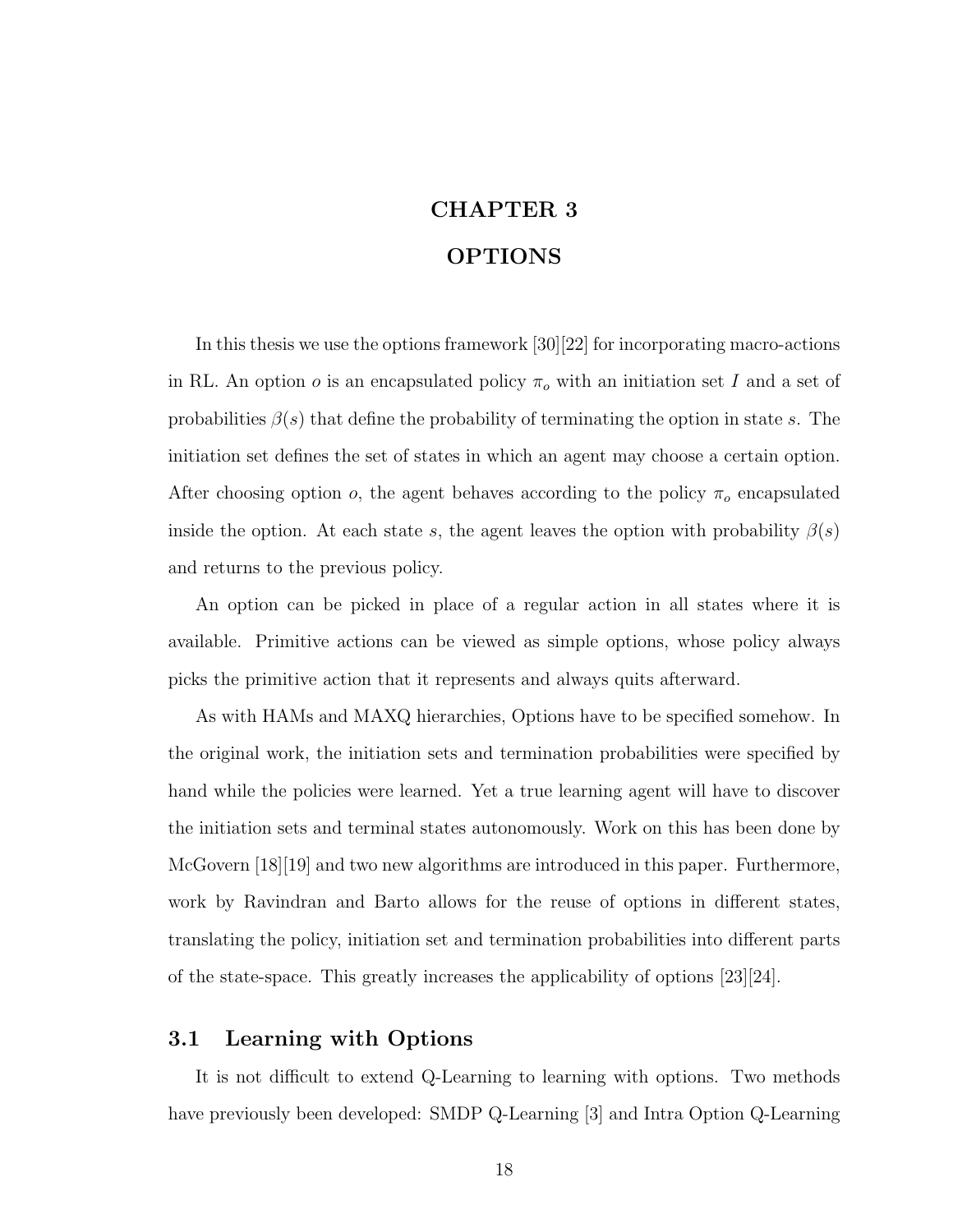# CHAPTER 3

# OPTIONS

In this thesis we use the options framework [30][22] for incorporating macro-actions in RL. An option $o$ is an encapsulated policy $\pi_o$ with an initiation set $I$ and a set of probabilities $\beta(s)$ that define the probability of terminating the option in state $s$. The initiation set defines the set of states in which an agent may choose a certain option. After choosing option $o$, the agent behaves according to the policy $\pi_o$ encapsulated inside the option. At each state $s$, the agent leaves the option with probability $\beta(s)$ and returns to the previous policy.

An option can be picked in place of a regular action in all states where it is available. Primitive actions can be viewed as simple options, whose policy always picks the primitive action that it represents and always quits afterward.

As with HAMs and MAXQ hierarchies, Options have to be specified somehow. In the original work, the initiation sets and termination probabilities were specified by hand while the policies were learned. Yet a true learning agent will have to discover the initiation sets and terminal states autonomously. Work on this has been done by McGovern [18][19] and two new algorithms are introduced in this paper. Furthermore, work by Ravindran and Barto allows for the reuse of options in different states, translating the policy, initiation set and termination probabilities into different parts of the state-space. This greatly increases the applicability of options [23][24].

## 3.1 Learning with Options

It is not difficult to extend Q-Learning to learning with options. Two methods have previously been developed: SMDP Q-Learning [3] and Intra Option Q-Learning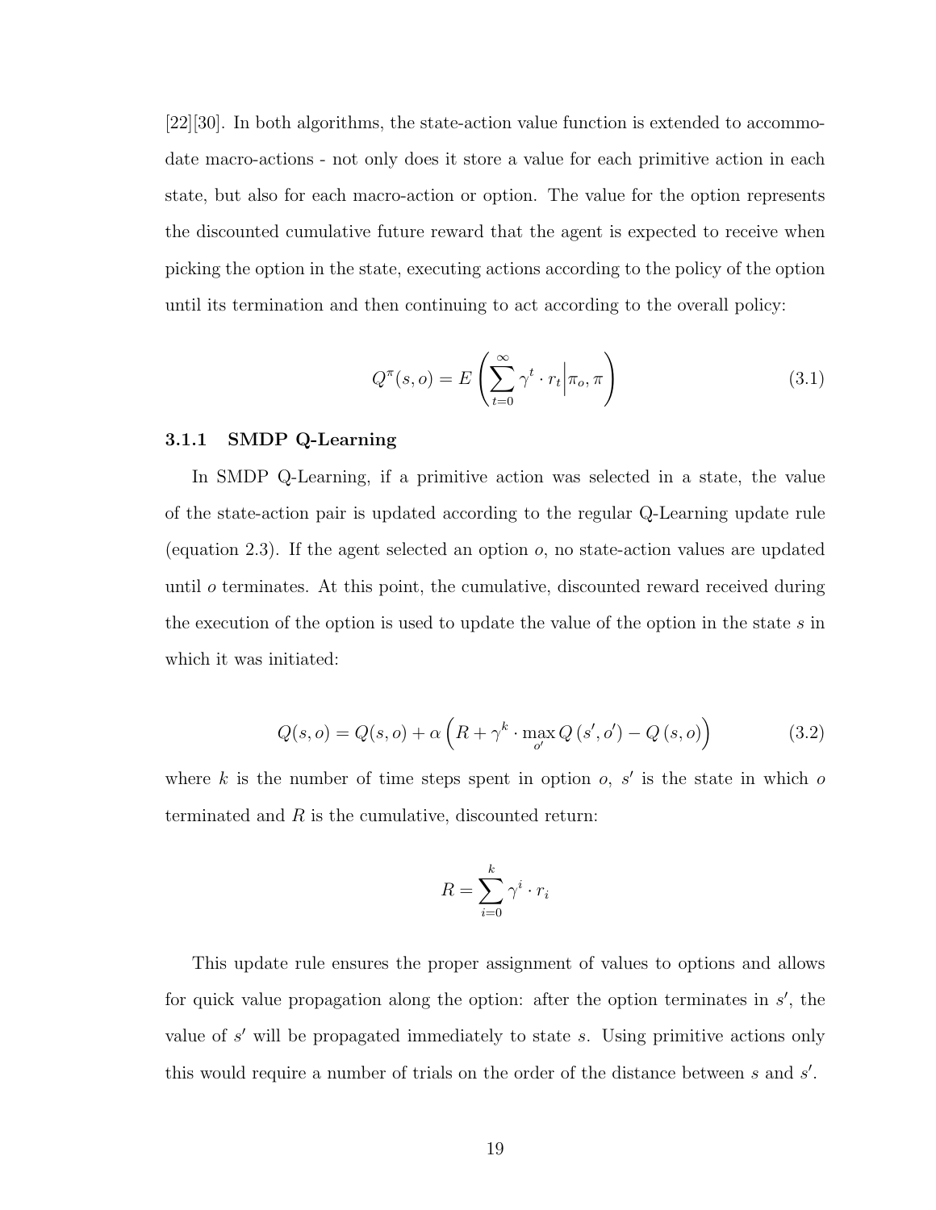[22][30]. In both algorithms, the state-action value function is extended to accommodate macro-actions - not only does it store a value for each primitive action in each state, but also for each macro-action or option. The value for the option represents the discounted cumulative future reward that the agent is expected to receive when picking the option in the state, executing actions according to the policy of the option until its termination and then continuing to act according to the overall policy:

$$Q^{\pi}(s,o) = E\left(\sum_{t=0}^{\infty} \gamma^t \cdot r_t \middle| \pi_o, \pi\right) \tag{3.1}$$

### 3.1.1 SMDP Q-Learning

In SMDP Q-Learning, if a primitive action was selected in a state, the value of the state-action pair is updated according to the regular Q-Learning update rule (equation 2.3). If the agent selected an option $o$, no state-action values are updated until $o$ terminates. At this point, the cumulative, discounted reward received during the execution of the option is used to update the value of the option in the state $s$ in which it was initiated:

$$Q(s,o) = Q(s,o) + \alpha\left(R + \gamma^k \cdot \max_{o'} Q\left(s', o'\right) - Q\left(s, o\right)\right) \tag{3.2}$$

where $k$ is the number of time steps spent in option $o$, $s'$ is the state in which $o$ terminated and $R$ is the cumulative, discounted return:

$$R = \sum_{i=0}^{k} \gamma^i \cdot r_i$$

This update rule ensures the proper assignment of values to options and allows for quick value propagation along the option: after the option terminates in $s'$, the value of $s'$ will be propagated immediately to state $s$. Using primitive actions only this would require a number of trials on the order of the distance between $s$ and $s'$.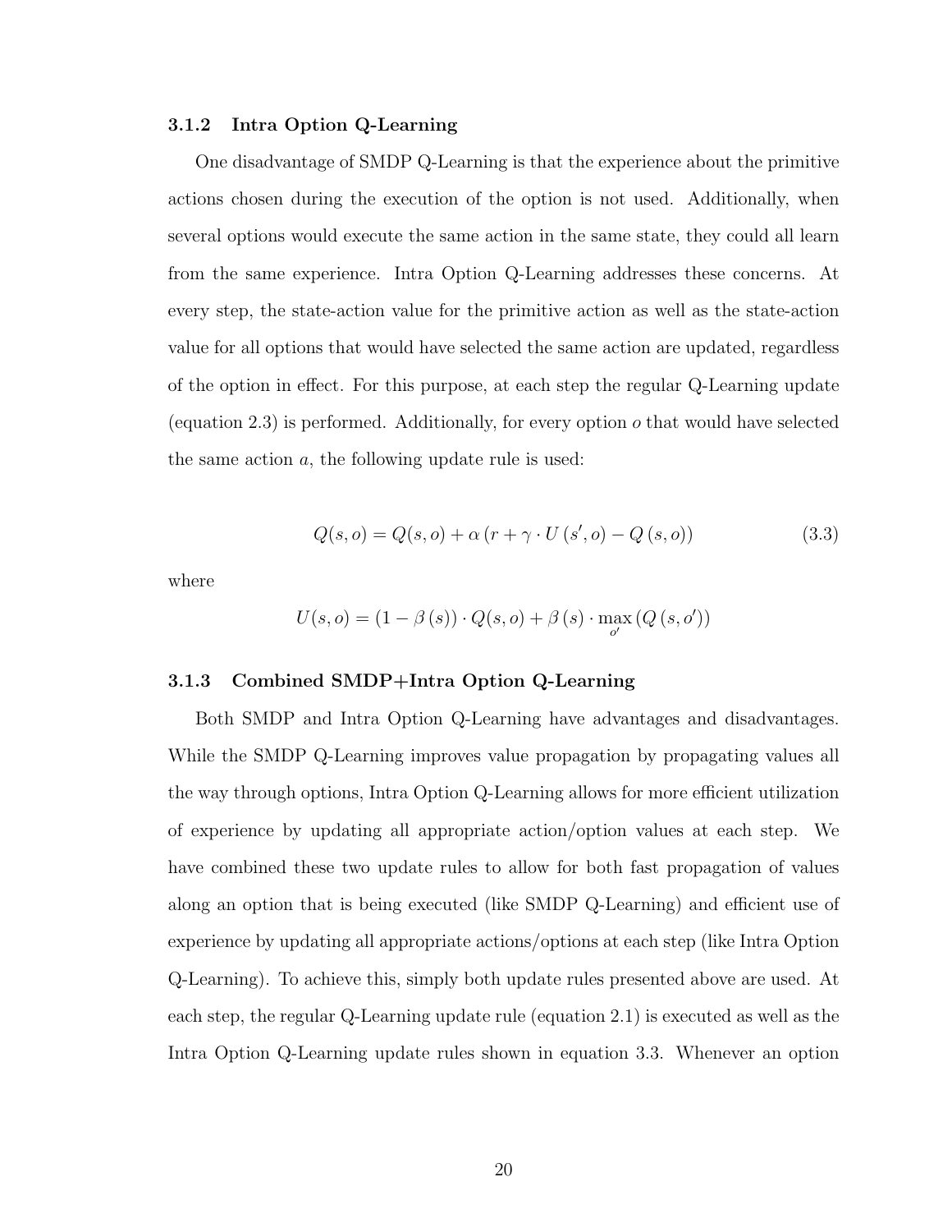### 3.1.2 Intra Option Q-Learning

One disadvantage of SMDP Q-Learning is that the experience about the primitive actions chosen during the execution of the option is not used. Additionally, when several options would execute the same action in the same state, they could all learn from the same experience. Intra Option Q-Learning addresses these concerns. At every step, the state-action value for the primitive action as well as the state-action value for all options that would have selected the same action are updated, regardless of the option in effect. For this purpose, at each step the regular Q-Learning update (equation 2.3) is performed. Additionally, for every option $o$ that would have selected the same action $a$, the following update rule is used:

$$Q(s,o) = Q(s,o) + \alpha \left(r + \gamma \cdot U\left(s',o\right) - Q\left(s,o\right)\right) \tag{3.3}$$

where

$$U(s,o) = \left(1 - \beta\left(s\right)\right) \cdot Q(s,o) + \beta\left(s\right) \cdot \max_{o'}\left(Q\left(s,o'\right)\right)$$

### 3.1.3 Combined SMDP+Intra Option Q-Learning

Both SMDP and Intra Option Q-Learning have advantages and disadvantages. While the SMDP Q-Learning improves value propagation by propagating values all the way through options, Intra Option Q-Learning allows for more efficient utilization of experience by updating all appropriate action/option values at each step. We have combined these two update rules to allow for both fast propagation of values along an option that is being executed (like SMDP Q-Learning) and efficient use of experience by updating all appropriate actions/options at each step (like Intra Option Q-Learning). To achieve this, simply both update rules presented above are used. At each step, the regular Q-Learning update rule (equation 2.1) is executed as well as the Intra Option Q-Learning update rules shown in equation 3.3. Whenever an option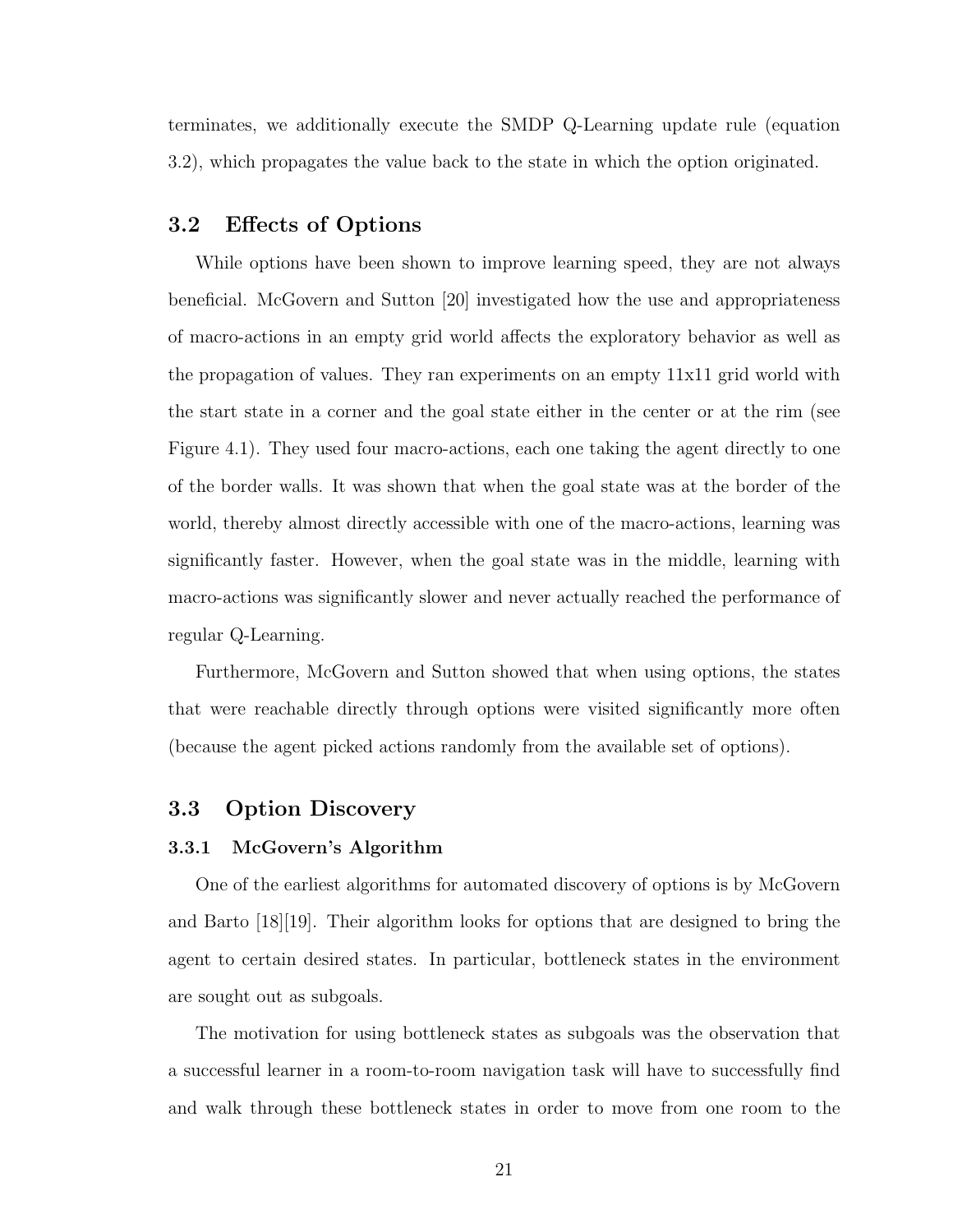terminates, we additionally execute the SMDP Q-Learning update rule (equation 3.2), which propagates the value back to the state in which the option originated.

## 3.2 Effects of Options

While options have been shown to improve learning speed, they are not always beneficial. McGovern and Sutton [20] investigated how the use and appropriateness of macro-actions in an empty grid world affects the exploratory behavior as well as the propagation of values. They ran experiments on an empty 11x11 grid world with the start state in a corner and the goal state either in the center or at the rim (see Figure 4.1). They used four macro-actions, each one taking the agent directly to one of the border walls. It was shown that when the goal state was at the border of the world, thereby almost directly accessible with one of the macro-actions, learning was significantly faster. However, when the goal state was in the middle, learning with macro-actions was significantly slower and never actually reached the performance of regular Q-Learning.

Furthermore, McGovern and Sutton showed that when using options, the states that were reachable directly through options were visited significantly more often (because the agent picked actions randomly from the available set of options).

## 3.3 Option Discovery

### 3.3.1 McGovern's Algorithm

One of the earliest algorithms for automated discovery of options is by McGovern and Barto [18][19]. Their algorithm looks for options that are designed to bring the agent to certain desired states. In particular, bottleneck states in the environment are sought out as subgoals.

The motivation for using bottleneck states as subgoals was the observation that a successful learner in a room-to-room navigation task will have to successfully find and walk through these bottleneck states in order to move from one room to the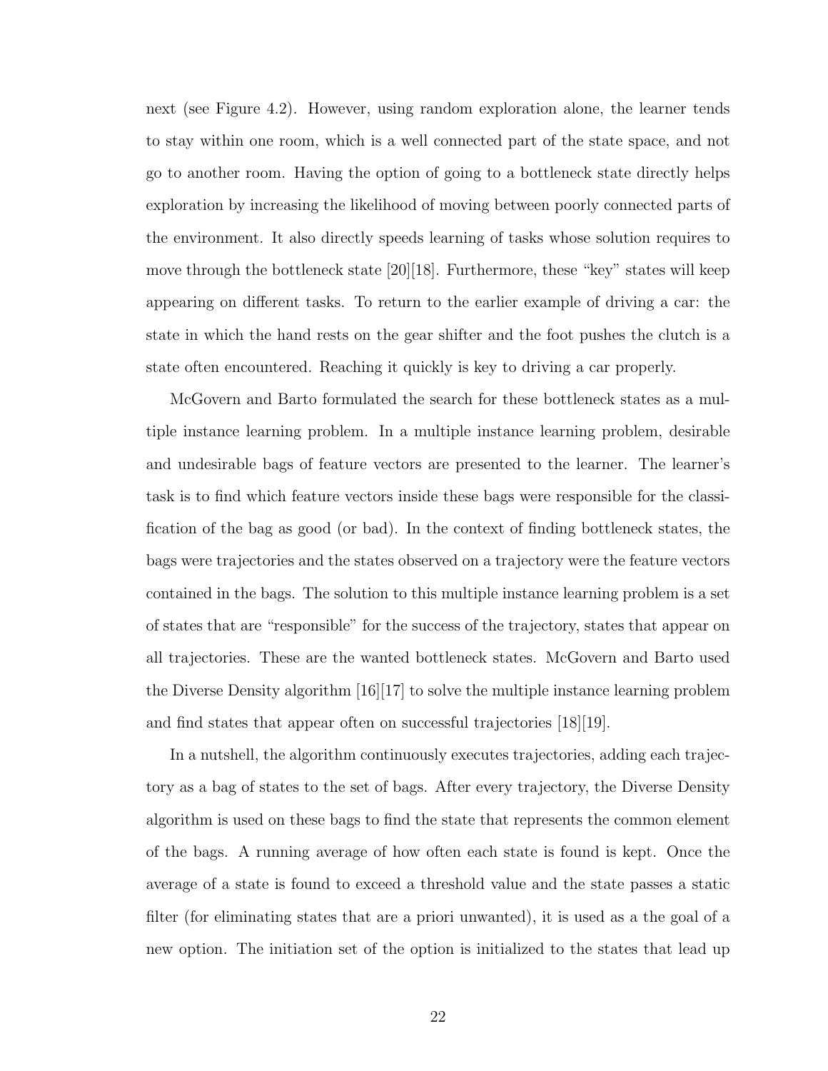next (see Figure 4.2). However, using random exploration alone, the learner tends to stay within one room, which is a well connected part of the state space, and not go to another room. Having the option of going to a bottleneck state directly helps exploration by increasing the likelihood of moving between poorly connected parts of the environment. It also directly speeds learning of tasks whose solution requires to move through the bottleneck state [20][18]. Furthermore, these "key" states will keep appearing on different tasks. To return to the earlier example of driving a car: the state in which the hand rests on the gear shifter and the foot pushes the clutch is a state often encountered. Reaching it quickly is key to driving a car properly.

McGovern and Barto formulated the search for these bottleneck states as a multiple instance learning problem. In a multiple instance learning problem, desirable and undesirable bags of feature vectors are presented to the learner. The learner's task is to find which feature vectors inside these bags were responsible for the classification of the bag as good (or bad). In the context of finding bottleneck states, the bags were trajectories and the states observed on a trajectory were the feature vectors contained in the bags. The solution to this multiple instance learning problem is a set of states that are "responsible" for the success of the trajectory, states that appear on all trajectories. These are the wanted bottleneck states. McGovern and Barto used the Diverse Density algorithm [16][17] to solve the multiple instance learning problem and find states that appear often on successful trajectories [18][19].

In a nutshell, the algorithm continuously executes trajectories, adding each trajectory as a bag of states to the set of bags. After every trajectory, the Diverse Density algorithm is used on these bags to find the state that represents the common element of the bags. A running average of how often each state is found is kept. Once the average of a state is found to exceed a threshold value and the state passes a static filter (for eliminating states that are a priori unwanted), it is used as a the goal of a new option. The initiation set of the option is initialized to the states that lead up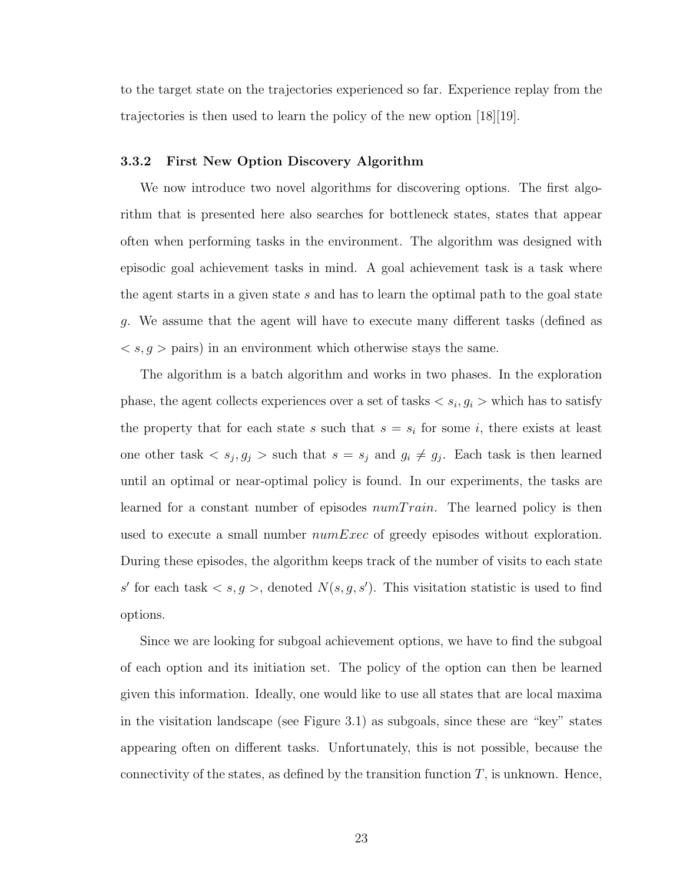to the target state on the trajectories experienced so far. Experience replay from the trajectories is then used to learn the policy of the new option [18][19].

### 3.3.2 First New Option Discovery Algorithm

We now introduce two novel algorithms for discovering options. The first algorithm that is presented here also searches for bottleneck states, states that appear often when performing tasks in the environment. The algorithm was designed with episodic goal achievement tasks in mind. A goal achievement task is a task where the agent starts in a given state $s$ and has to learn the optimal path to the goal state $g$. We assume that the agent will have to execute many different tasks (defined as $< s, g >$ pairs) in an environment which otherwise stays the same.

The algorithm is a batch algorithm and works in two phases. In the exploration phase, the agent collects experiences over a set of tasks $< s_i, g_i >$ which has to satisfy the property that for each state $s$ such that $s = s_i$ for some $i$, there exists at least one other task $< s_j, g_j >$ such that $s = s_j$ and $g_i \neq g_j$. Each task is then learned until an optimal or near-optimal policy is found. In our experiments, the tasks are learned for a constant number of episodes $numTrain$. The learned policy is then used to execute a small number $numExec$ of greedy episodes without exploration. During these episodes, the algorithm keeps track of the number of visits to each state $s'$ for each task $< s, g >$, denoted $N(s, g, s')$. This visitation statistic is used to find options.

Since we are looking for subgoal achievement options, we have to find the subgoal of each option and its initiation set. The policy of the option can then be learned given this information. Ideally, one would like to use all states that are local maxima in the visitation landscape (see Figure 3.1) as subgoals, since these are "key" states appearing often on different tasks. Unfortunately, this is not possible, because the connectivity of the states, as defined by the transition function $T$, is unknown. Hence,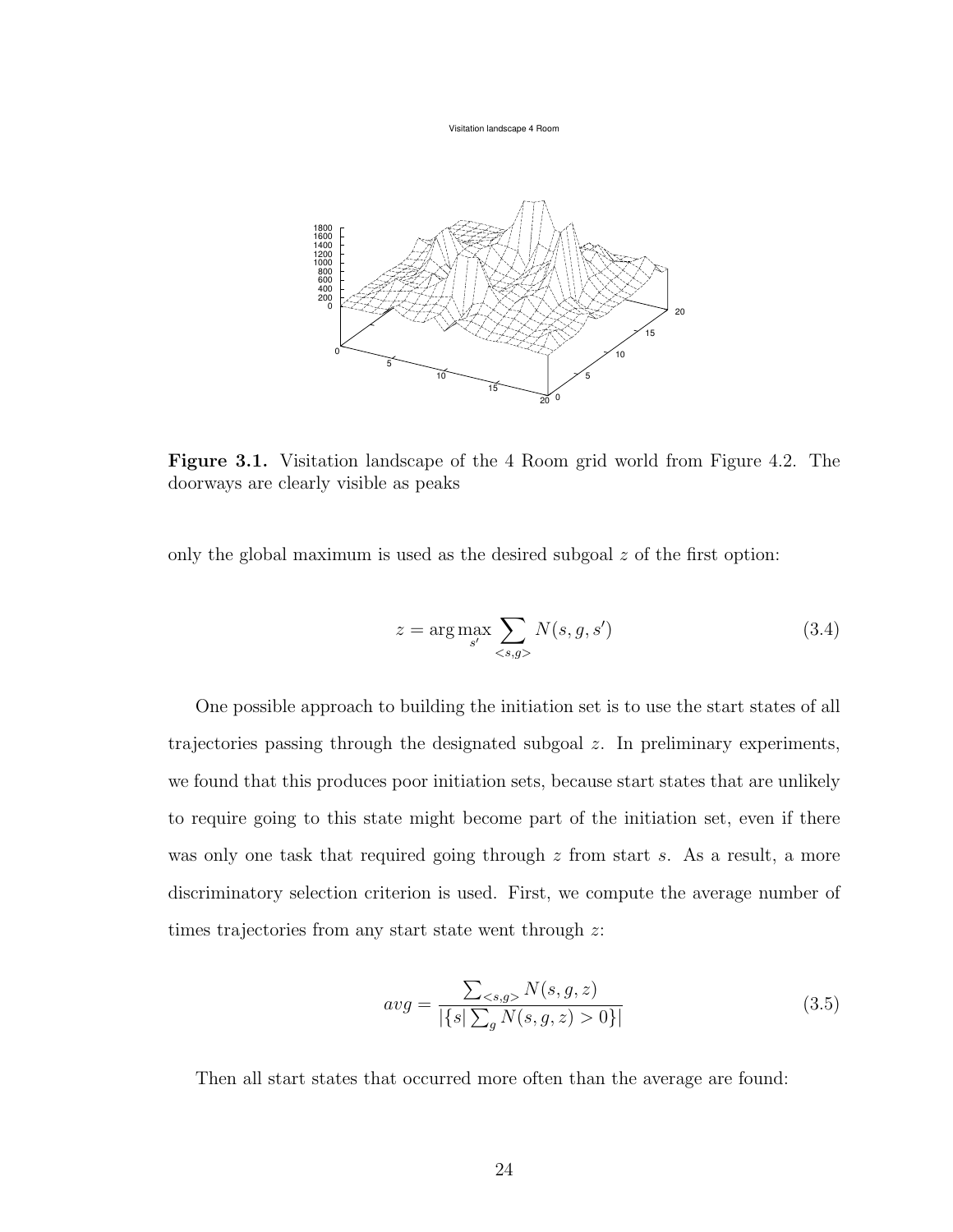**Figure 3.1.** Visitation landscape of the 4 Room grid world from Figure 4.2. The doorways are clearly visible as peaks

only the global maximum is used as the desired subgoal $z$ of the first option:

$$z = \arg\max_{s'} \sum_{<s,g>} N(s, g, s') \tag{3.4}$$

One possible approach to building the initiation set is to use the start states of all trajectories passing through the designated subgoal $z$. In preliminary experiments, we found that this produces poor initiation sets, because start states that are unlikely to require going to this state might become part of the initiation set, even if there was only one task that required going through $z$ from start $s$. As a result, a more discriminatory selection criterion is used. First, we compute the average number of times trajectories from any start state went through $z$:

$$avg = \frac{\sum_{<s,g>} N(s, g, z)}{|\{s| \sum_g N(s, g, z) > 0\}|} \tag{3.5}$$

Then all start states that occurred more often than the average are found: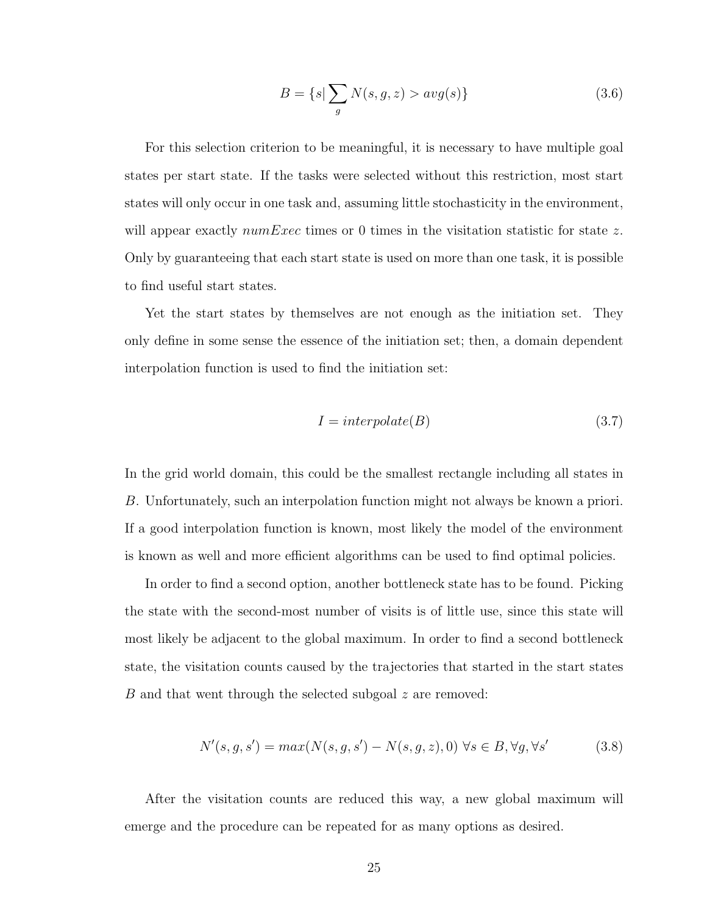$$B = \{s | \sum_{g} N(s, g, z) > avg(s)\} \tag{3.6}$$

For this selection criterion to be meaningful, it is necessary to have multiple goal states per start state. If the tasks were selected without this restriction, most start states will only occur in one task and, assuming little stochasticity in the environment, will appear exactly *numExec* times or 0 times in the visitation statistic for state $z$. Only by guaranteeing that each start state is used on more than one task, it is possible to find useful start states.

Yet the start states by themselves are not enough as the initiation set. They only define in some sense the essence of the initiation set; then, a domain dependent interpolation function is used to find the initiation set:

$$I = interpolate(B) \tag{3.7}$$

In the grid world domain, this could be the smallest rectangle including all states in $B$. Unfortunately, such an interpolation function might not always be known a priori. If a good interpolation function is known, most likely the model of the environment is known as well and more efficient algorithms can be used to find optimal policies.

In order to find a second option, another bottleneck state has to be found. Picking the state with the second-most number of visits is of little use, since this state will most likely be adjacent to the global maximum. In order to find a second bottleneck state, the visitation counts caused by the trajectories that started in the start states $B$ and that went through the selected subgoal $z$ are removed:

$$N'(s, g, s') = max(N(s, g, s') - N(s, g, z), 0) \; \forall s \in B, \forall g, \forall s' \tag{3.8}$$

After the visitation counts are reduced this way, a new global maximum will emerge and the procedure can be repeated for as many options as desired.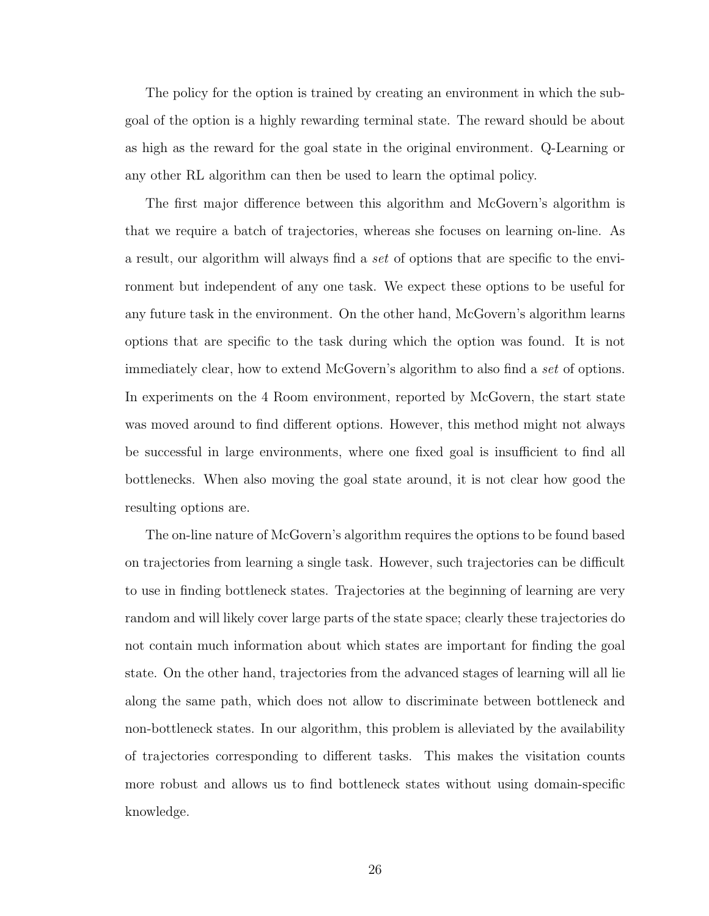The policy for the option is trained by creating an environment in which the subgoal of the option is a highly rewarding terminal state. The reward should be about as high as the reward for the goal state in the original environment. Q-Learning or any other RL algorithm can then be used to learn the optimal policy.

The first major difference between this algorithm and McGovern's algorithm is that we require a batch of trajectories, whereas she focuses on learning on-line. As a result, our algorithm will always find a *set* of options that are specific to the environment but independent of any one task. We expect these options to be useful for any future task in the environment. On the other hand, McGovern's algorithm learns options that are specific to the task during which the option was found. It is not immediately clear, how to extend McGovern's algorithm to also find a *set* of options. In experiments on the 4 Room environment, reported by McGovern, the start state was moved around to find different options. However, this method might not always be successful in large environments, where one fixed goal is insufficient to find all bottlenecks. When also moving the goal state around, it is not clear how good the resulting options are.

The on-line nature of McGovern's algorithm requires the options to be found based on trajectories from learning a single task. However, such trajectories can be difficult to use in finding bottleneck states. Trajectories at the beginning of learning are very random and will likely cover large parts of the state space; clearly these trajectories do not contain much information about which states are important for finding the goal state. On the other hand, trajectories from the advanced stages of learning will all lie along the same path, which does not allow to discriminate between bottleneck and non-bottleneck states. In our algorithm, this problem is alleviated by the availability of trajectories corresponding to different tasks. This makes the visitation counts more robust and allows us to find bottleneck states without using domain-specific knowledge.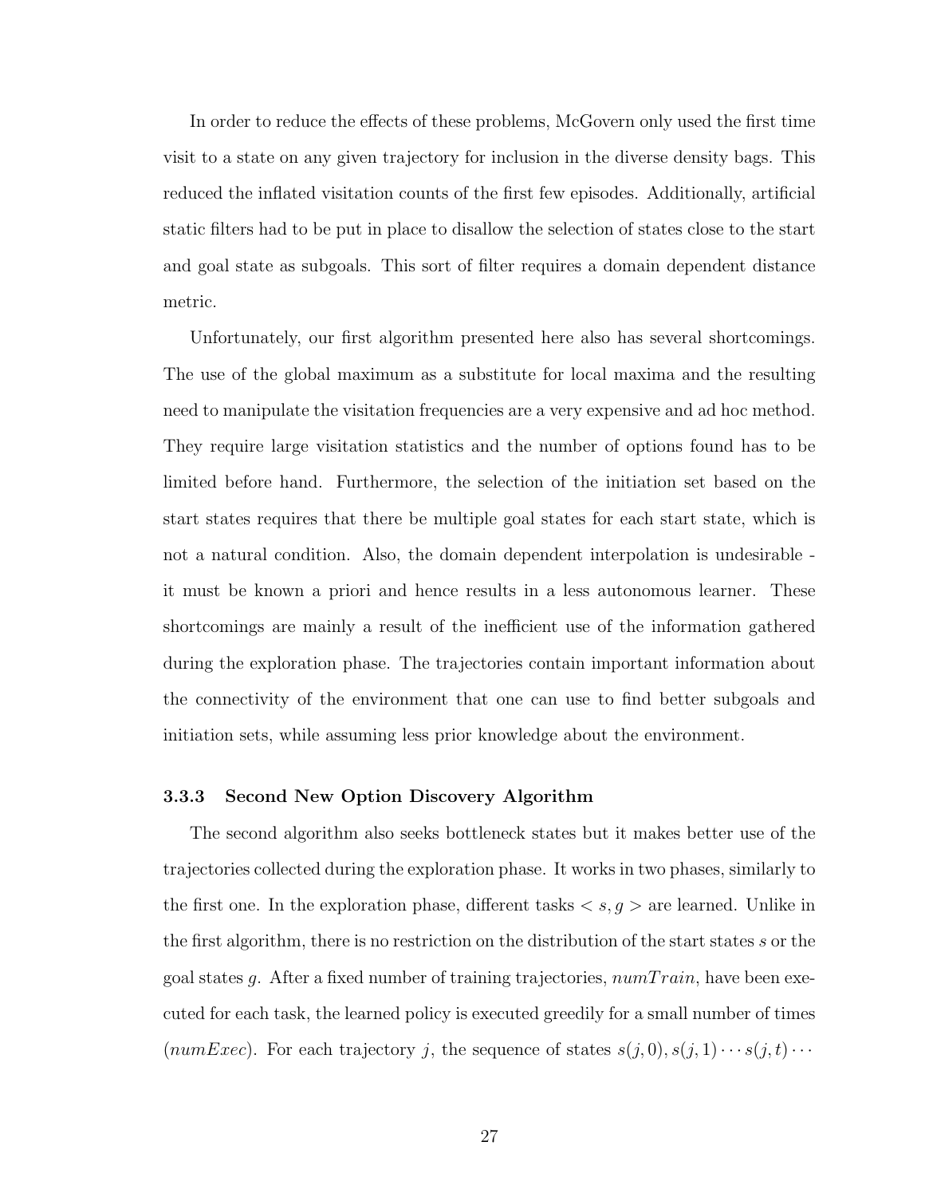In order to reduce the effects of these problems, McGovern only used the first time visit to a state on any given trajectory for inclusion in the diverse density bags. This reduced the inflated visitation counts of the first few episodes. Additionally, artificial static filters had to be put in place to disallow the selection of states close to the start and goal state as subgoals. This sort of filter requires a domain dependent distance metric.

Unfortunately, our first algorithm presented here also has several shortcomings. The use of the global maximum as a substitute for local maxima and the resulting need to manipulate the visitation frequencies are a very expensive and ad hoc method. They require large visitation statistics and the number of options found has to be limited before hand. Furthermore, the selection of the initiation set based on the start states requires that there be multiple goal states for each start state, which is not a natural condition. Also, the domain dependent interpolation is undesirable - it must be known a priori and hence results in a less autonomous learner. These shortcomings are mainly a result of the inefficient use of the information gathered during the exploration phase. The trajectories contain important information about the connectivity of the environment that one can use to find better subgoals and initiation sets, while assuming less prior knowledge about the environment.

### 3.3.3 Second New Option Discovery Algorithm

The second algorithm also seeks bottleneck states but it makes better use of the trajectories collected during the exploration phase. It works in two phases, similarly to the first one. In the exploration phase, different tasks $< s, g >$ are learned. Unlike in the first algorithm, there is no restriction on the distribution of the start states $s$ or the goal states $g$. After a fixed number of training trajectories, $numTrain$, have been executed for each task, the learned policy is executed greedily for a small number of times ($numExec$). For each trajectory $j$, the sequence of states $s(j, 0), s(j, 1) \cdots s(j, t) \cdots$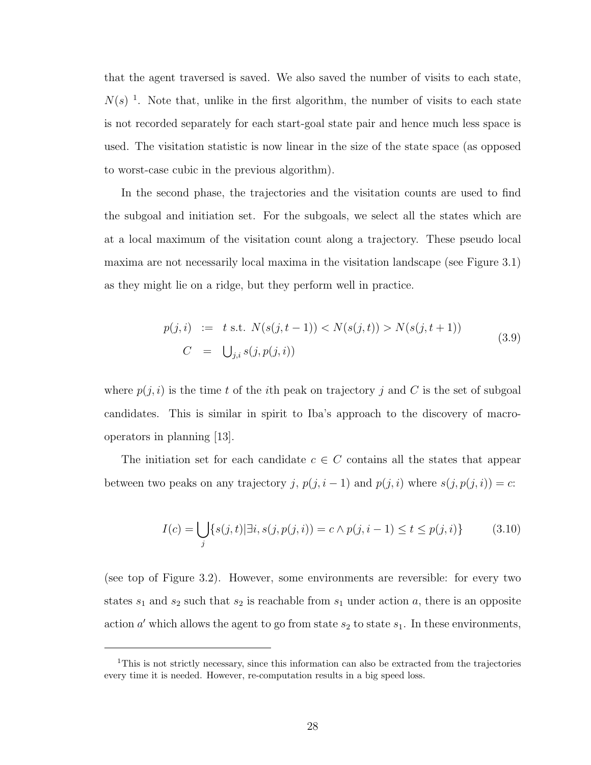that the agent traversed is saved. We also saved the number of visits to each state, $N(s)$ [1]. Note that, unlike in the first algorithm, the number of visits to each state is not recorded separately for each start-goal state pair and hence much less space is used. The visitation statistic is now linear in the size of the state space (as opposed to worst-case cubic in the previous algorithm).

In the second phase, the trajectories and the visitation counts are used to find the subgoal and initiation set. For the subgoals, we select all the states which are at a local maximum of the visitation count along a trajectory. These pseudo local maxima are not necessarily local maxima in the visitation landscape (see Figure 3.1) as they might lie on a ridge, but they perform well in practice.

$$
\begin{aligned}
p(j,i) \;&:=\; t \text{ s.t. } N(s(j,t-1)) < N(s(j,t)) > N(s(j,t+1)) \\
C \;&=\; \textstyle\bigcup_{j,i} s(j, p(j,i))
\end{aligned}
\tag{3.9}
$$

where $p(j,i)$ is the time $t$ of the $i$th peak on trajectory $j$ and $C$ is the set of subgoal candidates. This is similar in spirit to Iba's approach to the discovery of macro-operators in planning [13].

The initiation set for each candidate $c \in C$ contains all the states that appear between two peaks on any trajectory $j$, $p(j,i-1)$ and $p(j,i)$ where $s(j,p(j,i)) = c$:

$$
I(c) = \bigcup_{j} \{ s(j,t) | \exists i, s(j,p(j,i)) = c \wedge p(j,i-1) \leq t \leq p(j,i) \} \tag{3.10}
$$

(see top of Figure 3.2). However, some environments are reversible: for every two states $s_1$ and $s_2$ such that $s_2$ is reachable from $s_1$ under action $a$, there is an opposite action $a'$ which allows the agent to go from state $s_2$ to state $s_1$. In these environments,

---

[1] This is not strictly necessary, since this information can also be extracted from the trajectories every time it is needed. However, re-computation results in a big speed loss.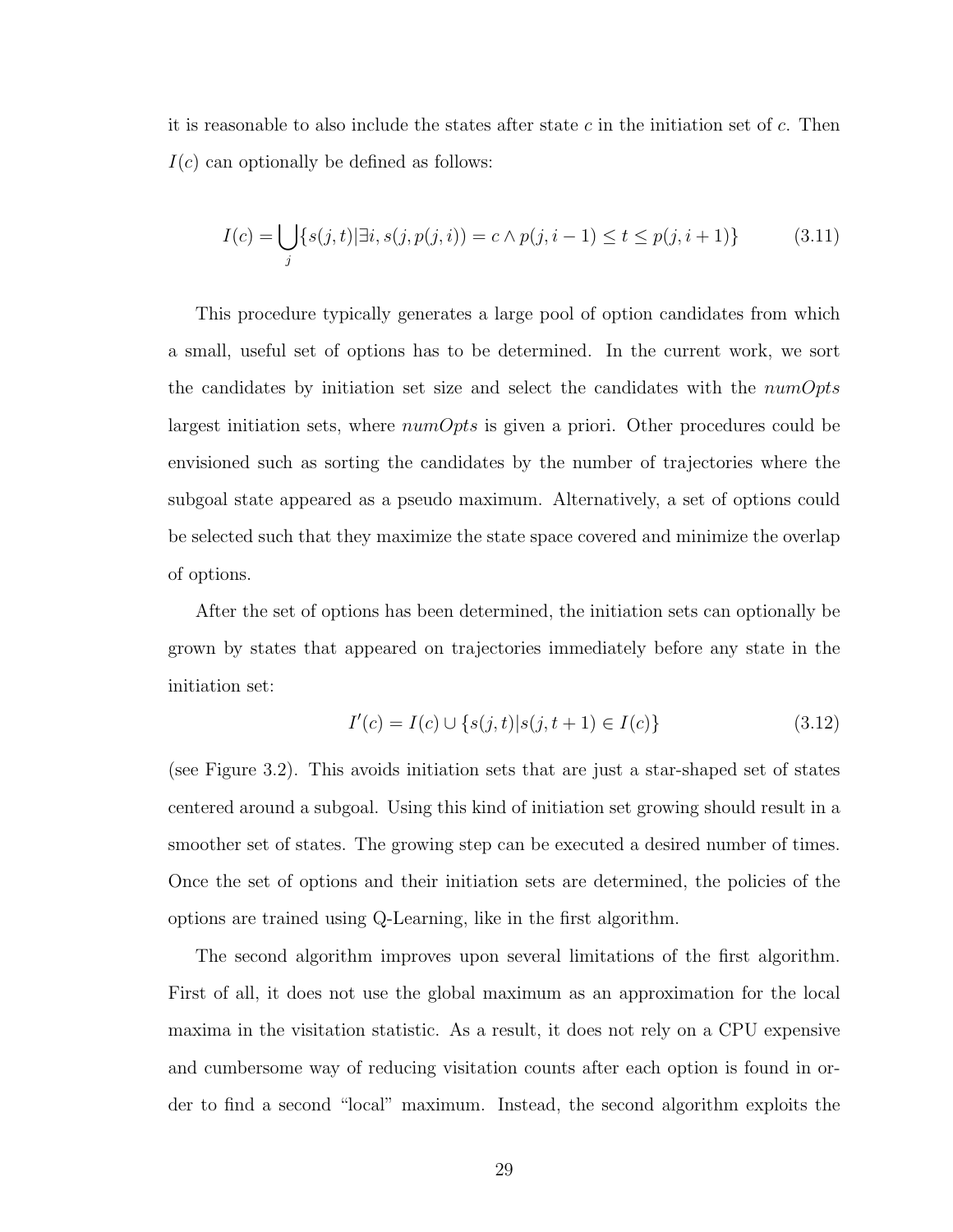it is reasonable to also include the states after state $c$ in the initiation set of $c$. Then $I(c)$ can optionally be defined as follows:

$$I(c) = \bigcup_{j} \{s(j,t) | \exists i, s(j, p(j,i)) = c \wedge p(j, i-1) \leq t \leq p(j, i+1)\} \tag{3.11}$$

This procedure typically generates a large pool of option candidates from which a small, useful set of options has to be determined. In the current work, we sort the candidates by initiation set size and select the candidates with the *numOpts* largest initiation sets, where *numOpts* is given a priori. Other procedures could be envisioned such as sorting the candidates by the number of trajectories where the subgoal state appeared as a pseudo maximum. Alternatively, a set of options could be selected such that they maximize the state space covered and minimize the overlap of options.

After the set of options has been determined, the initiation sets can optionally be grown by states that appeared on trajectories immediately before any state in the initiation set:

$$I'(c) = I(c) \cup \{s(j,t) | s(j, t+1) \in I(c)\} \tag{3.12}$$

(see Figure 3.2). This avoids initiation sets that are just a star-shaped set of states centered around a subgoal. Using this kind of initiation set growing should result in a smoother set of states. The growing step can be executed a desired number of times. Once the set of options and their initiation sets are determined, the policies of the options are trained using Q-Learning, like in the first algorithm.

The second algorithm improves upon several limitations of the first algorithm. First of all, it does not use the global maximum as an approximation for the local maxima in the visitation statistic. As a result, it does not rely on a CPU expensive and cumbersome way of reducing visitation counts after each option is found in order to find a second "local" maximum. Instead, the second algorithm exploits the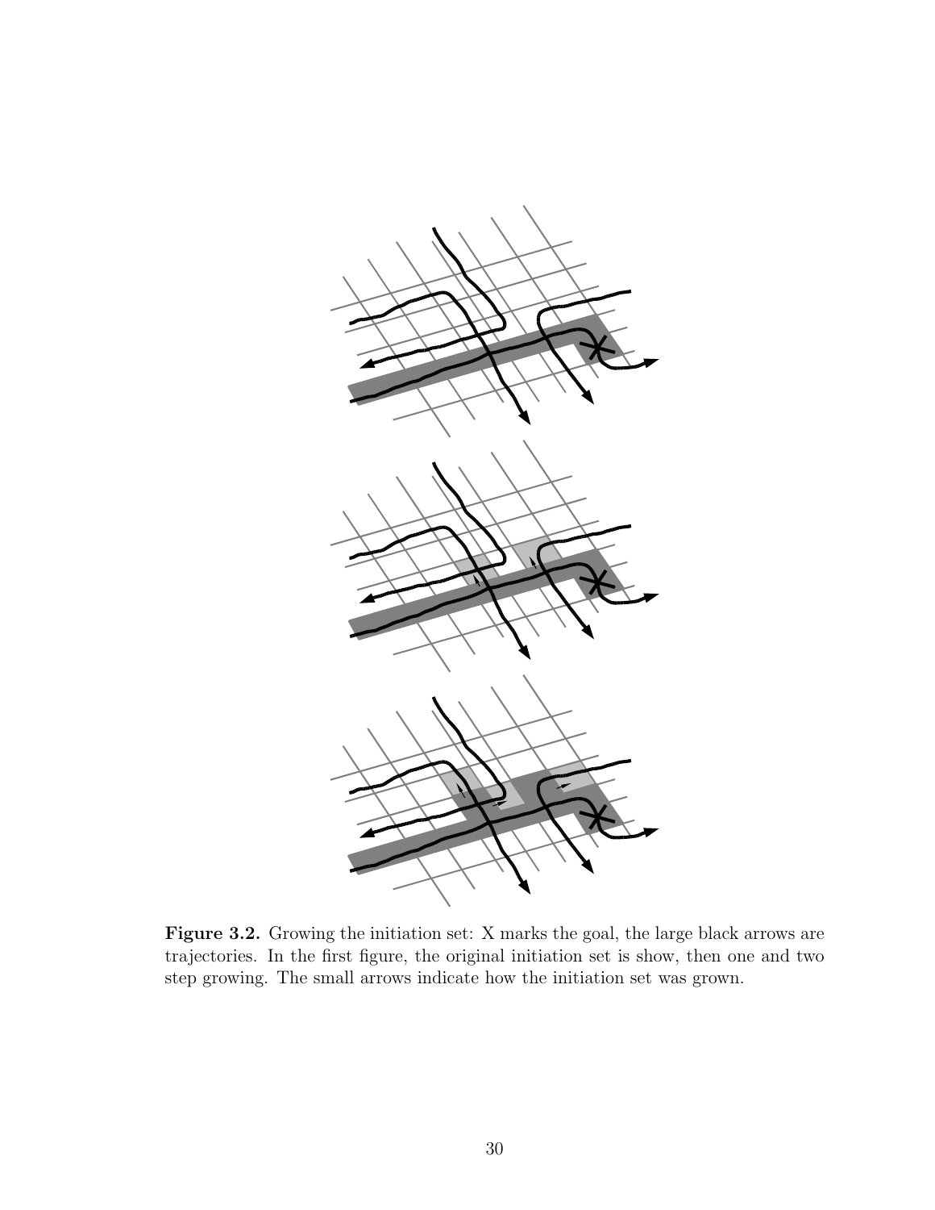**Figure 3.2.** Growing the initiation set: X marks the goal, the large black arrows are trajectories. In the first figure, the original initiation set is show, then one and two step growing. The small arrows indicate how the initiation set was grown.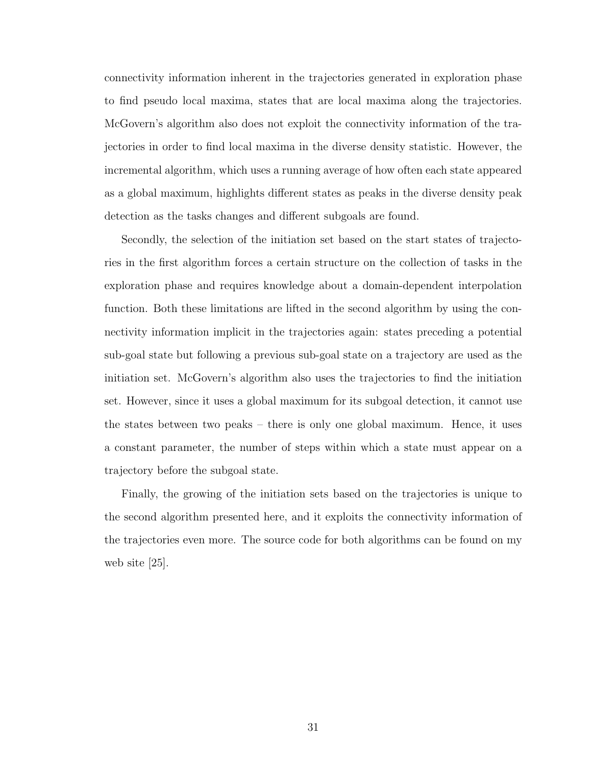connectivity information inherent in the trajectories generated in exploration phase to find pseudo local maxima, states that are local maxima along the trajectories. McGovern's algorithm also does not exploit the connectivity information of the trajectories in order to find local maxima in the diverse density statistic. However, the incremental algorithm, which uses a running average of how often each state appeared as a global maximum, highlights different states as peaks in the diverse density peak detection as the tasks changes and different subgoals are found.

Secondly, the selection of the initiation set based on the start states of trajectories in the first algorithm forces a certain structure on the collection of tasks in the exploration phase and requires knowledge about a domain-dependent interpolation function. Both these limitations are lifted in the second algorithm by using the connectivity information implicit in the trajectories again: states preceding a potential sub-goal state but following a previous sub-goal state on a trajectory are used as the initiation set. McGovern's algorithm also uses the trajectories to find the initiation set. However, since it uses a global maximum for its subgoal detection, it cannot use the states between two peaks – there is only one global maximum. Hence, it uses a constant parameter, the number of steps within which a state must appear on a trajectory before the subgoal state.

Finally, the growing of the initiation sets based on the trajectories is unique to the second algorithm presented here, and it exploits the connectivity information of the trajectories even more. The source code for both algorithms can be found on my web site [25].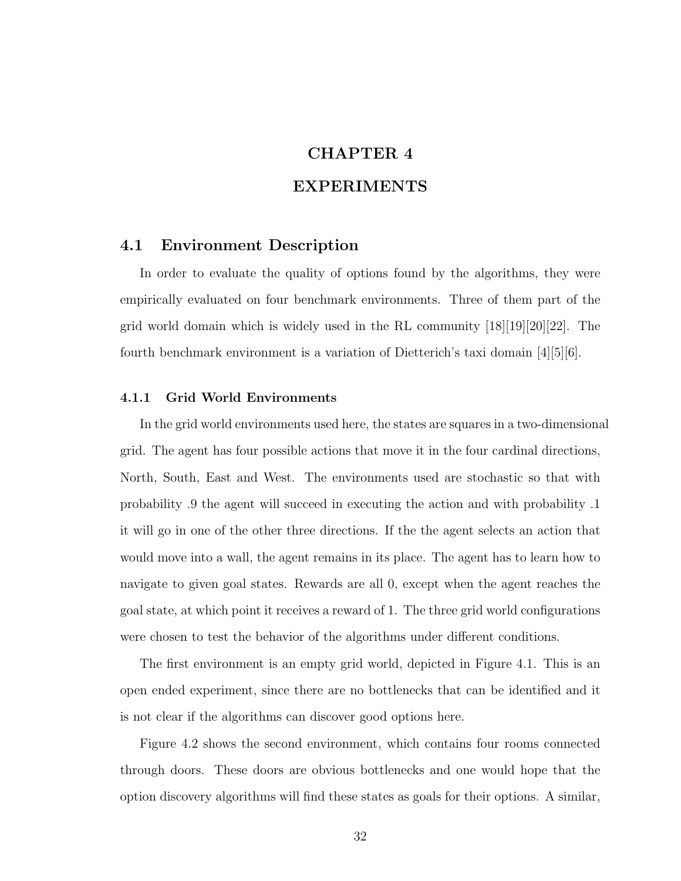# CHAPTER 4

# EXPERIMENTS

## 4.1 Environment Description

In order to evaluate the quality of options found by the algorithms, they were empirically evaluated on four benchmark environments. Three of them part of the grid world domain which is widely used in the RL community [18][19][20][22]. The fourth benchmark environment is a variation of Dietterich's taxi domain [4][5][6].

### 4.1.1 Grid World Environments

In the grid world environments used here, the states are squares in a two-dimensional grid. The agent has four possible actions that move it in the four cardinal directions, North, South, East and West. The environments used are stochastic so that with probability .9 the agent will succeed in executing the action and with probability .1 it will go in one of the other three directions. If the the agent selects an action that would move into a wall, the agent remains in its place. The agent has to learn how to navigate to given goal states. Rewards are all 0, except when the agent reaches the goal state, at which point it receives a reward of 1. The three grid world configurations were chosen to test the behavior of the algorithms under different conditions.

The first environment is an empty grid world, depicted in Figure 4.1. This is an open ended experiment, since there are no bottlenecks that can be identified and it is not clear if the algorithms can discover good options here.

Figure 4.2 shows the second environment, which contains four rooms connected through doors. These doors are obvious bottlenecks and one would hope that the option discovery algorithms will find these states as goals for their options. A similar,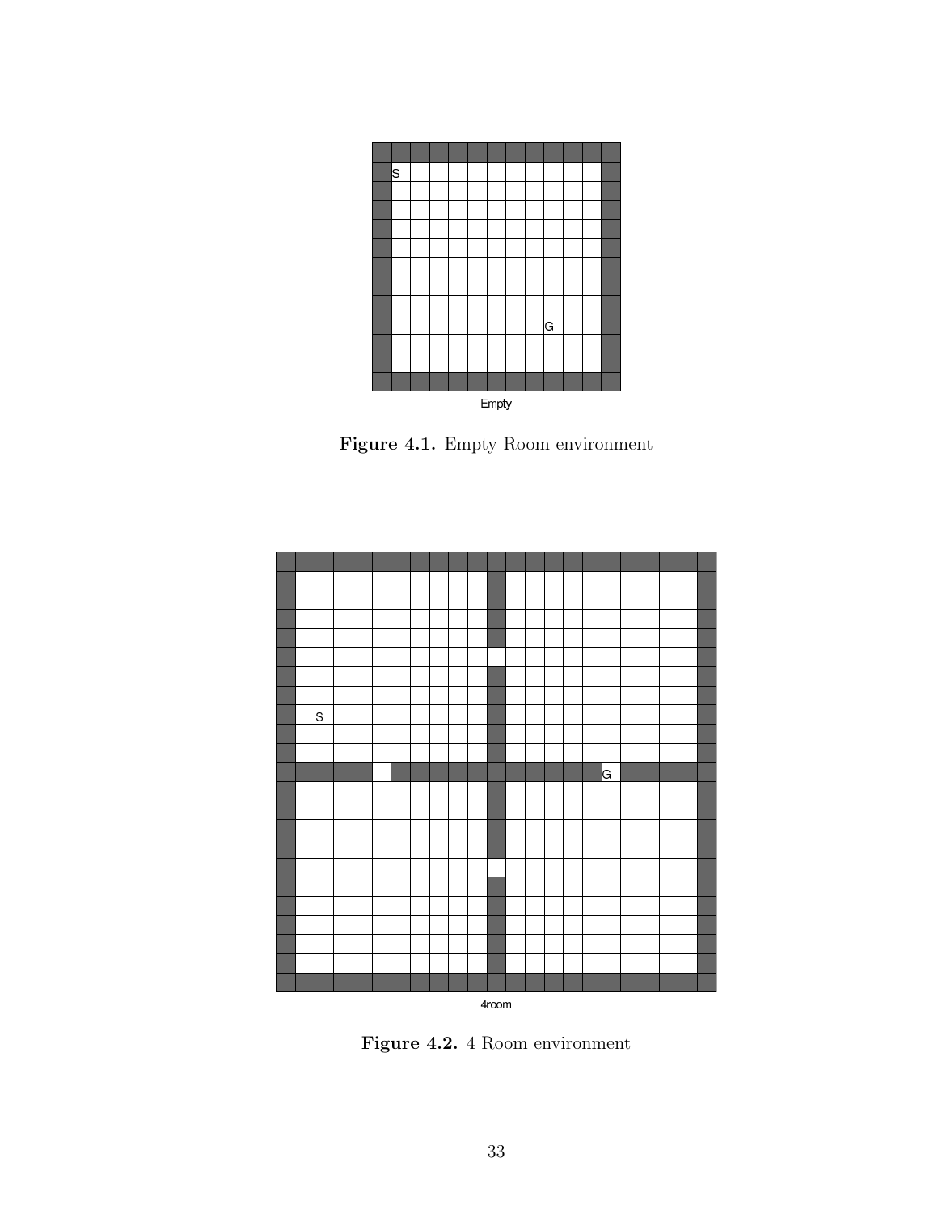Empty

**Figure 4.1.** Empty Room environment

4room

**Figure 4.2.** 4 Room environment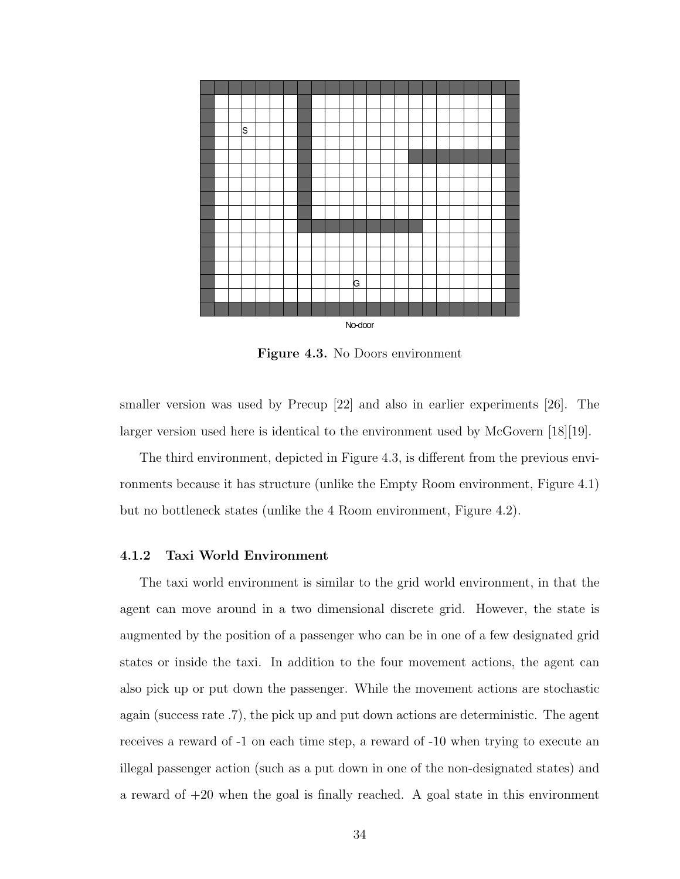**Figure 4.3.** No Doors environment

smaller version was used by Precup [22] and also in earlier experiments [26]. The larger version used here is identical to the environment used by McGovern [18][19].

The third environment, depicted in Figure 4.3, is different from the previous environments because it has structure (unlike the Empty Room environment, Figure 4.1) but no bottleneck states (unlike the 4 Room environment, Figure 4.2).

### 4.1.2 Taxi World Environment

The taxi world environment is similar to the grid world environment, in that the agent can move around in a two dimensional discrete grid. However, the state is augmented by the position of a passenger who can be in one of a few designated grid states or inside the taxi. In addition to the four movement actions, the agent can also pick up or put down the passenger. While the movement actions are stochastic again (success rate .7), the pick up and put down actions are deterministic. The agent receives a reward of -1 on each time step, a reward of -10 when trying to execute an illegal passenger action (such as a put down in one of the non-designated states) and a reward of +20 when the goal is finally reached. A goal state in this environment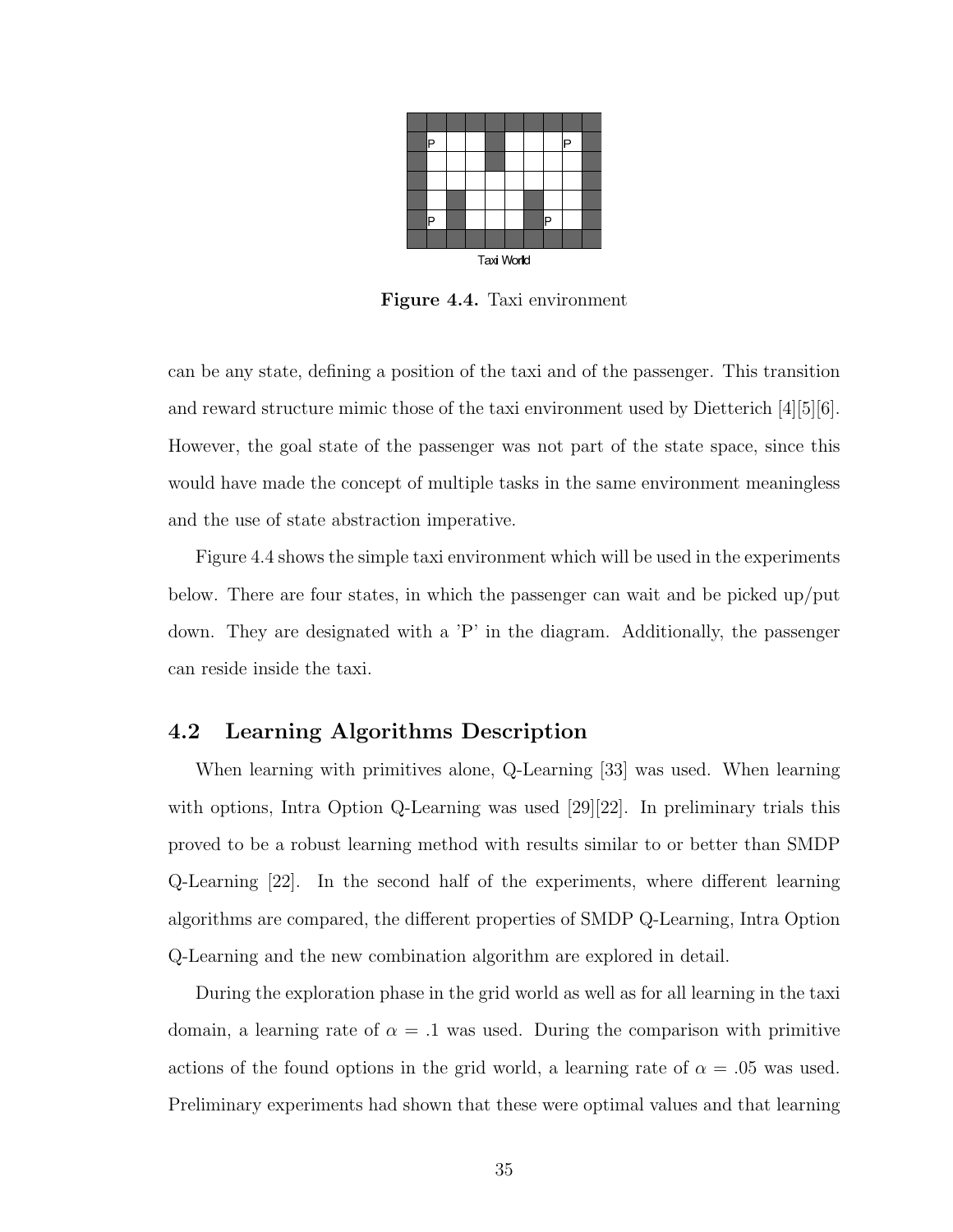Figure 4.4. Taxi environment

can be any state, defining a position of the taxi and of the passenger. This transition and reward structure mimic those of the taxi environment used by Dietterich [4][5][6]. However, the goal state of the passenger was not part of the state space, since this would have made the concept of multiple tasks in the same environment meaningless and the use of state abstraction imperative.

Figure 4.4 shows the simple taxi environment which will be used in the experiments below. There are four states, in which the passenger can wait and be picked up/put down. They are designated with a 'P' in the diagram. Additionally, the passenger can reside inside the taxi.

## 4.2 Learning Algorithms Description

When learning with primitives alone, Q-Learning [33] was used. When learning with options, Intra Option Q-Learning was used [29][22]. In preliminary trials this proved to be a robust learning method with results similar to or better than SMDP Q-Learning [22]. In the second half of the experiments, where different learning algorithms are compared, the different properties of SMDP Q-Learning, Intra Option Q-Learning and the new combination algorithm are explored in detail.

During the exploration phase in the grid world as well as for all learning in the taxi domain, a learning rate of $\alpha = .1$ was used. During the comparison with primitive actions of the found options in the grid world, a learning rate of $\alpha = .05$ was used. Preliminary experiments had shown that these were optimal values and that learning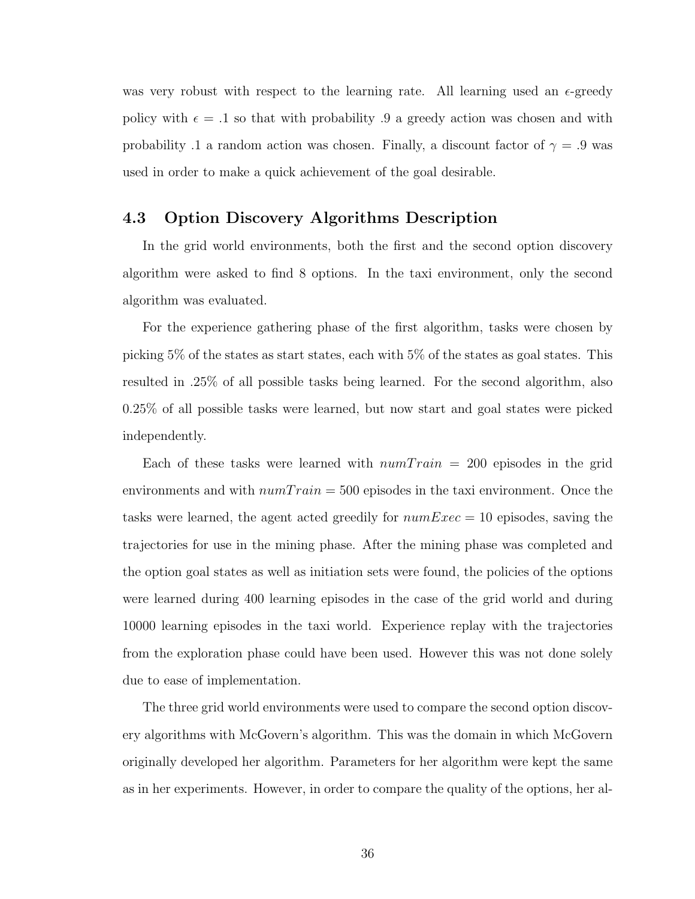was very robust with respect to the learning rate. All learning used an $\epsilon$-greedy policy with $\epsilon = .1$ so that with probability .9 a greedy action was chosen and with probability .1 a random action was chosen. Finally, a discount factor of $\gamma = .9$ was used in order to make a quick achievement of the goal desirable.

## 4.3 Option Discovery Algorithms Description

In the grid world environments, both the first and the second option discovery algorithm were asked to find 8 options. In the taxi environment, only the second algorithm was evaluated.

For the experience gathering phase of the first algorithm, tasks were chosen by picking 5% of the states as start states, each with 5% of the states as goal states. This resulted in .25% of all possible tasks being learned. For the second algorithm, also 0.25% of all possible tasks were learned, but now start and goal states were picked independently.

Each of these tasks were learned with $numTrain = 200$ episodes in the grid environments and with $numTrain = 500$ episodes in the taxi environment. Once the tasks were learned, the agent acted greedily for $numExec = 10$ episodes, saving the trajectories for use in the mining phase. After the mining phase was completed and the option goal states as well as initiation sets were found, the policies of the options were learned during 400 learning episodes in the case of the grid world and during 10000 learning episodes in the taxi world. Experience replay with the trajectories from the exploration phase could have been used. However this was not done solely due to ease of implementation.

The three grid world environments were used to compare the second option discovery algorithms with McGovern's algorithm. This was the domain in which McGovern originally developed her algorithm. Parameters for her algorithm were kept the same as in her experiments. However, in order to compare the quality of the options, her al-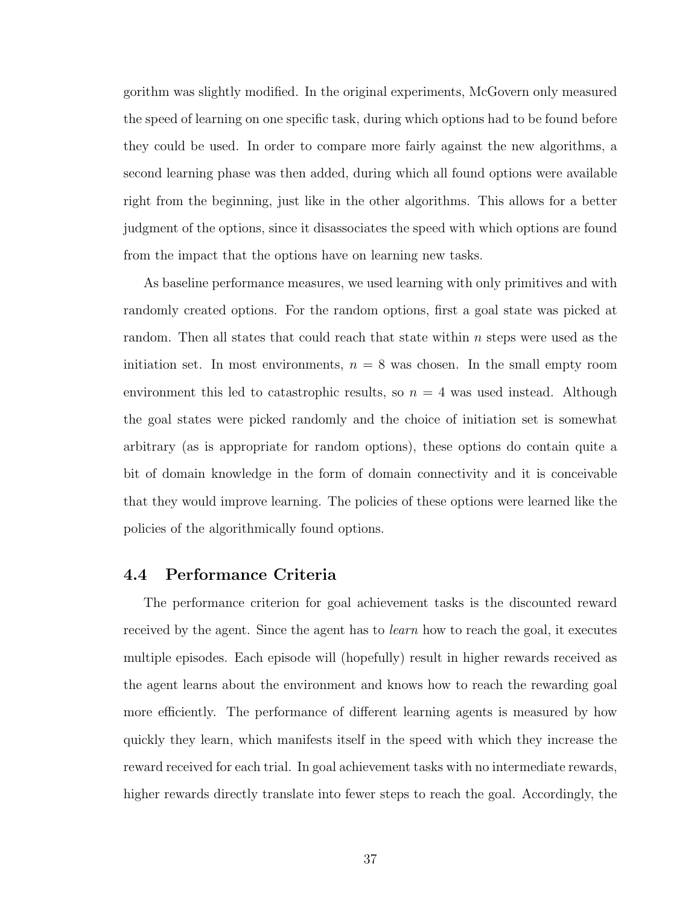gorithm was slightly modified. In the original experiments, McGovern only measured the speed of learning on one specific task, during which options had to be found before they could be used. In order to compare more fairly against the new algorithms, a second learning phase was then added, during which all found options were available right from the beginning, just like in the other algorithms. This allows for a better judgment of the options, since it disassociates the speed with which options are found from the impact that the options have on learning new tasks.

As baseline performance measures, we used learning with only primitives and with randomly created options. For the random options, first a goal state was picked at random. Then all states that could reach that state within $n$ steps were used as the initiation set. In most environments, $n = 8$ was chosen. In the small empty room environment this led to catastrophic results, so $n = 4$ was used instead. Although the goal states were picked randomly and the choice of initiation set is somewhat arbitrary (as is appropriate for random options), these options do contain quite a bit of domain knowledge in the form of domain connectivity and it is conceivable that they would improve learning. The policies of these options were learned like the policies of the algorithmically found options.

## 4.4 Performance Criteria

The performance criterion for goal achievement tasks is the discounted reward received by the agent. Since the agent has to *learn* how to reach the goal, it executes multiple episodes. Each episode will (hopefully) result in higher rewards received as the agent learns about the environment and knows how to reach the rewarding goal more efficiently. The performance of different learning agents is measured by how quickly they learn, which manifests itself in the speed with which they increase the reward received for each trial. In goal achievement tasks with no intermediate rewards, higher rewards directly translate into fewer steps to reach the goal. Accordingly, the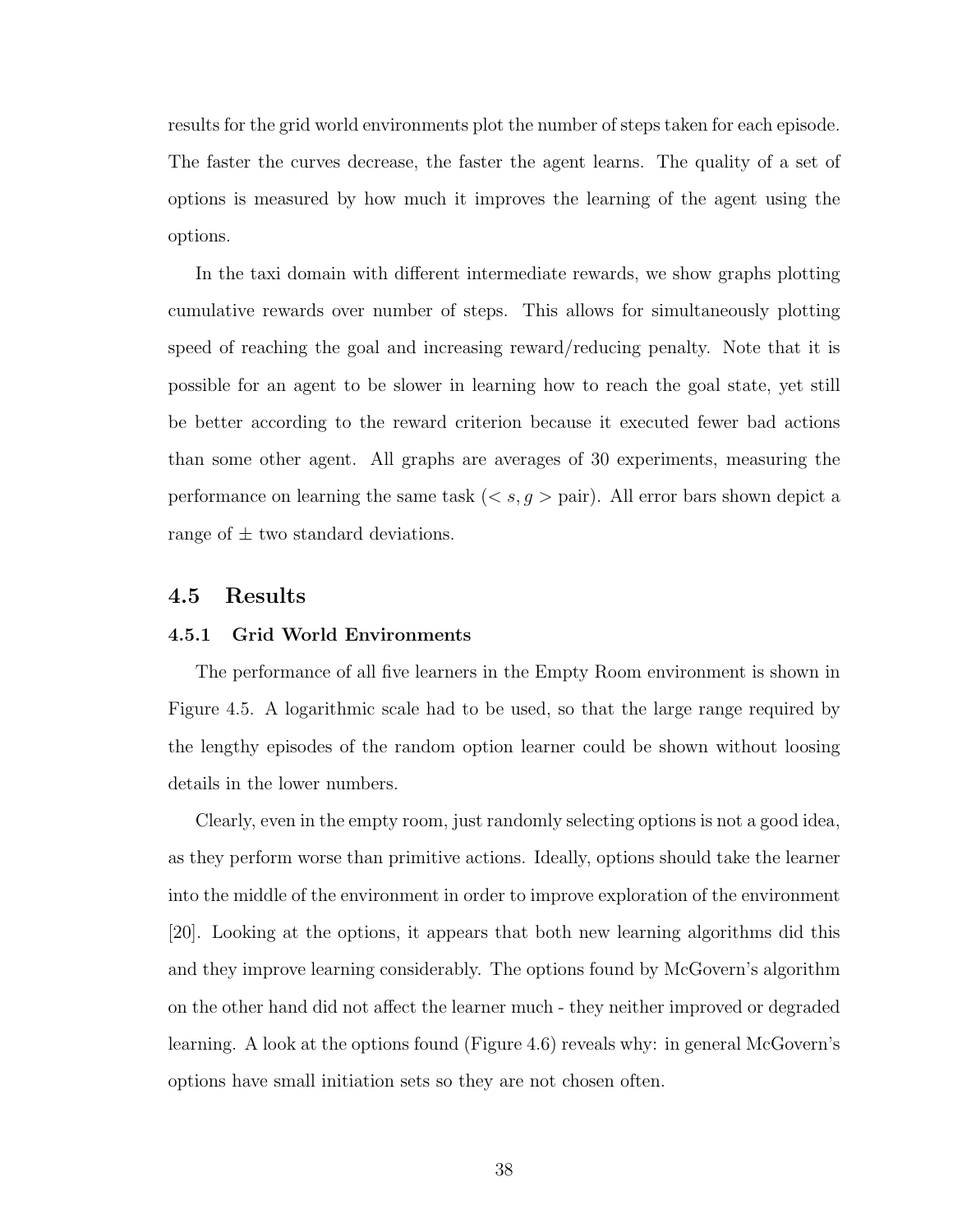results for the grid world environments plot the number of steps taken for each episode. The faster the curves decrease, the faster the agent learns. The quality of a set of options is measured by how much it improves the learning of the agent using the options.

In the taxi domain with different intermediate rewards, we show graphs plotting cumulative rewards over number of steps. This allows for simultaneously plotting speed of reaching the goal and increasing reward/reducing penalty. Note that it is possible for an agent to be slower in learning how to reach the goal state, yet still be better according to the reward criterion because it executed fewer bad actions than some other agent. All graphs are averages of 30 experiments, measuring the performance on learning the same task ($< s, g >$ pair). All error bars shown depict a range of $\pm$ two standard deviations.

## 4.5 Results

### 4.5.1 Grid World Environments

The performance of all five learners in the Empty Room environment is shown in Figure 4.5. A logarithmic scale had to be used, so that the large range required by the lengthy episodes of the random option learner could be shown without loosing details in the lower numbers.

Clearly, even in the empty room, just randomly selecting options is not a good idea, as they perform worse than primitive actions. Ideally, options should take the learner into the middle of the environment in order to improve exploration of the environment [20]. Looking at the options, it appears that both new learning algorithms did this and they improve learning considerably. The options found by McGovern's algorithm on the other hand did not affect the learner much - they neither improved or degraded learning. A look at the options found (Figure 4.6) reveals why: in general McGovern's options have small initiation sets so they are not chosen often.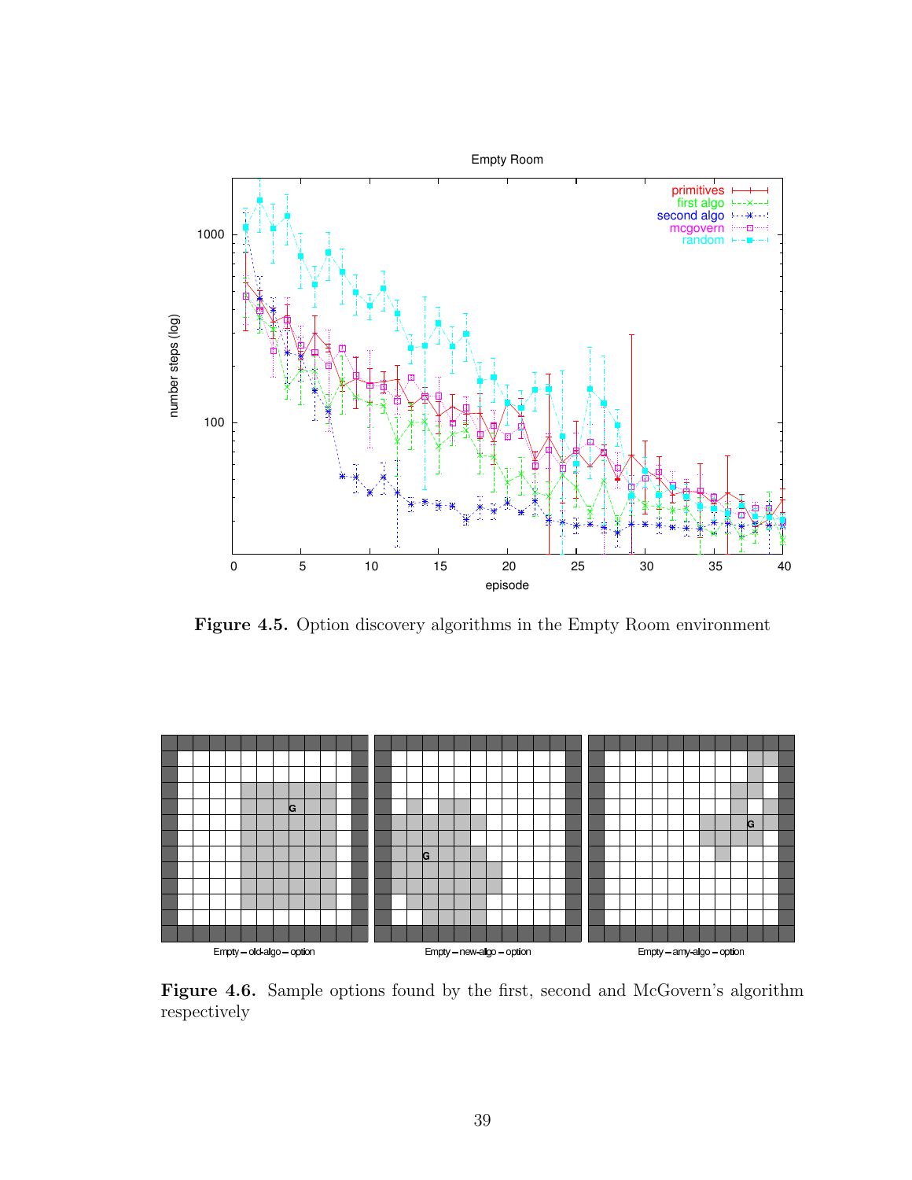**Figure 4.5.** Option discovery algorithms in the Empty Room environment

**Figure 4.6.** Sample options found by the first, second and McGovern's algorithm respectively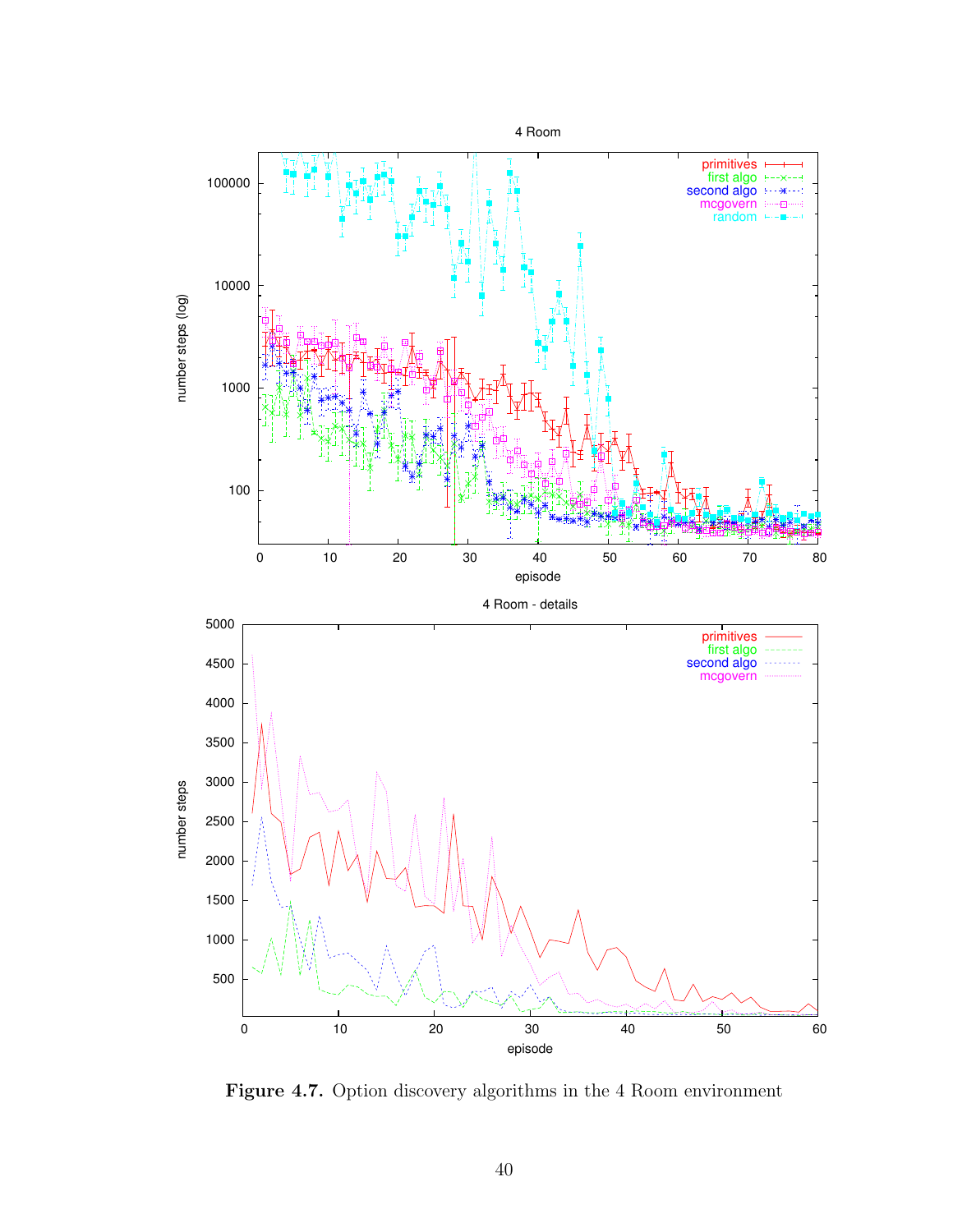Figure 4.7. Option discovery algorithms in the 4 Room environment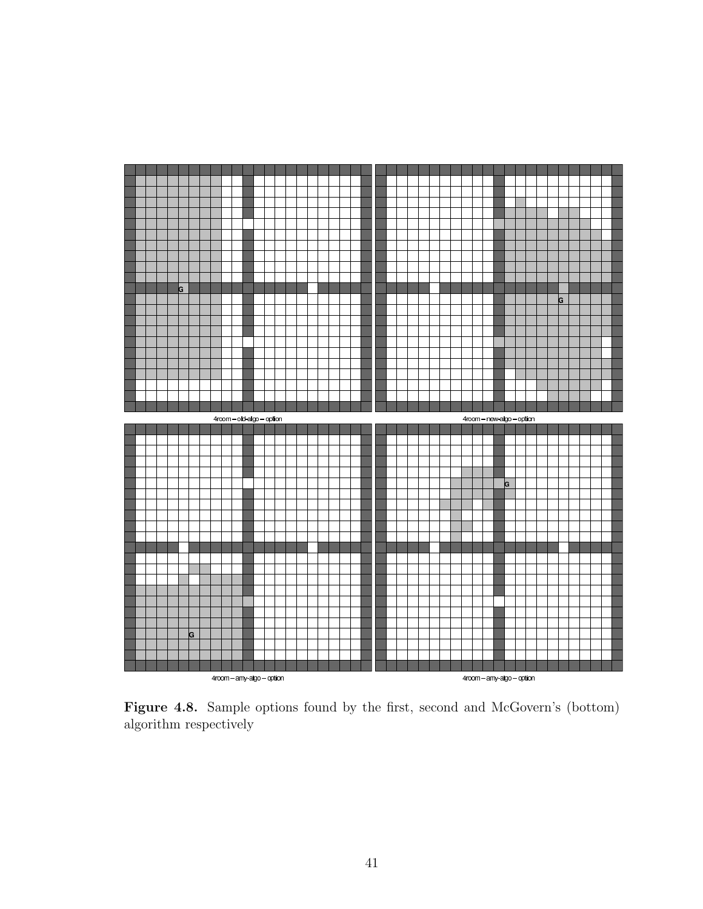4room – old-algo – option

4room – new-algo – option

4room – amy-algo – option

4room – amy-algo – option

**Figure 4.8.** Sample options found by the first, second and McGovern's (bottom) algorithm respectively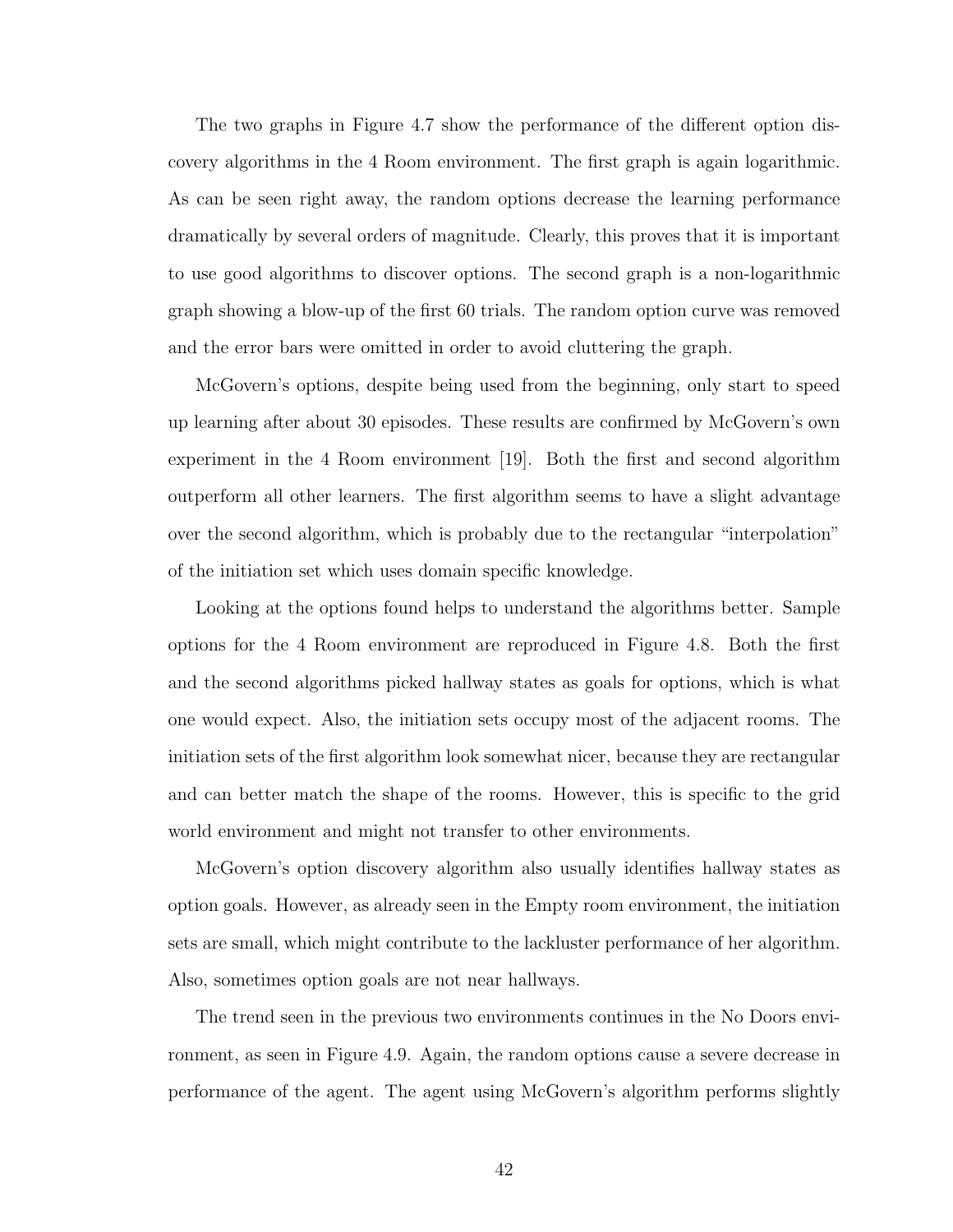The two graphs in Figure 4.7 show the performance of the different option discovery algorithms in the 4 Room environment. The first graph is again logarithmic. As can be seen right away, the random options decrease the learning performance dramatically by several orders of magnitude. Clearly, this proves that it is important to use good algorithms to discover options. The second graph is a non-logarithmic graph showing a blow-up of the first 60 trials. The random option curve was removed and the error bars were omitted in order to avoid cluttering the graph.

McGovern's options, despite being used from the beginning, only start to speed up learning after about 30 episodes. These results are confirmed by McGovern's own experiment in the 4 Room environment [19]. Both the first and second algorithm outperform all other learners. The first algorithm seems to have a slight advantage over the second algorithm, which is probably due to the rectangular "interpolation" of the initiation set which uses domain specific knowledge.

Looking at the options found helps to understand the algorithms better. Sample options for the 4 Room environment are reproduced in Figure 4.8. Both the first and the second algorithms picked hallway states as goals for options, which is what one would expect. Also, the initiation sets occupy most of the adjacent rooms. The initiation sets of the first algorithm look somewhat nicer, because they are rectangular and can better match the shape of the rooms. However, this is specific to the grid world environment and might not transfer to other environments.

McGovern's option discovery algorithm also usually identifies hallway states as option goals. However, as already seen in the Empty room environment, the initiation sets are small, which might contribute to the lackluster performance of her algorithm. Also, sometimes option goals are not near hallways.

The trend seen in the previous two environments continues in the No Doors environment, as seen in Figure 4.9. Again, the random options cause a severe decrease in performance of the agent. The agent using McGovern's algorithm performs slightly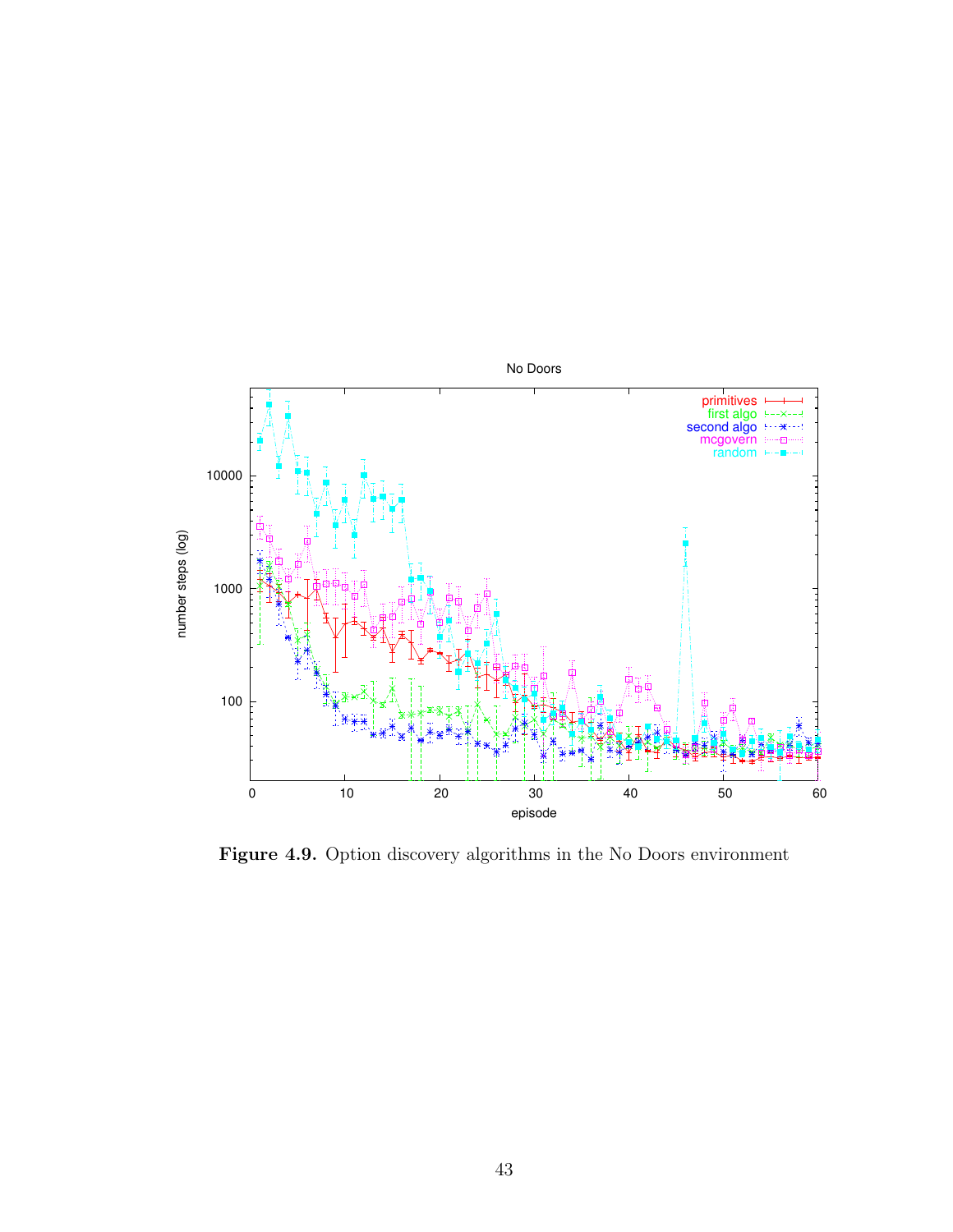**Figure 4.9.** Option discovery algorithms in the No Doors environment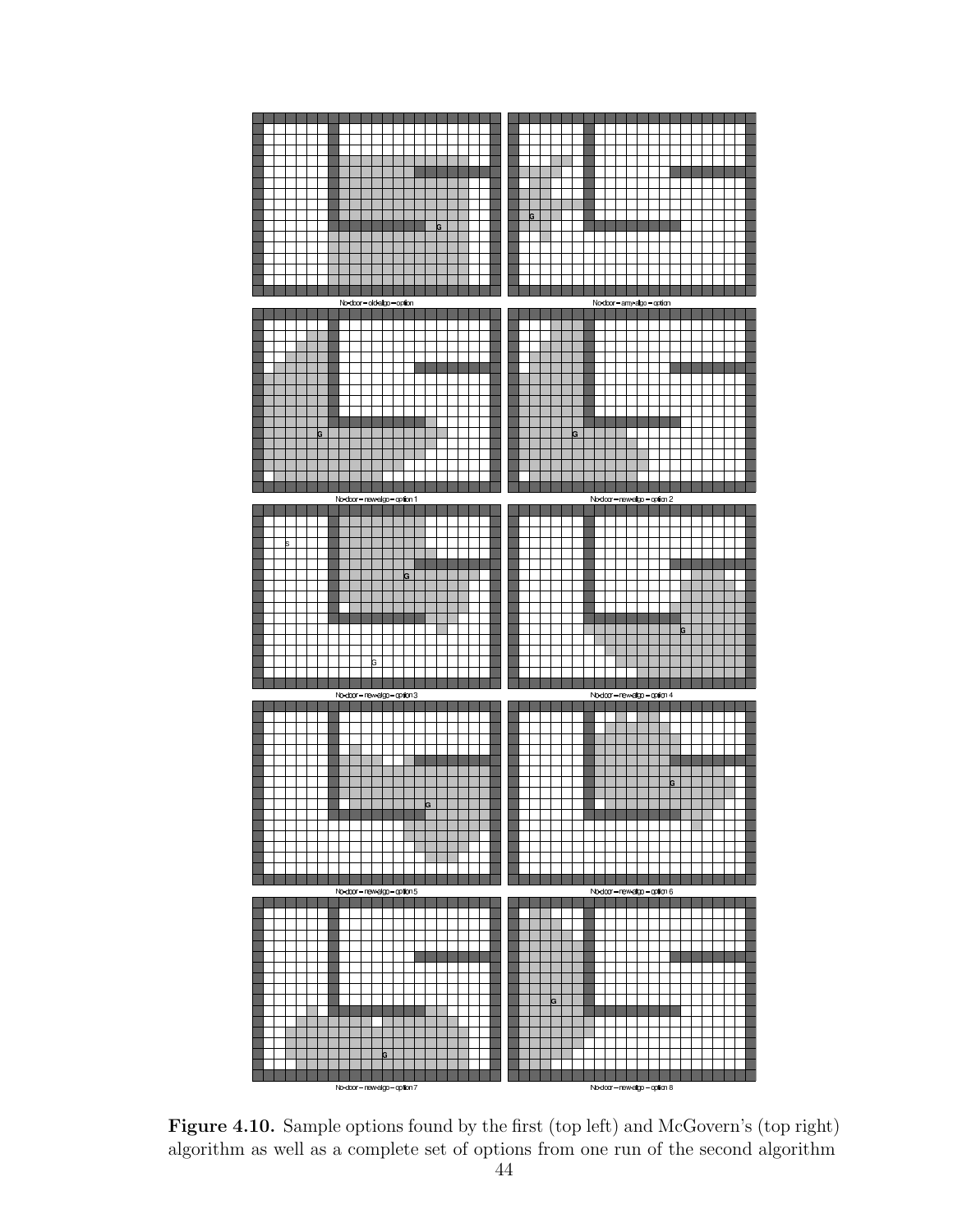**Figure 4.10.** Sample options found by the first (top left) and McGovern's (top right) algorithm as well as a complete set of options from one run of the second algorithm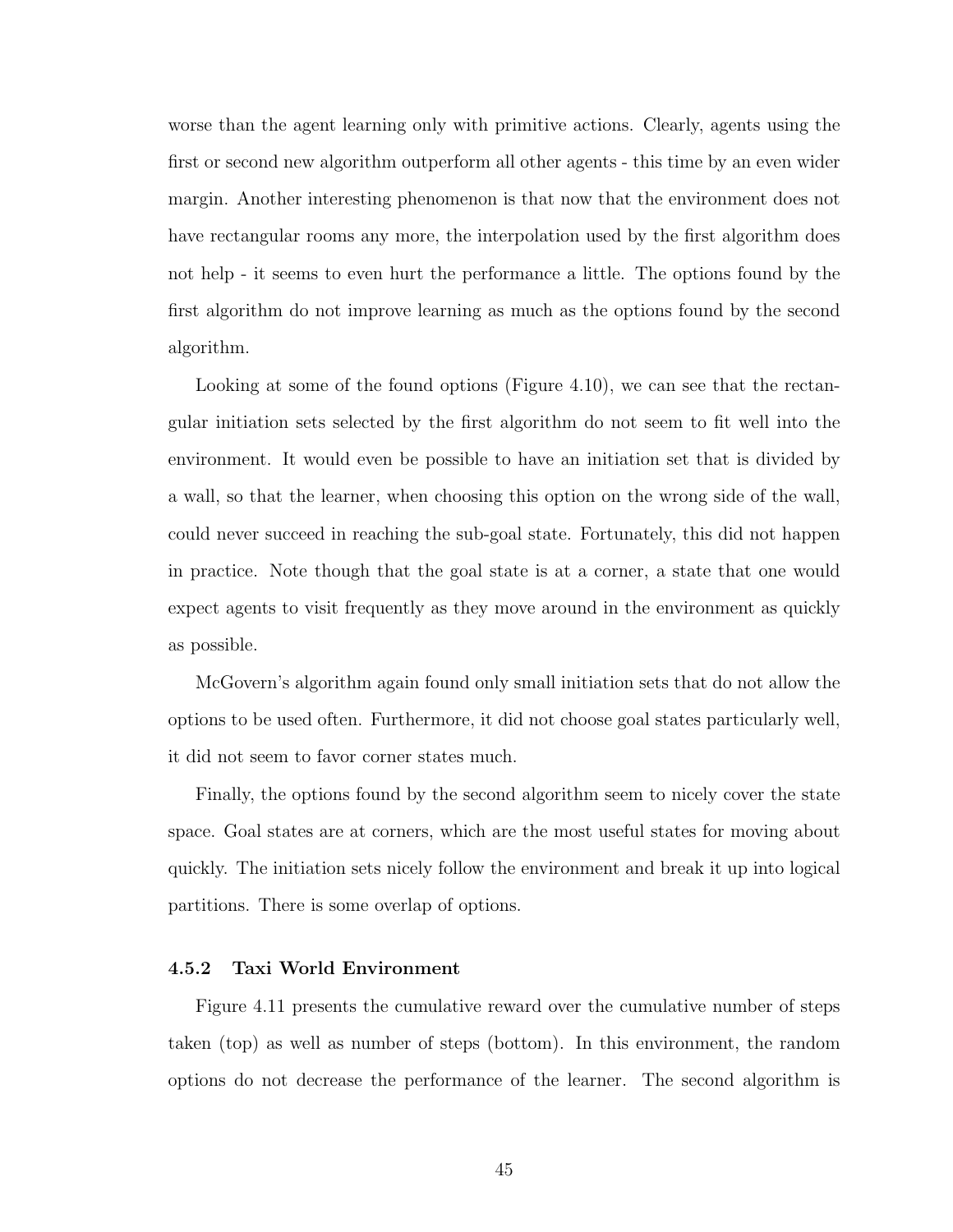worse than the agent learning only with primitive actions. Clearly, agents using the first or second new algorithm outperform all other agents - this time by an even wider margin. Another interesting phenomenon is that now that the environment does not have rectangular rooms any more, the interpolation used by the first algorithm does not help - it seems to even hurt the performance a little. The options found by the first algorithm do not improve learning as much as the options found by the second algorithm.

Looking at some of the found options (Figure 4.10), we can see that the rectangular initiation sets selected by the first algorithm do not seem to fit well into the environment. It would even be possible to have an initiation set that is divided by a wall, so that the learner, when choosing this option on the wrong side of the wall, could never succeed in reaching the sub-goal state. Fortunately, this did not happen in practice. Note though that the goal state is at a corner, a state that one would expect agents to visit frequently as they move around in the environment as quickly as possible.

McGovern's algorithm again found only small initiation sets that do not allow the options to be used often. Furthermore, it did not choose goal states particularly well, it did not seem to favor corner states much.

Finally, the options found by the second algorithm seem to nicely cover the state space. Goal states are at corners, which are the most useful states for moving about quickly. The initiation sets nicely follow the environment and break it up into logical partitions. There is some overlap of options.

### 4.5.2 Taxi World Environment

Figure 4.11 presents the cumulative reward over the cumulative number of steps taken (top) as well as number of steps (bottom). In this environment, the random options do not decrease the performance of the learner. The second algorithm is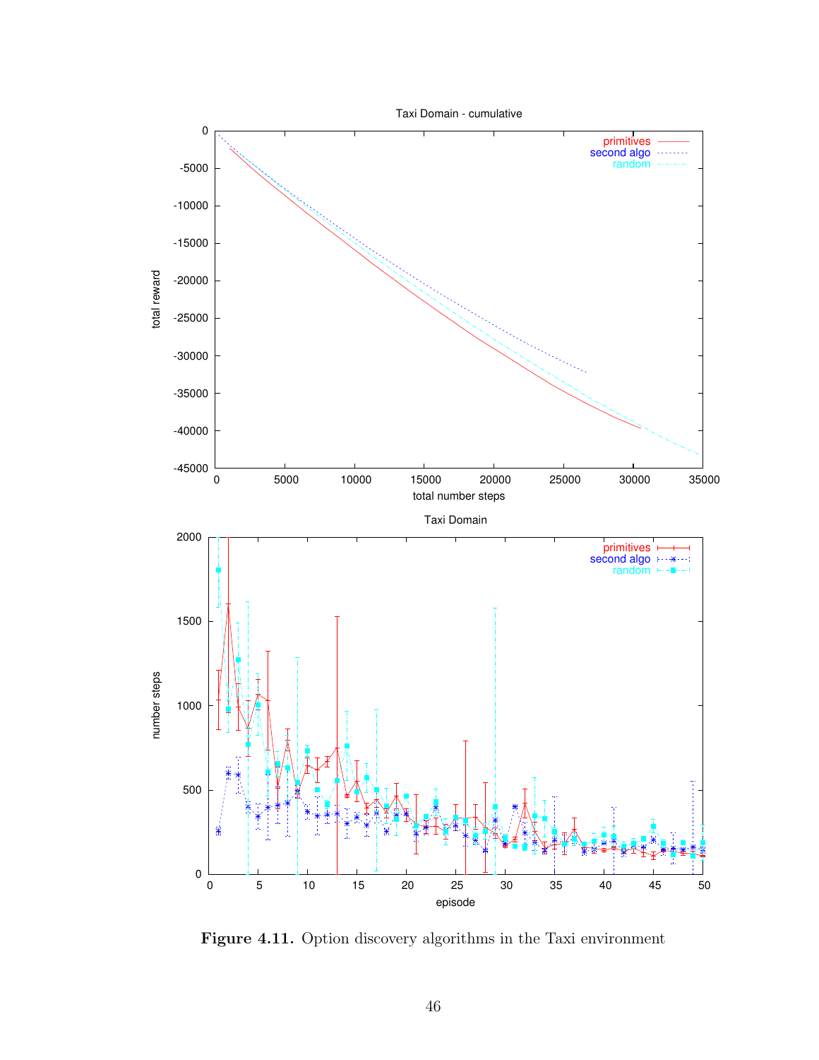**Figure 4.11.** Option discovery algorithms in the Taxi environment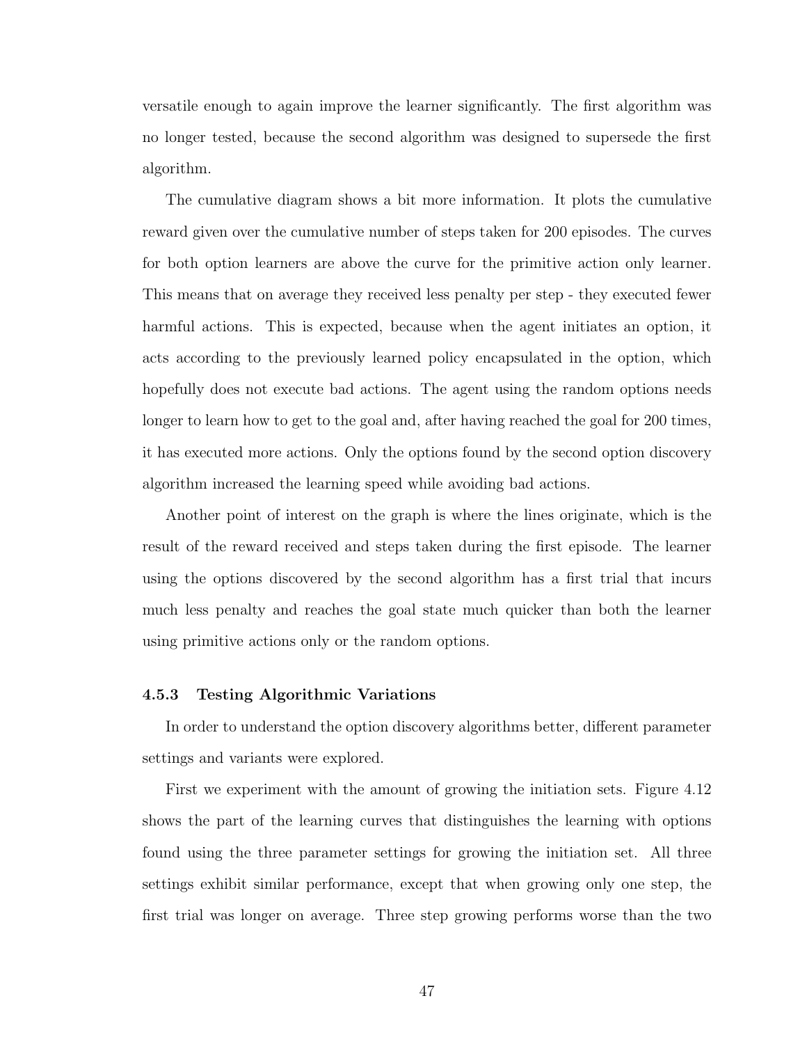versatile enough to again improve the learner significantly. The first algorithm was no longer tested, because the second algorithm was designed to supersede the first algorithm.

The cumulative diagram shows a bit more information. It plots the cumulative reward given over the cumulative number of steps taken for 200 episodes. The curves for both option learners are above the curve for the primitive action only learner. This means that on average they received less penalty per step - they executed fewer harmful actions. This is expected, because when the agent initiates an option, it acts according to the previously learned policy encapsulated in the option, which hopefully does not execute bad actions. The agent using the random options needs longer to learn how to get to the goal and, after having reached the goal for 200 times, it has executed more actions. Only the options found by the second option discovery algorithm increased the learning speed while avoiding bad actions.

Another point of interest on the graph is where the lines originate, which is the result of the reward received and steps taken during the first episode. The learner using the options discovered by the second algorithm has a first trial that incurs much less penalty and reaches the goal state much quicker than both the learner using primitive actions only or the random options.

### 4.5.3 Testing Algorithmic Variations

In order to understand the option discovery algorithms better, different parameter settings and variants were explored.

First we experiment with the amount of growing the initiation sets. Figure 4.12 shows the part of the learning curves that distinguishes the learning with options found using the three parameter settings for growing the initiation set. All three settings exhibit similar performance, except that when growing only one step, the first trial was longer on average. Three step growing performs worse than the two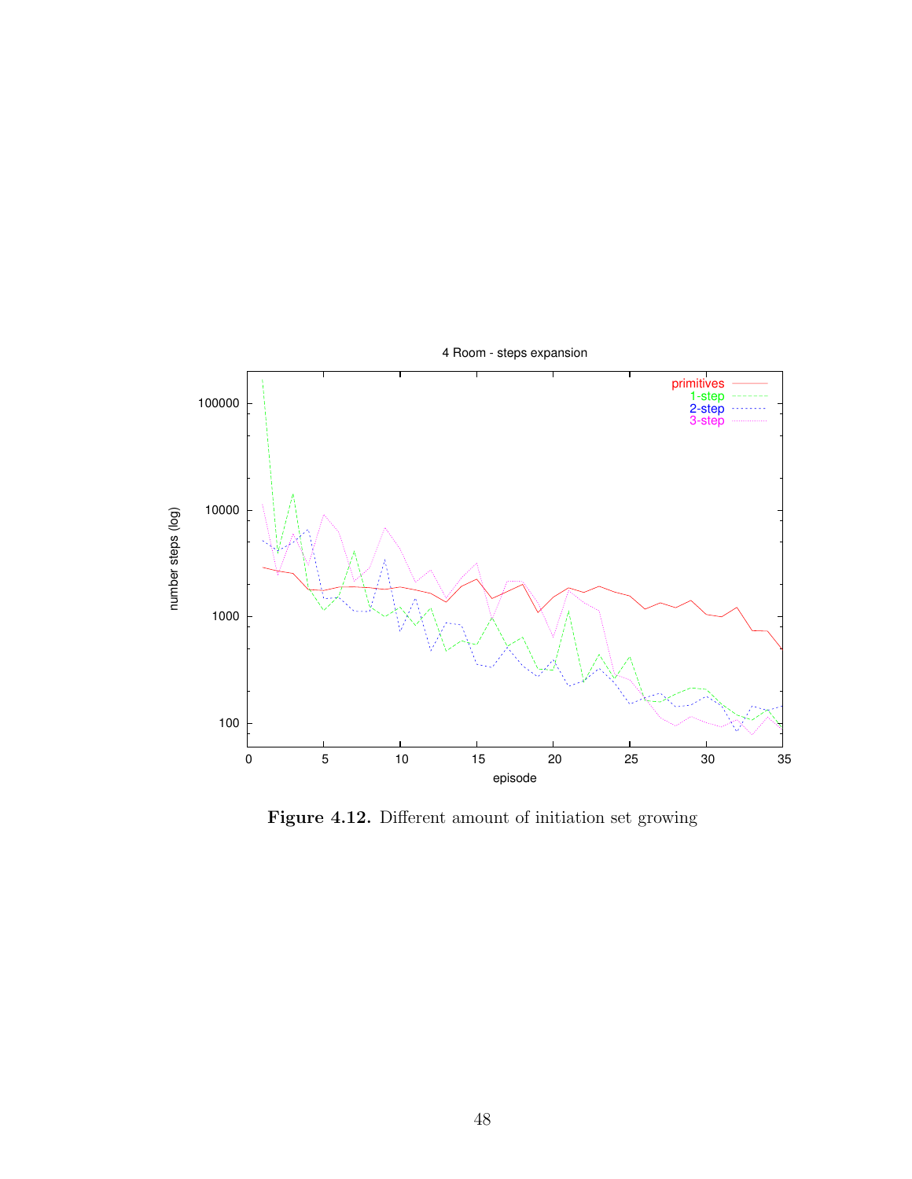**Figure 4.12.** Different amount of initiation set growing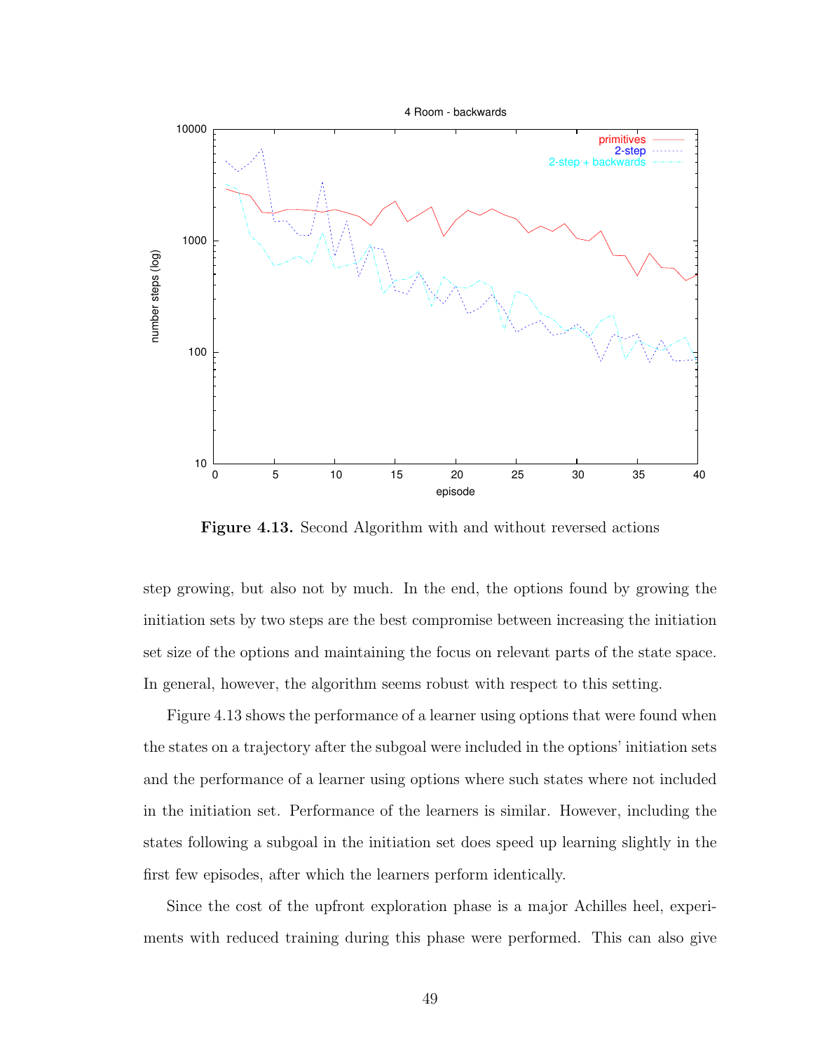**Figure 4.13.** Second Algorithm with and without reversed actions

step growing, but also not by much. In the end, the options found by growing the initiation sets by two steps are the best compromise between increasing the initiation set size of the options and maintaining the focus on relevant parts of the state space. In general, however, the algorithm seems robust with respect to this setting.

Figure 4.13 shows the performance of a learner using options that were found when the states on a trajectory after the subgoal were included in the options' initiation sets and the performance of a learner using options where such states where not included in the initiation set. Performance of the learners is similar. However, including the states following a subgoal in the initiation set does speed up learning slightly in the first few episodes, after which the learners perform identically.

Since the cost of the upfront exploration phase is a major Achilles heel, experiments with reduced training during this phase were performed. This can also give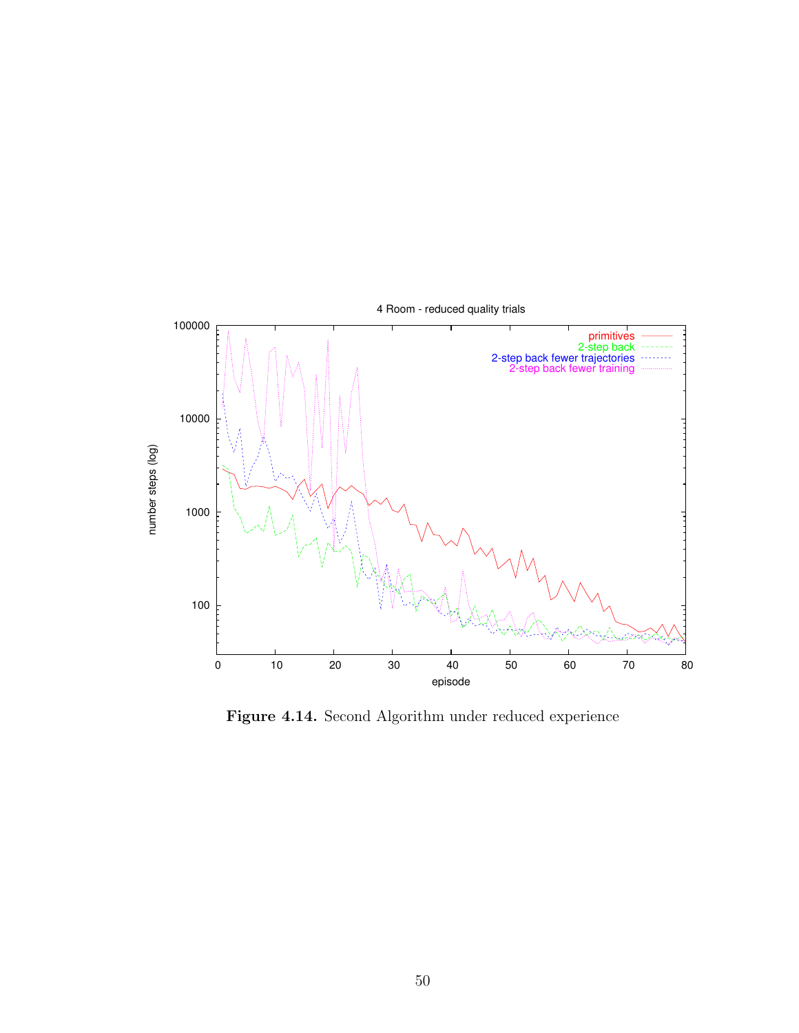**Figure 4.14.** Second Algorithm under reduced experience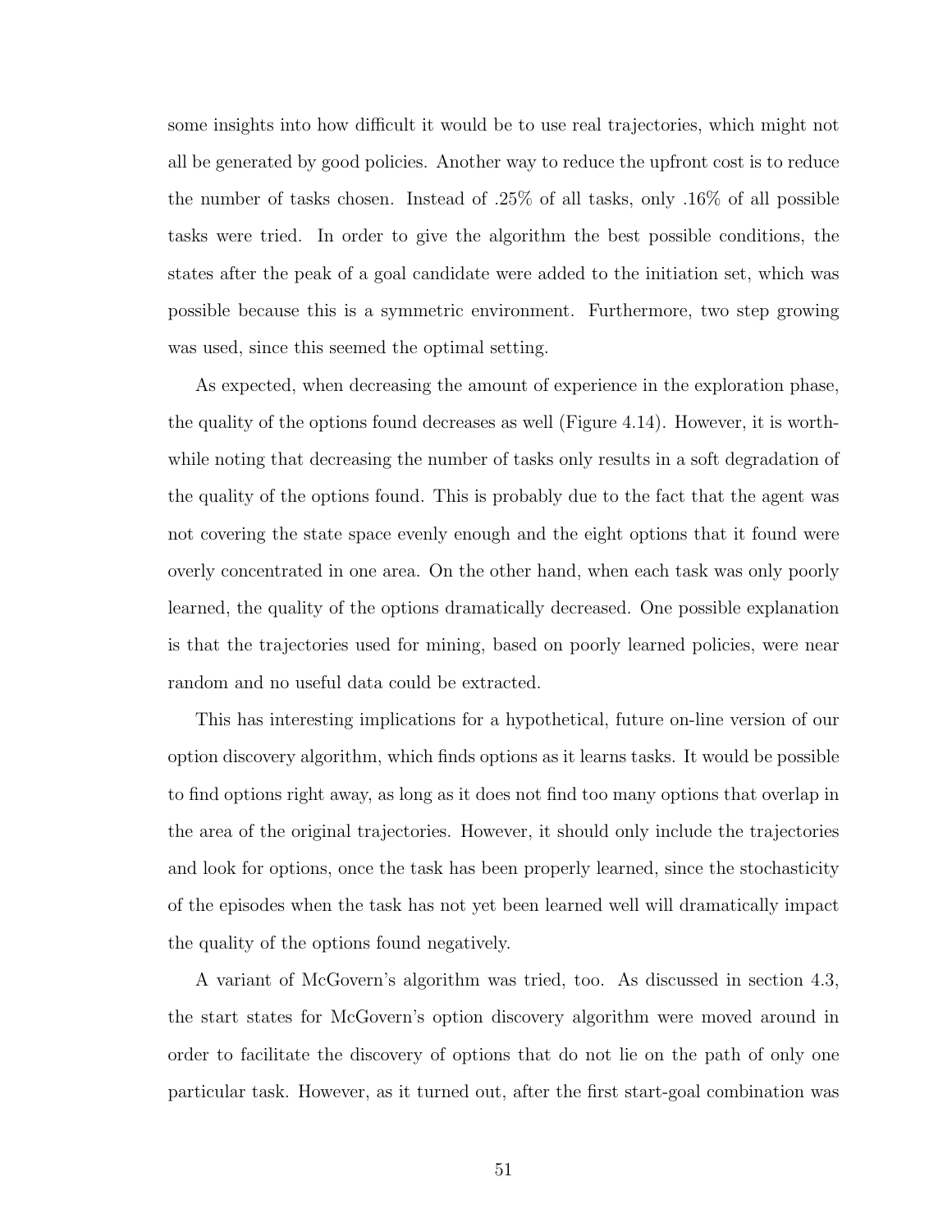some insights into how difficult it would be to use real trajectories, which might not all be generated by good policies. Another way to reduce the upfront cost is to reduce the number of tasks chosen. Instead of .25% of all tasks, only .16% of all possible tasks were tried. In order to give the algorithm the best possible conditions, the states after the peak of a goal candidate were added to the initiation set, which was possible because this is a symmetric environment. Furthermore, two step growing was used, since this seemed the optimal setting.

As expected, when decreasing the amount of experience in the exploration phase, the quality of the options found decreases as well (Figure 4.14). However, it is worthwhile noting that decreasing the number of tasks only results in a soft degradation of the quality of the options found. This is probably due to the fact that the agent was not covering the state space evenly enough and the eight options that it found were overly concentrated in one area. On the other hand, when each task was only poorly learned, the quality of the options dramatically decreased. One possible explanation is that the trajectories used for mining, based on poorly learned policies, were near random and no useful data could be extracted.

This has interesting implications for a hypothetical, future on-line version of our option discovery algorithm, which finds options as it learns tasks. It would be possible to find options right away, as long as it does not find too many options that overlap in the area of the original trajectories. However, it should only include the trajectories and look for options, once the task has been properly learned, since the stochasticity of the episodes when the task has not yet been learned well will dramatically impact the quality of the options found negatively.

A variant of McGovern's algorithm was tried, too. As discussed in section 4.3, the start states for McGovern's option discovery algorithm were moved around in order to facilitate the discovery of options that do not lie on the path of only one particular task. However, as it turned out, after the first start-goal combination was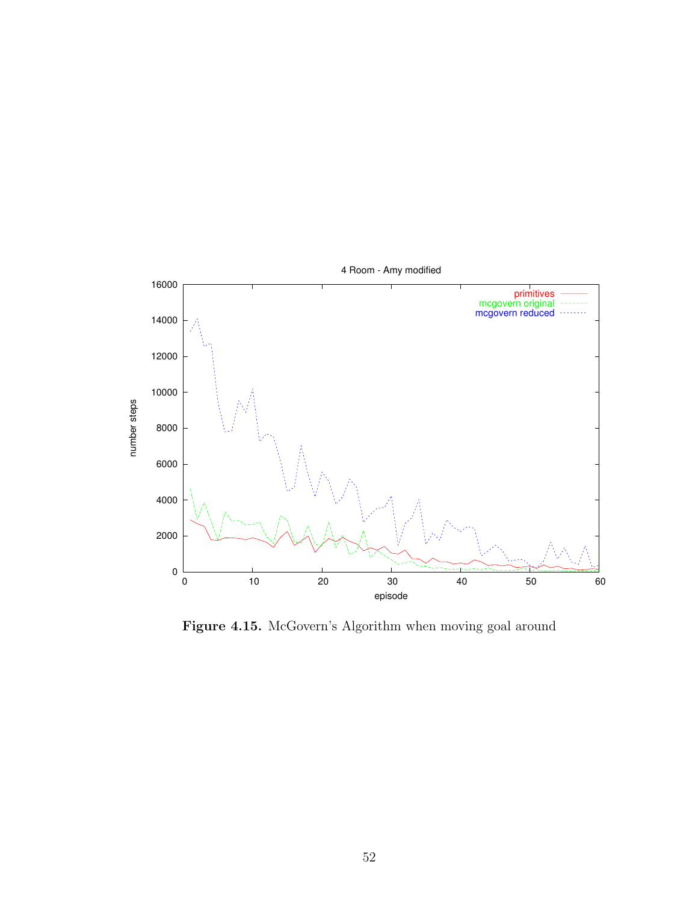**Figure 4.15.** McGovern's Algorithm when moving goal around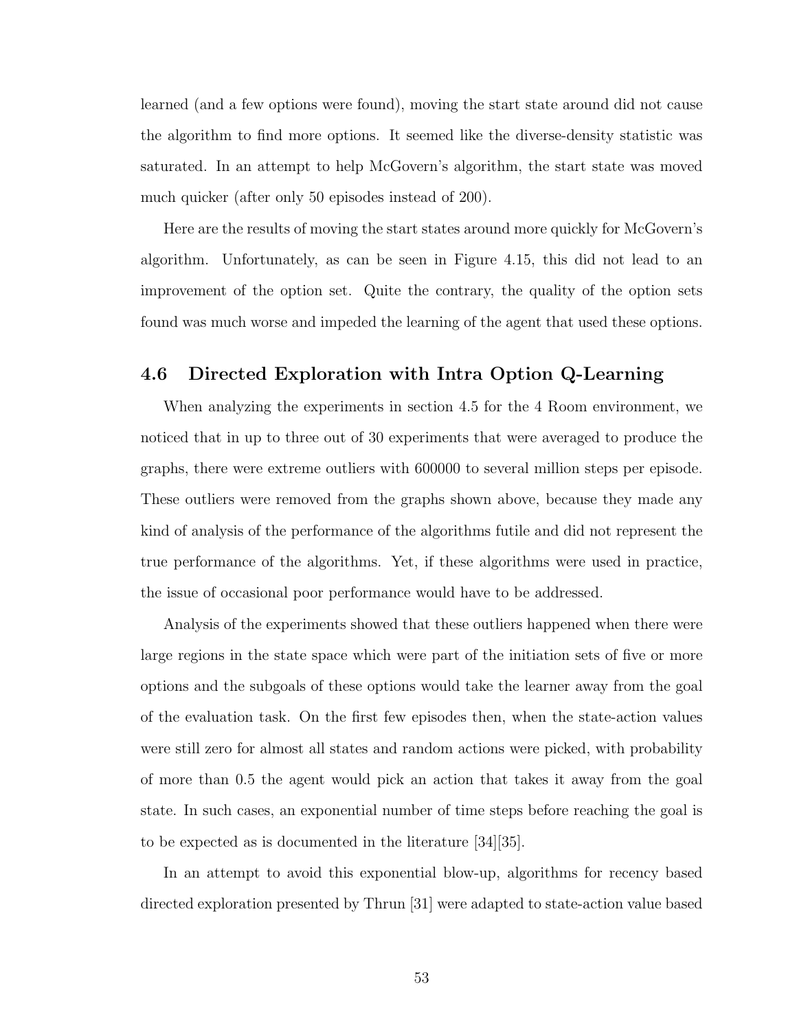learned (and a few options were found), moving the start state around did not cause the algorithm to find more options. It seemed like the diverse-density statistic was saturated. In an attempt to help McGovern's algorithm, the start state was moved much quicker (after only 50 episodes instead of 200).

Here are the results of moving the start states around more quickly for McGovern's algorithm. Unfortunately, as can be seen in Figure 4.15, this did not lead to an improvement of the option set. Quite the contrary, the quality of the option sets found was much worse and impeded the learning of the agent that used these options.

## 4.6 Directed Exploration with Intra Option Q-Learning

When analyzing the experiments in section 4.5 for the 4 Room environment, we noticed that in up to three out of 30 experiments that were averaged to produce the graphs, there were extreme outliers with 600000 to several million steps per episode. These outliers were removed from the graphs shown above, because they made any kind of analysis of the performance of the algorithms futile and did not represent the true performance of the algorithms. Yet, if these algorithms were used in practice, the issue of occasional poor performance would have to be addressed.

Analysis of the experiments showed that these outliers happened when there were large regions in the state space which were part of the initiation sets of five or more options and the subgoals of these options would take the learner away from the goal of the evaluation task. On the first few episodes then, when the state-action values were still zero for almost all states and random actions were picked, with probability of more than 0.5 the agent would pick an action that takes it away from the goal state. In such cases, an exponential number of time steps before reaching the goal is to be expected as is documented in the literature [34][35].

In an attempt to avoid this exponential blow-up, algorithms for recency based directed exploration presented by Thrun [31] were adapted to state-action value based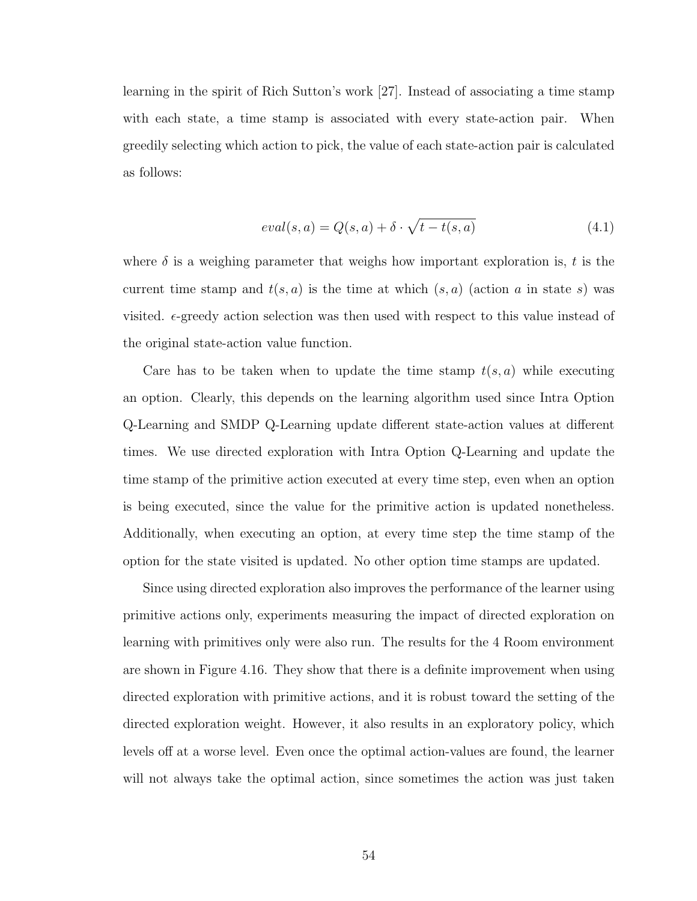learning in the spirit of Rich Sutton's work [27]. Instead of associating a time stamp with each state, a time stamp is associated with every state-action pair. When greedily selecting which action to pick, the value of each state-action pair is calculated as follows:

$$eval(s, a) = Q(s, a) + \delta \cdot \sqrt{t - t(s, a)} \tag{4.1}$$

where $\delta$ is a weighing parameter that weighs how important exploration is, $t$ is the current time stamp and $t(s, a)$ is the time at which $(s, a)$ (action $a$ in state $s$) was visited. $\epsilon$-greedy action selection was then used with respect to this value instead of the original state-action value function.

Care has to be taken when to update the time stamp $t(s, a)$ while executing an option. Clearly, this depends on the learning algorithm used since Intra Option Q-Learning and SMDP Q-Learning update different state-action values at different times. We use directed exploration with Intra Option Q-Learning and update the time stamp of the primitive action executed at every time step, even when an option is being executed, since the value for the primitive action is updated nonetheless. Additionally, when executing an option, at every time step the time stamp of the option for the state visited is updated. No other option time stamps are updated.

Since using directed exploration also improves the performance of the learner using primitive actions only, experiments measuring the impact of directed exploration on learning with primitives only were also run. The results for the 4 Room environment are shown in Figure 4.16. They show that there is a definite improvement when using directed exploration with primitive actions, and it is robust toward the setting of the directed exploration weight. However, it also results in an exploratory policy, which levels off at a worse level. Even once the optimal action-values are found, the learner will not always take the optimal action, since sometimes the action was just taken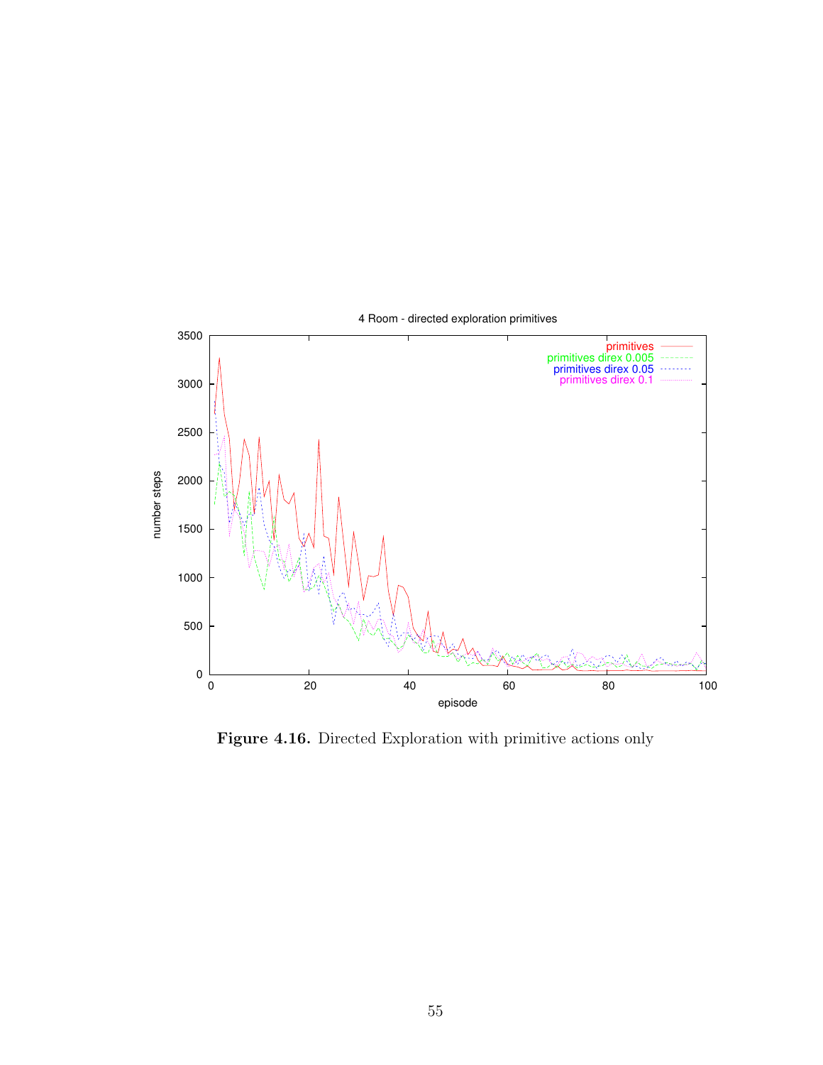**Figure 4.16.** Directed Exploration with primitive actions only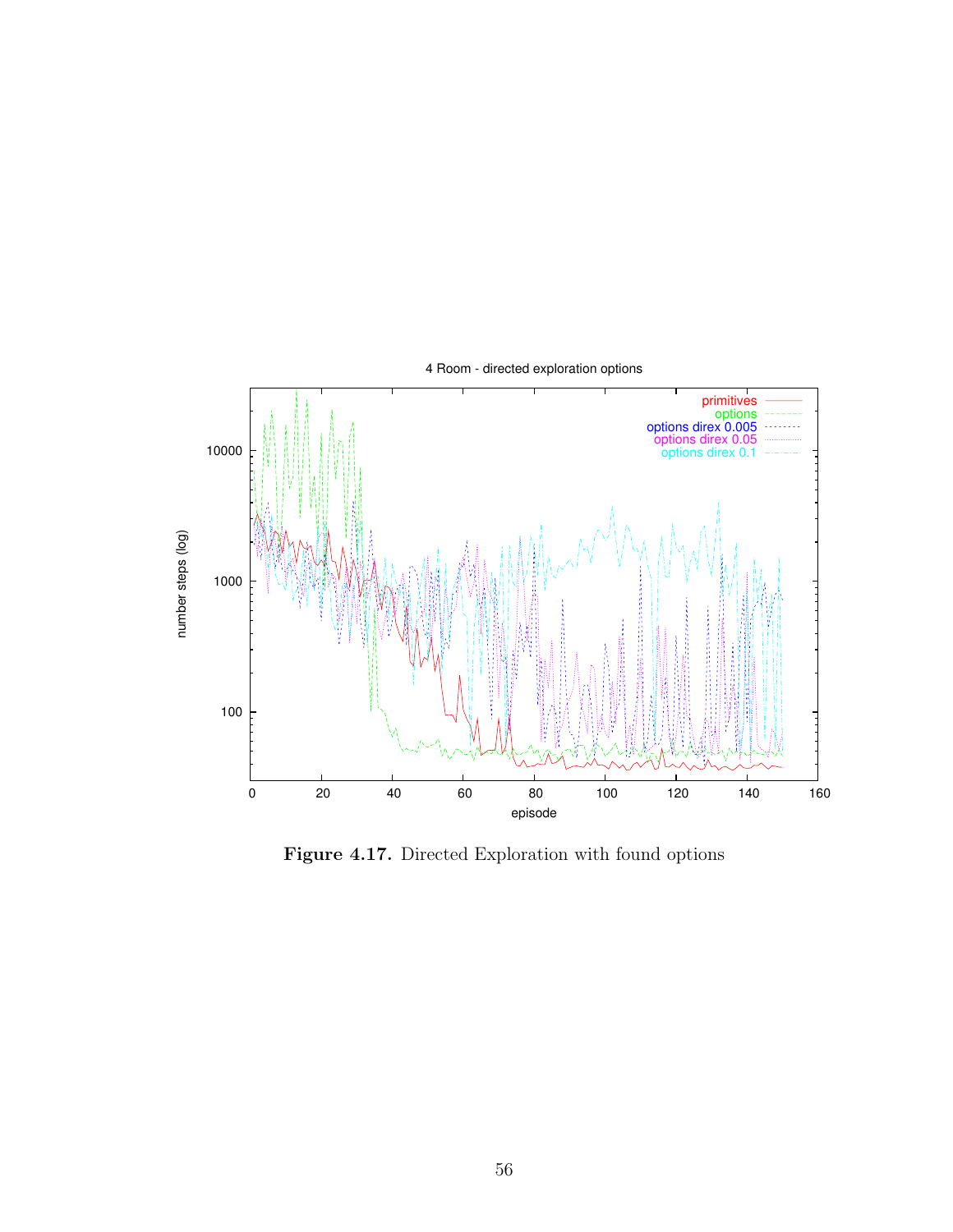**Figure 4.17.** Directed Exploration with found options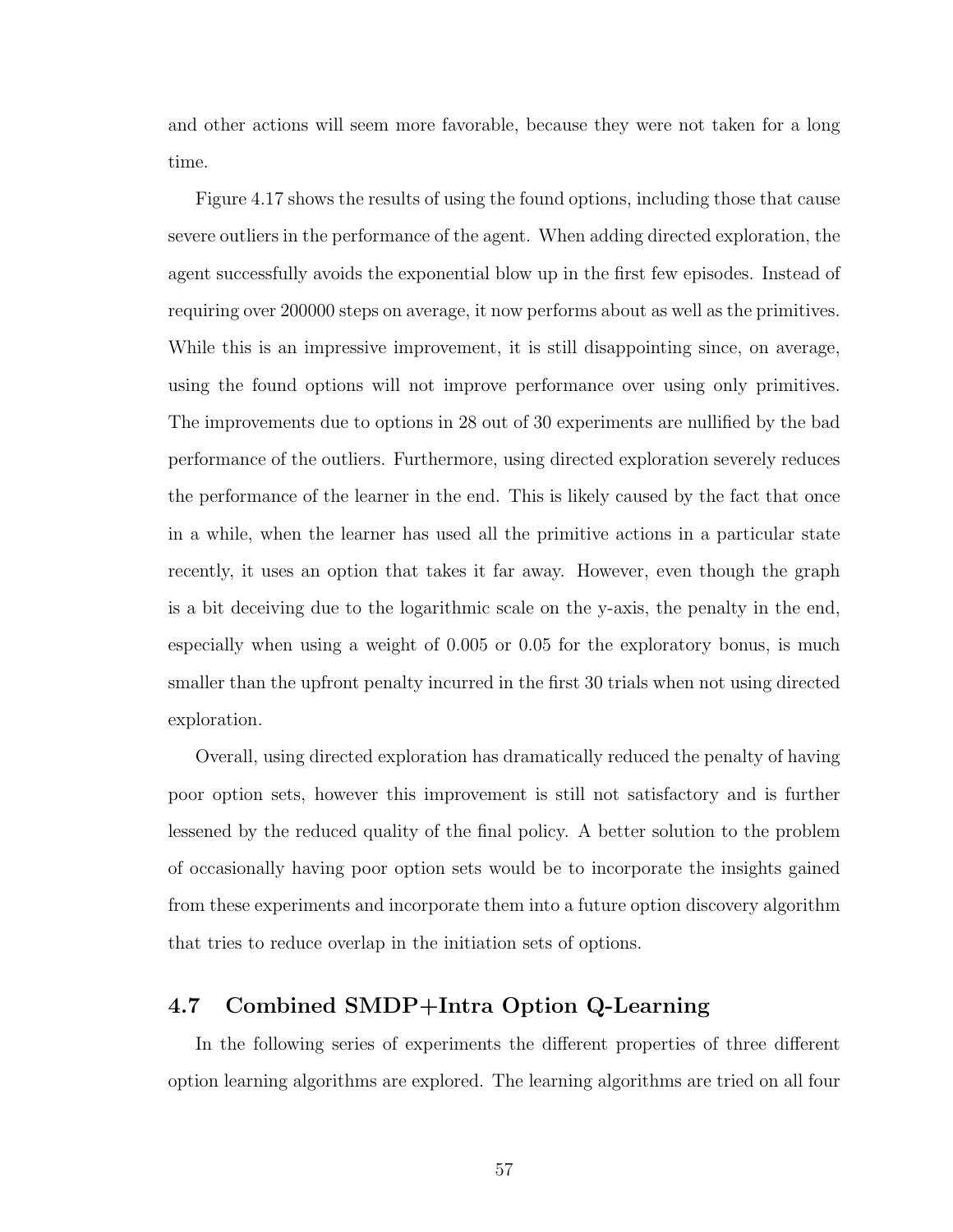and other actions will seem more favorable, because they were not taken for a long time.

Figure 4.17 shows the results of using the found options, including those that cause severe outliers in the performance of the agent. When adding directed exploration, the agent successfully avoids the exponential blow up in the first few episodes. Instead of requiring over 200000 steps on average, it now performs about as well as the primitives. While this is an impressive improvement, it is still disappointing since, on average, using the found options will not improve performance over using only primitives. The improvements due to options in 28 out of 30 experiments are nullified by the bad performance of the outliers. Furthermore, using directed exploration severely reduces the performance of the learner in the end. This is likely caused by the fact that once in a while, when the learner has used all the primitive actions in a particular state recently, it uses an option that takes it far away. However, even though the graph is a bit deceiving due to the logarithmic scale on the y-axis, the penalty in the end, especially when using a weight of 0.005 or 0.05 for the exploratory bonus, is much smaller than the upfront penalty incurred in the first 30 trials when not using directed exploration.

Overall, using directed exploration has dramatically reduced the penalty of having poor option sets, however this improvement is still not satisfactory and is further lessened by the reduced quality of the final policy. A better solution to the problem of occasionally having poor option sets would be to incorporate the insights gained from these experiments and incorporate them into a future option discovery algorithm that tries to reduce overlap in the initiation sets of options.

## 4.7 Combined SMDP+Intra Option Q-Learning

In the following series of experiments the different properties of three different option learning algorithms are explored. The learning algorithms are tried on all four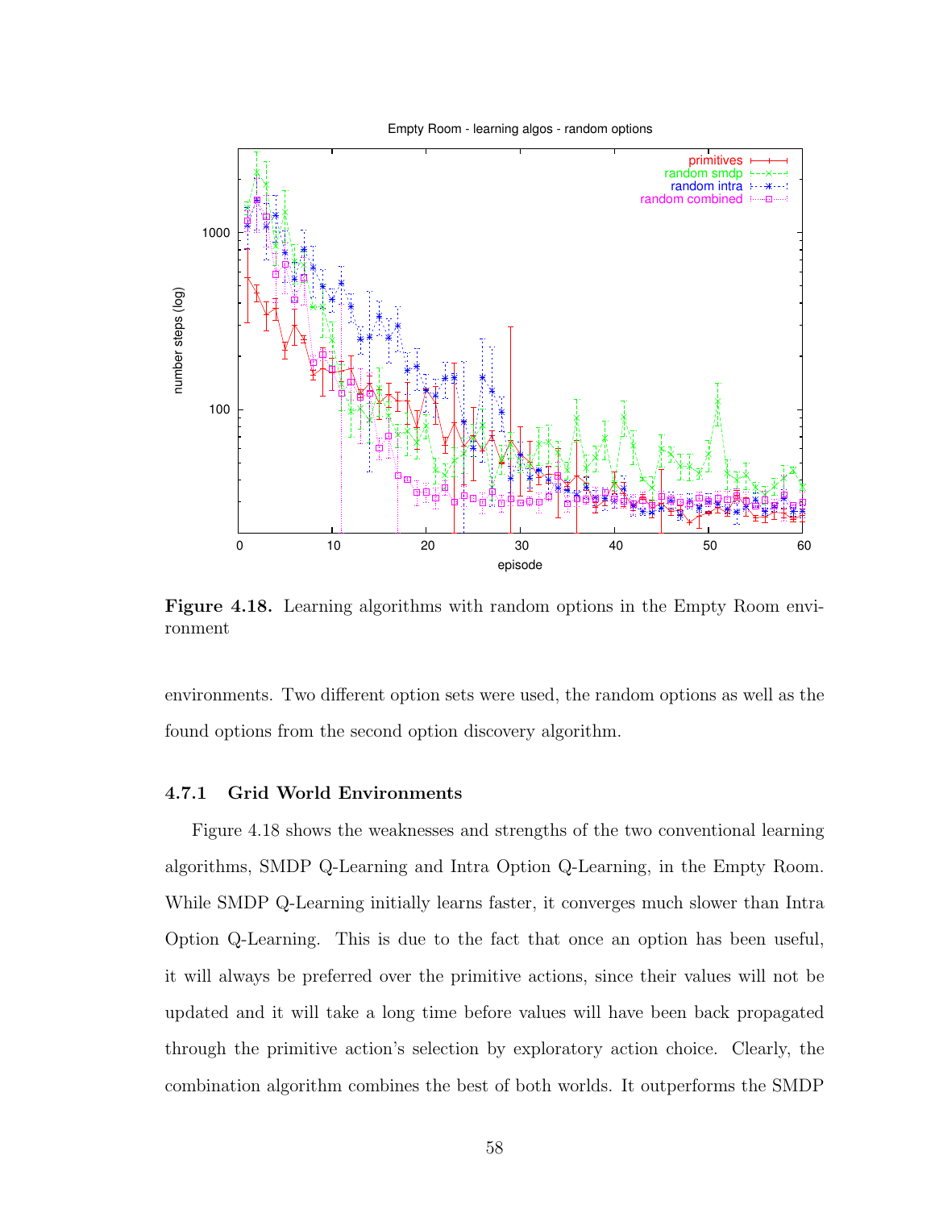**Figure 4.18.** Learning algorithms with random options in the Empty Room environment

environments. Two different option sets were used, the random options as well as the found options from the second option discovery algorithm.

### 4.7.1 Grid World Environments

Figure 4.18 shows the weaknesses and strengths of the two conventional learning algorithms, SMDP Q-Learning and Intra Option Q-Learning, in the Empty Room. While SMDP Q-Learning initially learns faster, it converges much slower than Intra Option Q-Learning. This is due to the fact that once an option has been useful, it will always be preferred over the primitive actions, since their values will not be updated and it will take a long time before values will have been back propagated through the primitive action's selection by exploratory action choice. Clearly, the combination algorithm combines the best of both worlds. It outperforms the SMDP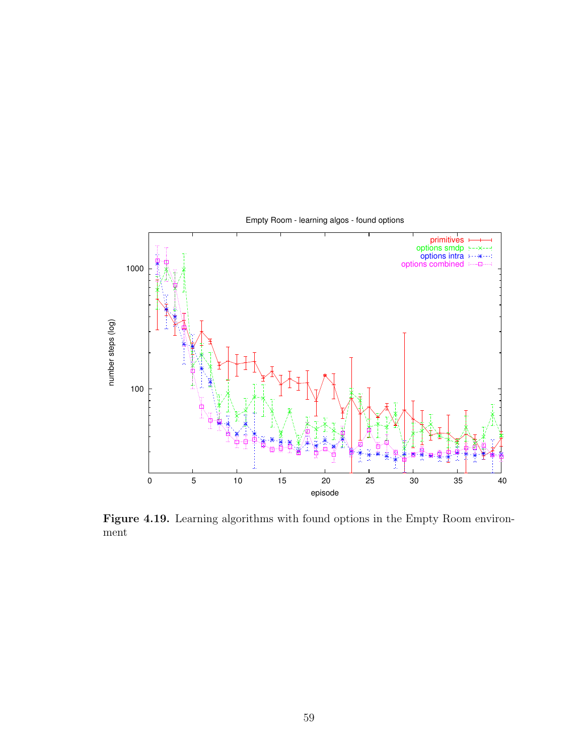**Figure 4.19.** Learning algorithms with found options in the Empty Room environment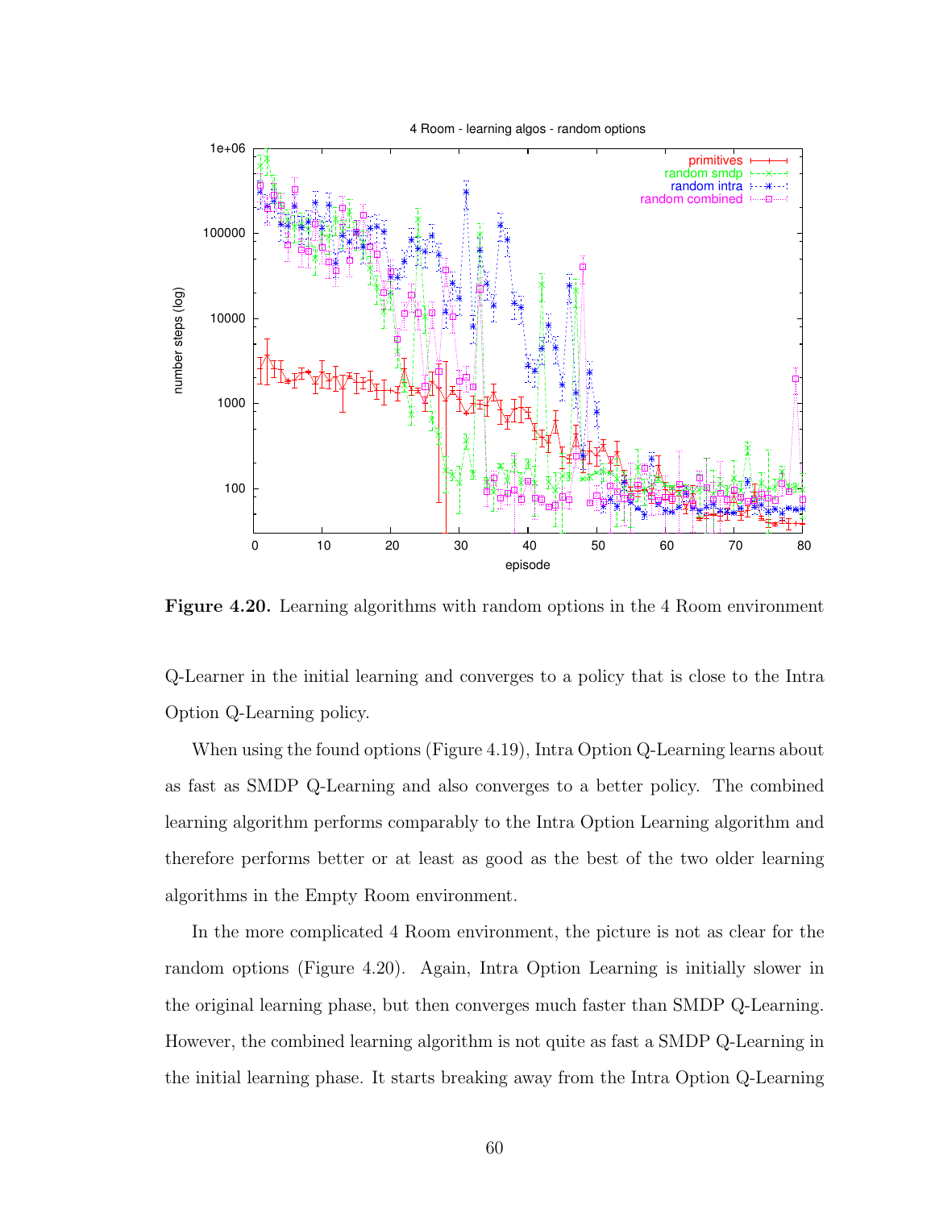**Figure 4.20.** Learning algorithms with random options in the 4 Room environment

Q-Learner in the initial learning and converges to a policy that is close to the Intra Option Q-Learning policy.

When using the found options (Figure 4.19), Intra Option Q-Learning learns about as fast as SMDP Q-Learning and also converges to a better policy. The combined learning algorithm performs comparably to the Intra Option Learning algorithm and therefore performs better or at least as good as the best of the two older learning algorithms in the Empty Room environment.

In the more complicated 4 Room environment, the picture is not as clear for the random options (Figure 4.20). Again, Intra Option Learning is initially slower in the original learning phase, but then converges much faster than SMDP Q-Learning. However, the combined learning algorithm is not quite as fast a SMDP Q-Learning in the initial learning phase. It starts breaking away from the Intra Option Q-Learning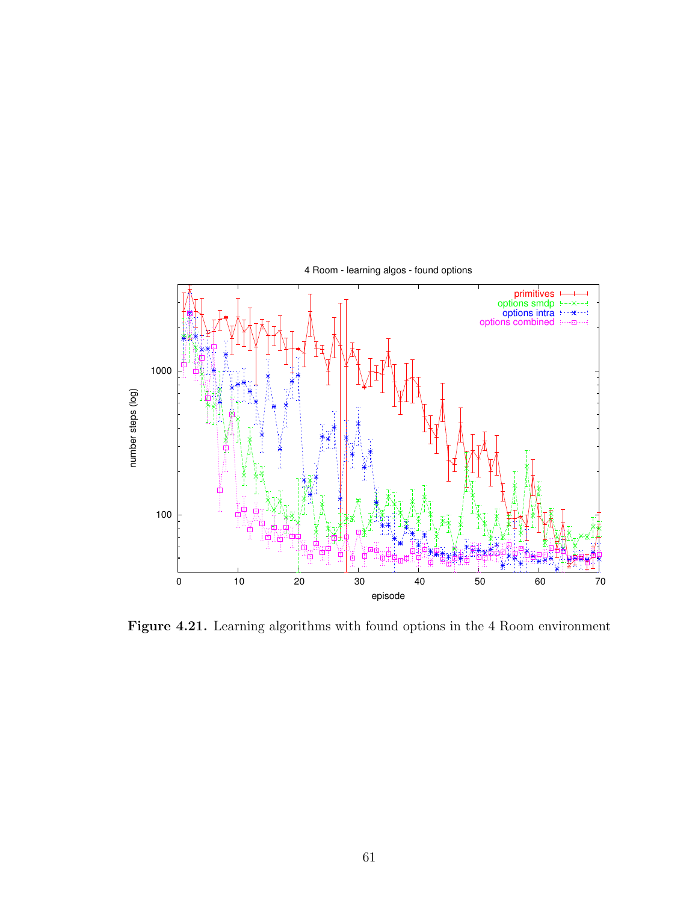**Figure 4.21.** Learning algorithms with found options in the 4 Room environment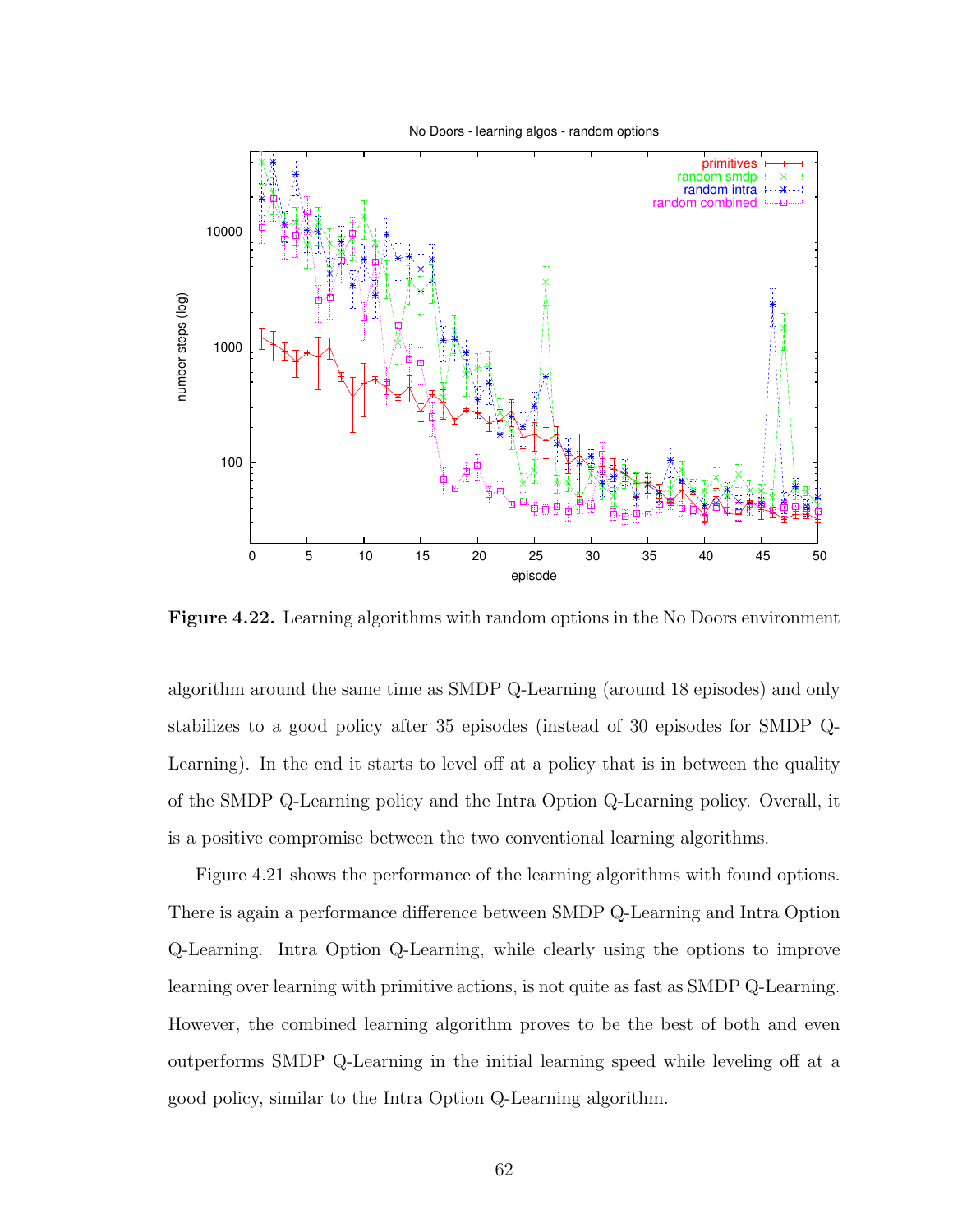**Figure 4.22.** Learning algorithms with random options in the No Doors environment

algorithm around the same time as SMDP Q-Learning (around 18 episodes) and only stabilizes to a good policy after 35 episodes (instead of 30 episodes for SMDP Q-Learning). In the end it starts to level off at a policy that is in between the quality of the SMDP Q-Learning policy and the Intra Option Q-Learning policy. Overall, it is a positive compromise between the two conventional learning algorithms.

Figure 4.21 shows the performance of the learning algorithms with found options. There is again a performance difference between SMDP Q-Learning and Intra Option Q-Learning. Intra Option Q-Learning, while clearly using the options to improve learning over learning with primitive actions, is not quite as fast as SMDP Q-Learning. However, the combined learning algorithm proves to be the best of both and even outperforms SMDP Q-Learning in the initial learning speed while leveling off at a good policy, similar to the Intra Option Q-Learning algorithm.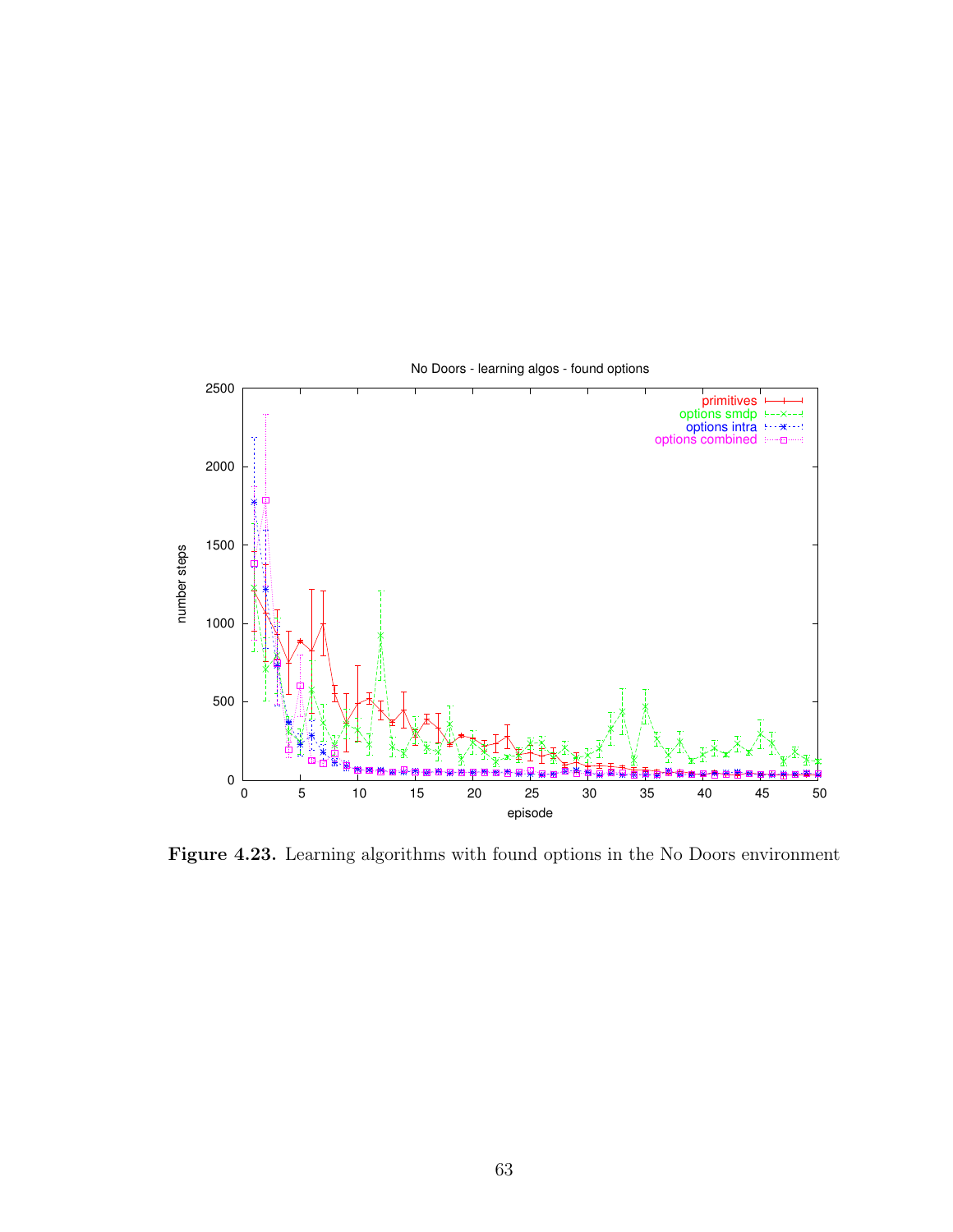**Figure 4.23.** Learning algorithms with found options in the No Doors environment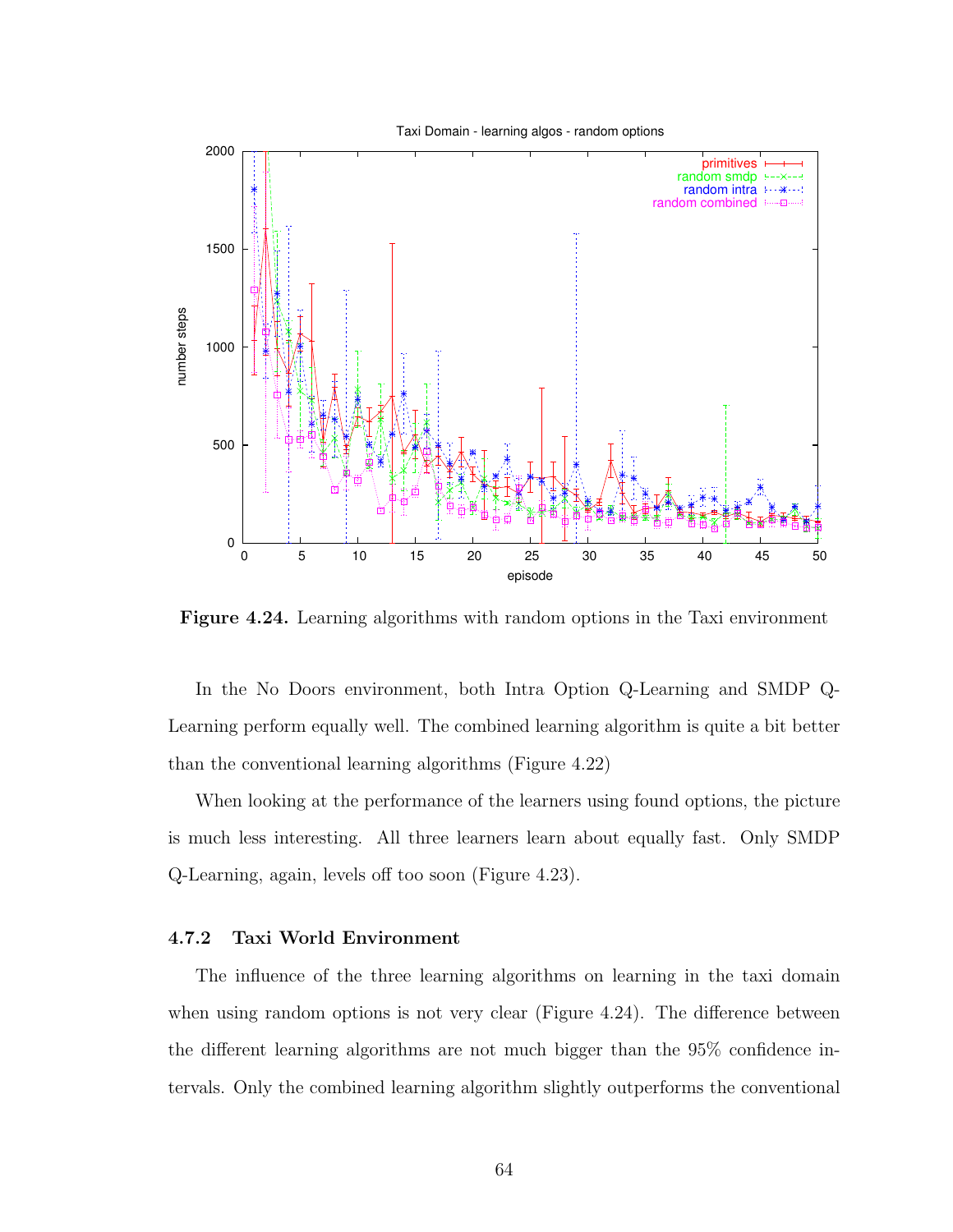**Figure 4.24.** Learning algorithms with random options in the Taxi environment

In the No Doors environment, both Intra Option Q-Learning and SMDP Q-Learning perform equally well. The combined learning algorithm is quite a bit better than the conventional learning algorithms (Figure 4.22)

When looking at the performance of the learners using found options, the picture is much less interesting. All three learners learn about equally fast. Only SMDP Q-Learning, again, levels off too soon (Figure 4.23).

### 4.7.2 Taxi World Environment

The influence of the three learning algorithms on learning in the taxi domain when using random options is not very clear (Figure 4.24). The difference between the different learning algorithms are not much bigger than the 95% confidence intervals. Only the combined learning algorithm slightly outperforms the conventional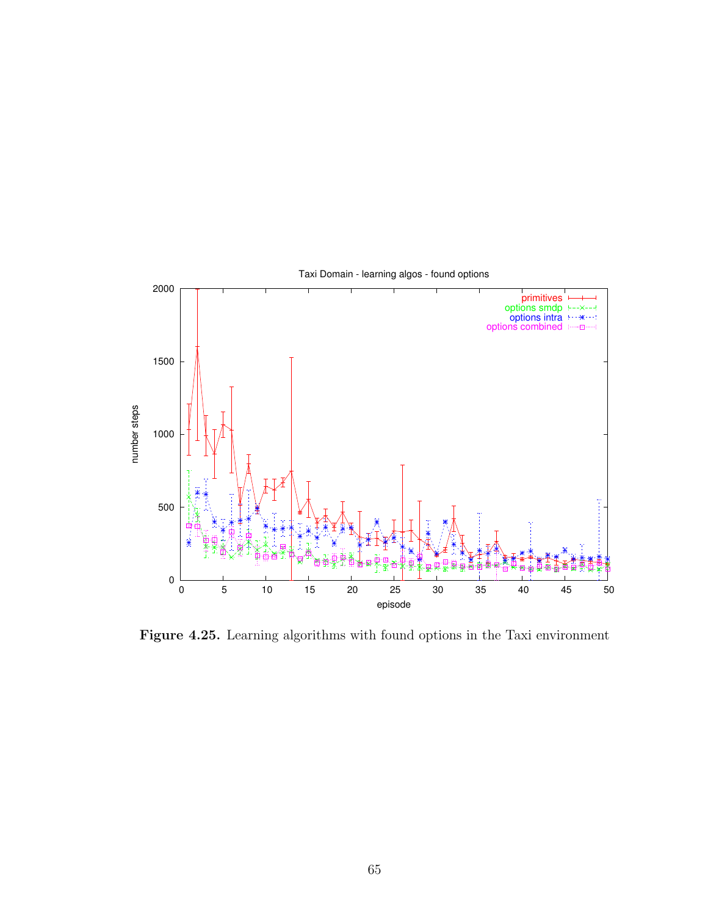**Figure 4.25.** Learning algorithms with found options in the Taxi environment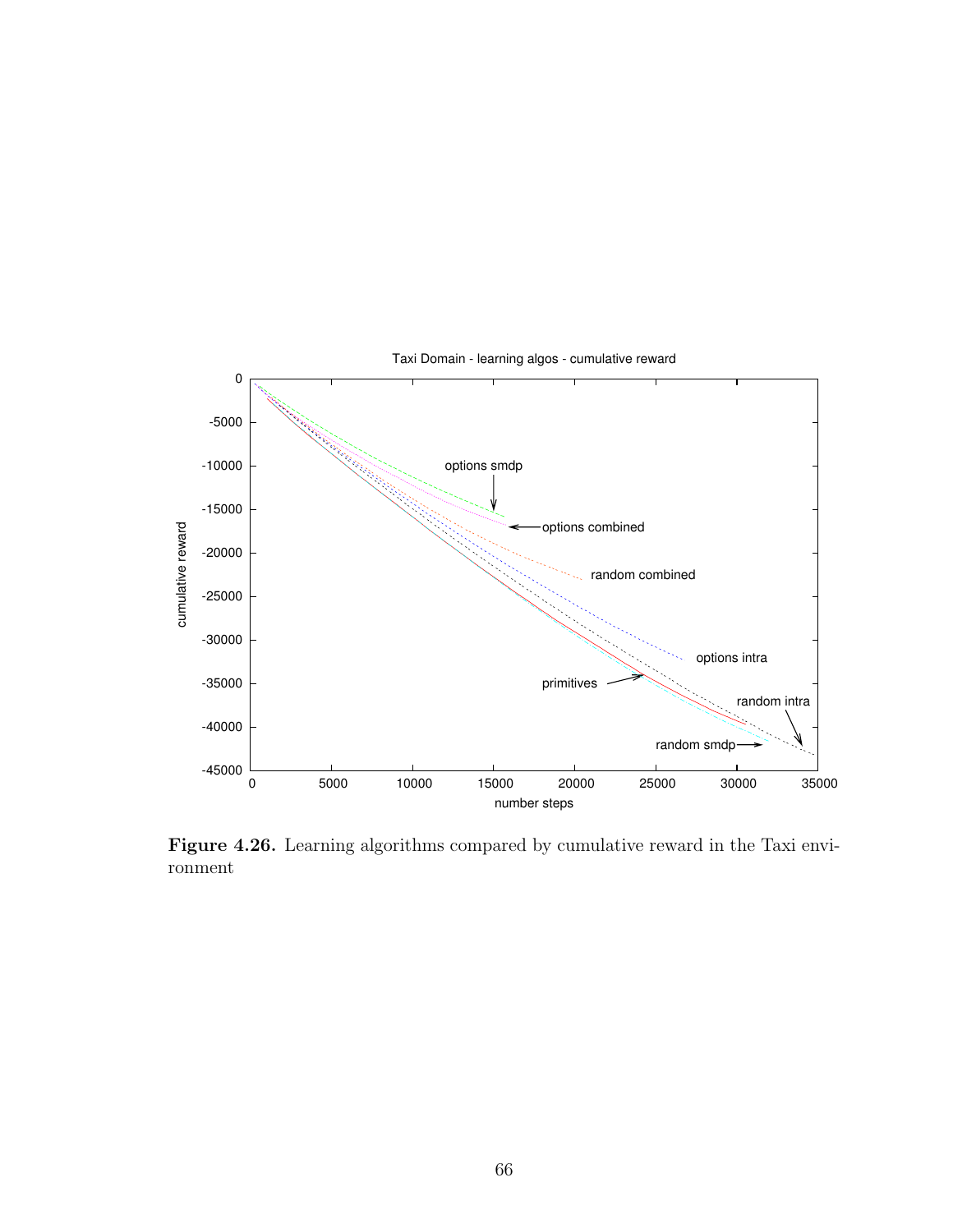**Figure 4.26.** Learning algorithms compared by cumulative reward in the Taxi environment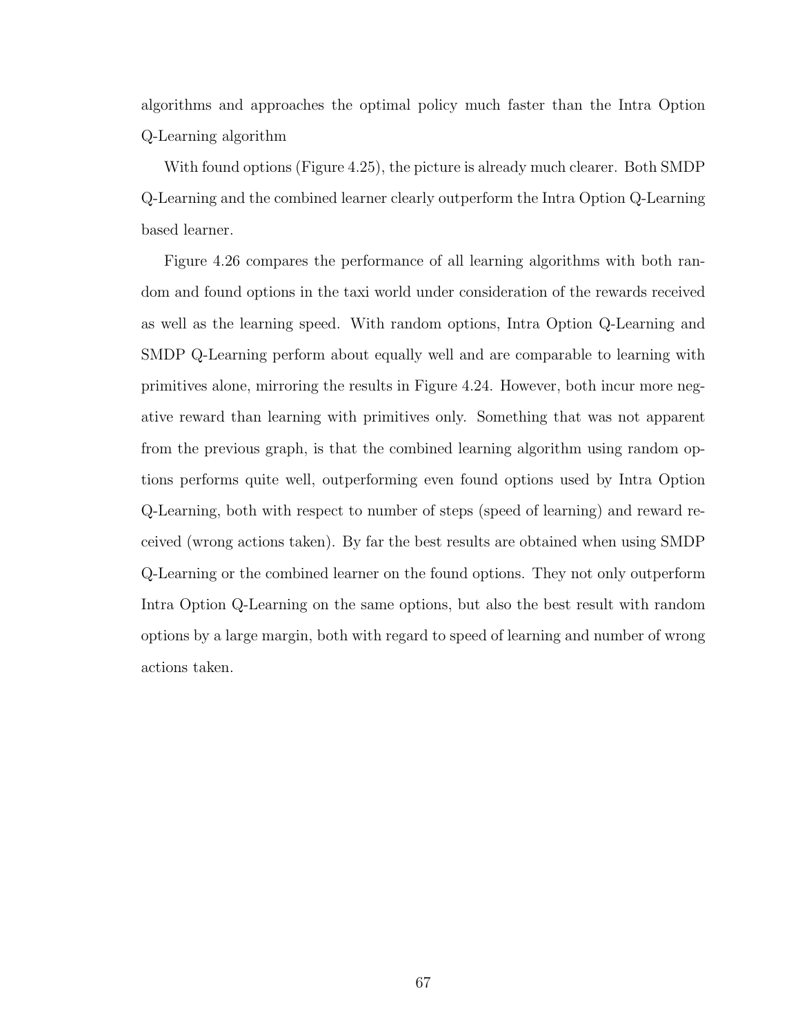algorithms and approaches the optimal policy much faster than the Intra Option Q-Learning algorithm

With found options (Figure 4.25), the picture is already much clearer. Both SMDP Q-Learning and the combined learner clearly outperform the Intra Option Q-Learning based learner.

Figure 4.26 compares the performance of all learning algorithms with both random and found options in the taxi world under consideration of the rewards received as well as the learning speed. With random options, Intra Option Q-Learning and SMDP Q-Learning perform about equally well and are comparable to learning with primitives alone, mirroring the results in Figure 4.24. However, both incur more negative reward than learning with primitives only. Something that was not apparent from the previous graph, is that the combined learning algorithm using random options performs quite well, outperforming even found options used by Intra Option Q-Learning, both with respect to number of steps (speed of learning) and reward received (wrong actions taken). By far the best results are obtained when using SMDP Q-Learning or the combined learner on the found options. They not only outperform Intra Option Q-Learning on the same options, but also the best result with random options by a large margin, both with regard to speed of learning and number of wrong actions taken.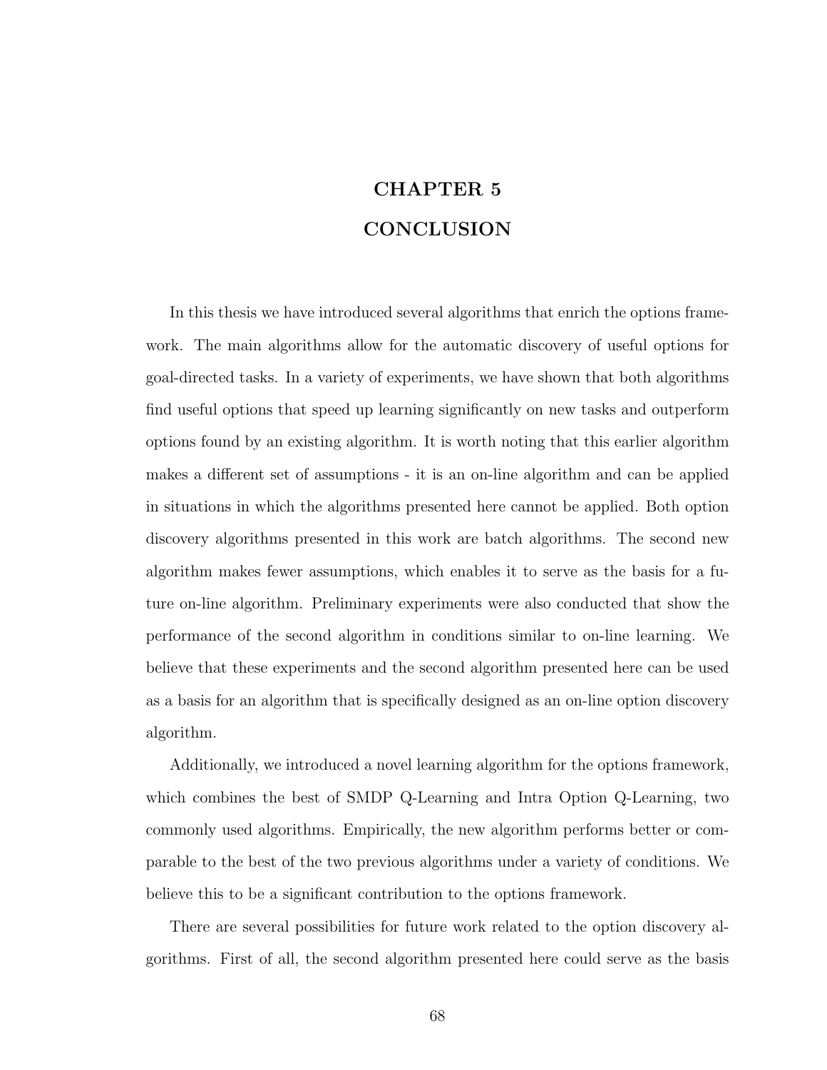# CHAPTER 5

# CONCLUSION

In this thesis we have introduced several algorithms that enrich the options framework. The main algorithms allow for the automatic discovery of useful options for goal-directed tasks. In a variety of experiments, we have shown that both algorithms find useful options that speed up learning significantly on new tasks and outperform options found by an existing algorithm. It is worth noting that this earlier algorithm makes a different set of assumptions - it is an on-line algorithm and can be applied in situations in which the algorithms presented here cannot be applied. Both option discovery algorithms presented in this work are batch algorithms. The second new algorithm makes fewer assumptions, which enables it to serve as the basis for a future on-line algorithm. Preliminary experiments were also conducted that show the performance of the second algorithm in conditions similar to on-line learning. We believe that these experiments and the second algorithm presented here can be used as a basis for an algorithm that is specifically designed as an on-line option discovery algorithm.

Additionally, we introduced a novel learning algorithm for the options framework, which combines the best of SMDP Q-Learning and Intra Option Q-Learning, two commonly used algorithms. Empirically, the new algorithm performs better or comparable to the best of the two previous algorithms under a variety of conditions. We believe this to be a significant contribution to the options framework.

There are several possibilities for future work related to the option discovery algorithms. First of all, the second algorithm presented here could serve as the basis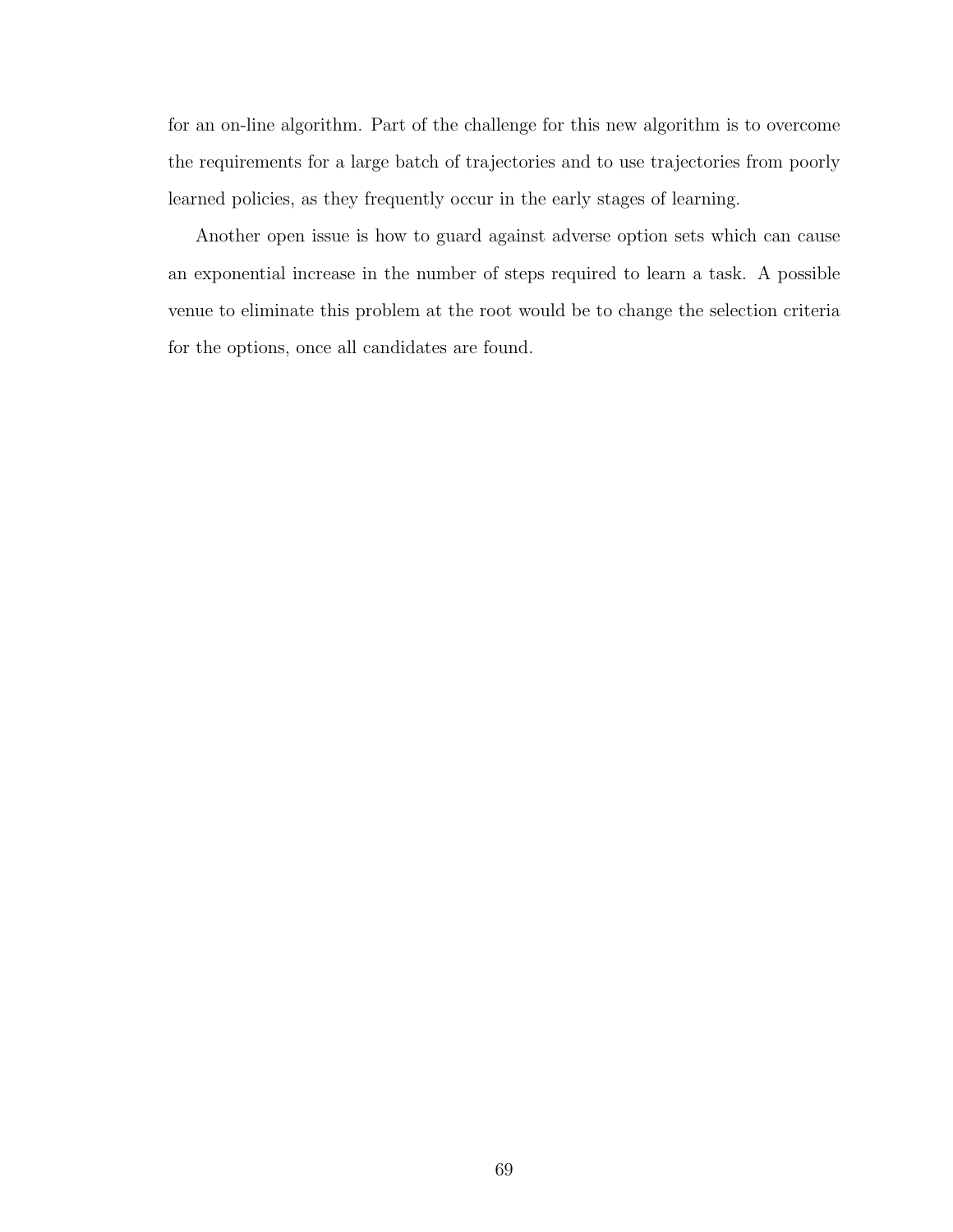for an on-line algorithm. Part of the challenge for this new algorithm is to overcome the requirements for a large batch of trajectories and to use trajectories from poorly learned policies, as they frequently occur in the early stages of learning.

Another open issue is how to guard against adverse option sets which can cause an exponential increase in the number of steps required to learn a task. A possible venue to eliminate this problem at the root would be to change the selection criteria for the options, once all candidates are found.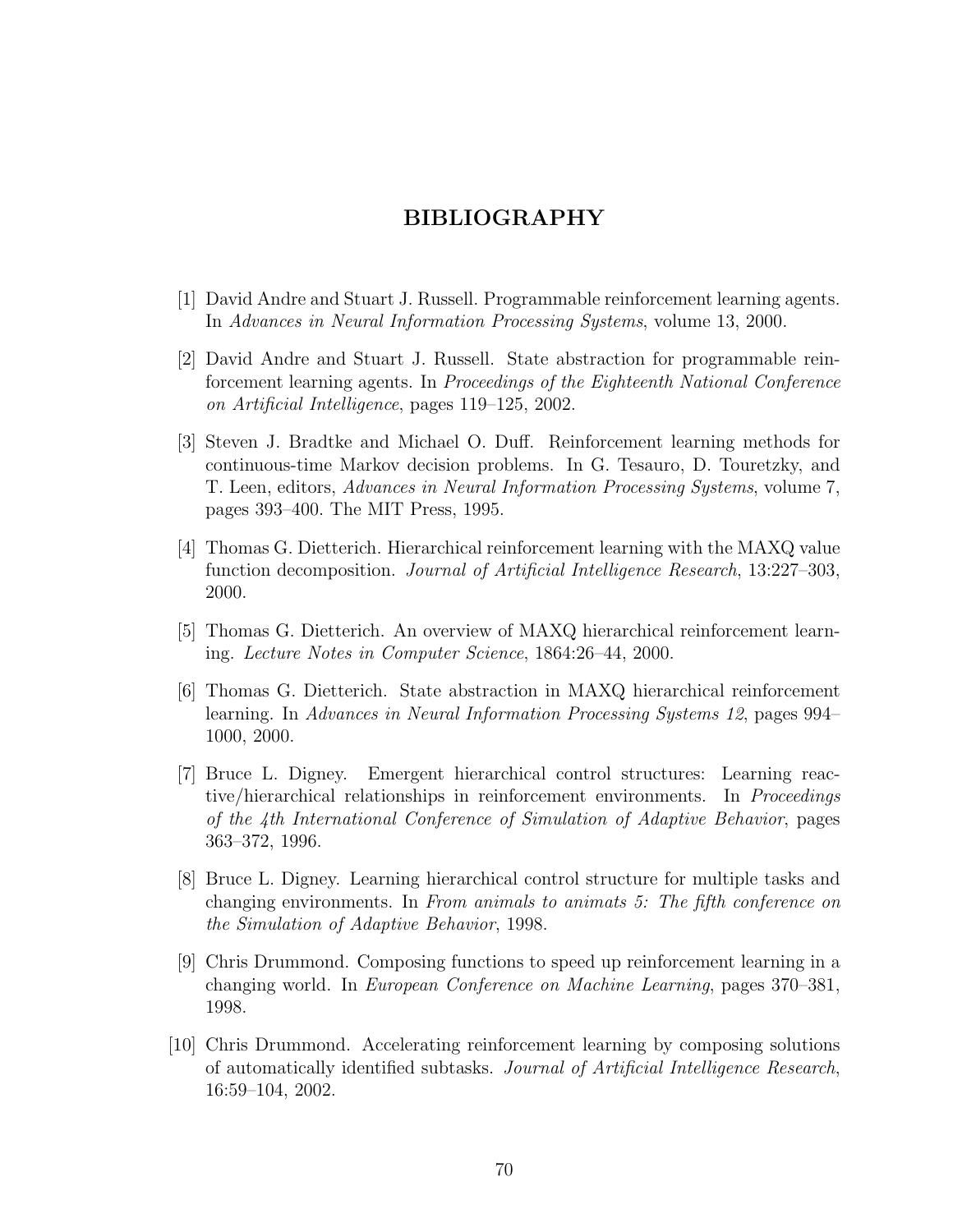# BIBLIOGRAPHY

[1] David Andre and Stuart J. Russell. Programmable reinforcement learning agents. In *Advances in Neural Information Processing Systems*, volume 13, 2000.

[2] David Andre and Stuart J. Russell. State abstraction for programmable reinforcement learning agents. In *Proceedings of the Eighteenth National Conference on Artificial Intelligence*, pages 119–125, 2002.

[3] Steven J. Bradtke and Michael O. Duff. Reinforcement learning methods for continuous-time Markov decision problems. In G. Tesauro, D. Touretzky, and T. Leen, editors, *Advances in Neural Information Processing Systems*, volume 7, pages 393–400. The MIT Press, 1995.

[4] Thomas G. Dietterich. Hierarchical reinforcement learning with the MAXQ value function decomposition. *Journal of Artificial Intelligence Research*, 13:227–303, 2000.

[5] Thomas G. Dietterich. An overview of MAXQ hierarchical reinforcement learning. *Lecture Notes in Computer Science*, 1864:26–44, 2000.

[6] Thomas G. Dietterich. State abstraction in MAXQ hierarchical reinforcement learning. In *Advances in Neural Information Processing Systems 12*, pages 994–1000, 2000.

[7] Bruce L. Digney. Emergent hierarchical control structures: Learning reactive/hierarchical relationships in reinforcement environments. In *Proceedings of the 4th International Conference of Simulation of Adaptive Behavior*, pages 363–372, 1996.

[8] Bruce L. Digney. Learning hierarchical control structure for multiple tasks and changing environments. In *From animals to animats 5: The fifth conference on the Simulation of Adaptive Behavior*, 1998.

[9] Chris Drummond. Composing functions to speed up reinforcement learning in a changing world. In *European Conference on Machine Learning*, pages 370–381, 1998.

[10] Chris Drummond. Accelerating reinforcement learning by composing solutions of automatically identified subtasks. *Journal of Artificial Intelligence Research*, 16:59–104, 2002.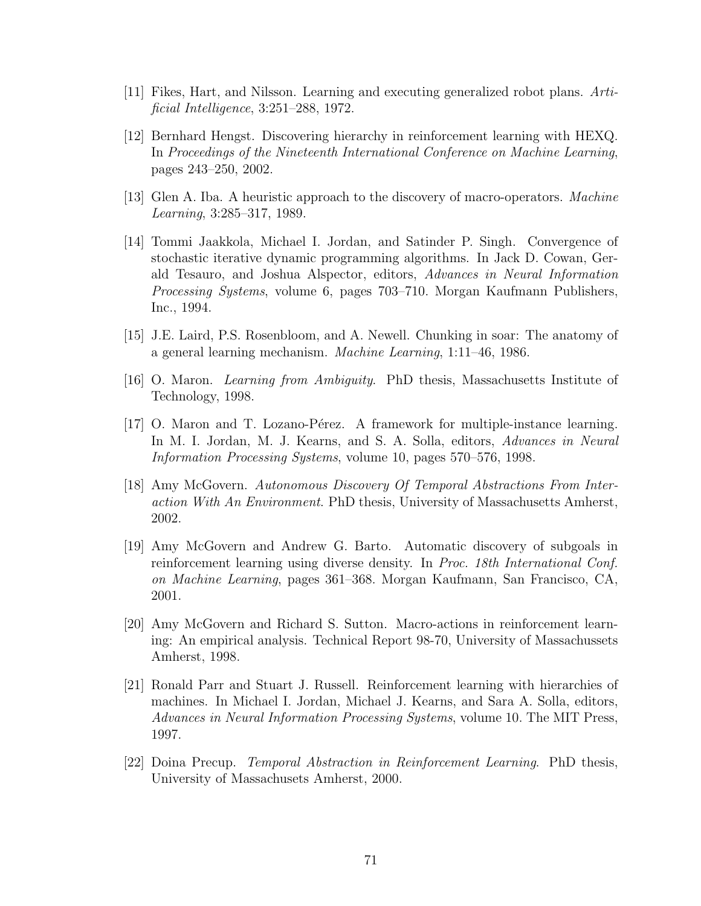[11] Fikes, Hart, and Nilsson. Learning and executing generalized robot plans. *Artificial Intelligence*, 3:251–288, 1972.

[12] Bernhard Hengst. Discovering hierarchy in reinforcement learning with HEXQ. In *Proceedings of the Nineteenth International Conference on Machine Learning*, pages 243–250, 2002.

[13] Glen A. Iba. A heuristic approach to the discovery of macro-operators. *Machine Learning*, 3:285–317, 1989.

[14] Tommi Jaakkola, Michael I. Jordan, and Satinder P. Singh. Convergence of stochastic iterative dynamic programming algorithms. In Jack D. Cowan, Gerald Tesauro, and Joshua Alspector, editors, *Advances in Neural Information Processing Systems*, volume 6, pages 703–710. Morgan Kaufmann Publishers, Inc., 1994.

[15] J.E. Laird, P.S. Rosenbloom, and A. Newell. Chunking in soar: The anatomy of a general learning mechanism. *Machine Learning*, 1:11–46, 1986.

[16] O. Maron. *Learning from Ambiguity*. PhD thesis, Massachusetts Institute of Technology, 1998.

[17] O. Maron and T. Lozano-Pérez. A framework for multiple-instance learning. In M. I. Jordan, M. J. Kearns, and S. A. Solla, editors, *Advances in Neural Information Processing Systems*, volume 10, pages 570–576, 1998.

[18] Amy McGovern. *Autonomous Discovery Of Temporal Abstractions From Interaction With An Environment*. PhD thesis, University of Massachusetts Amherst, 2002.

[19] Amy McGovern and Andrew G. Barto. Automatic discovery of subgoals in reinforcement learning using diverse density. In *Proc. 18th International Conf. on Machine Learning*, pages 361–368. Morgan Kaufmann, San Francisco, CA, 2001.

[20] Amy McGovern and Richard S. Sutton. Macro-actions in reinforcement learning: An empirical analysis. Technical Report 98-70, University of Massachussets Amherst, 1998.

[21] Ronald Parr and Stuart J. Russell. Reinforcement learning with hierarchies of machines. In Michael I. Jordan, Michael J. Kearns, and Sara A. Solla, editors, *Advances in Neural Information Processing Systems*, volume 10. The MIT Press, 1997.

[22] Doina Precup. *Temporal Abstraction in Reinforcement Learning*. PhD thesis, University of Massachusets Amherst, 2000.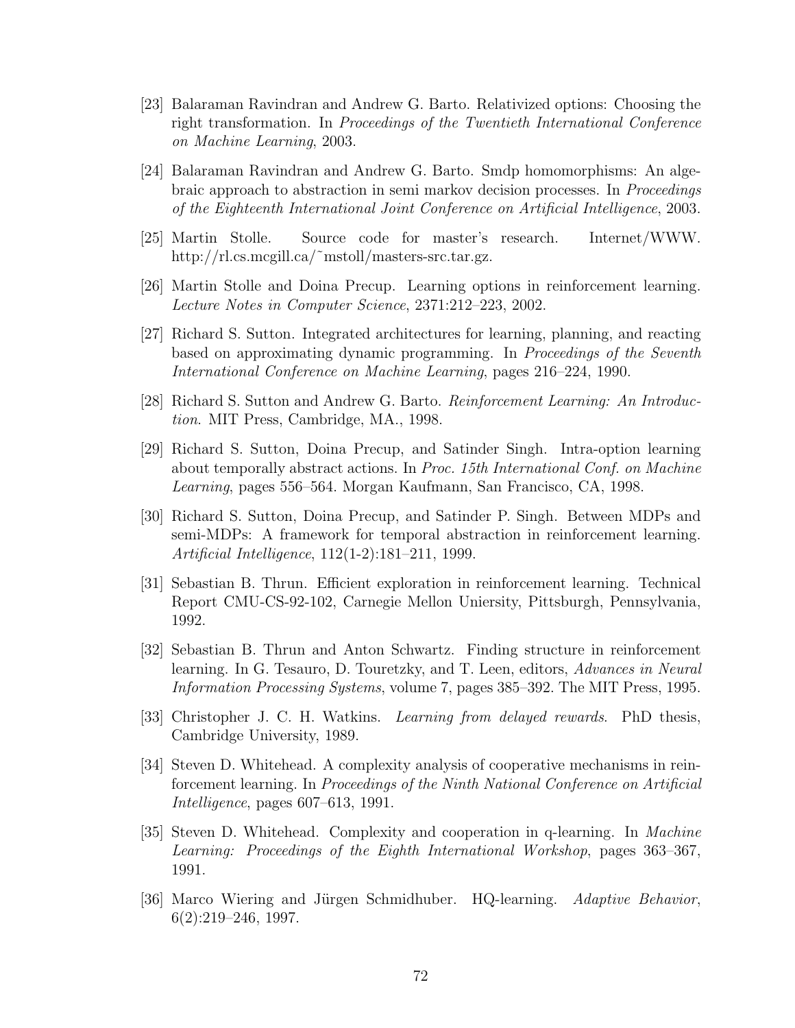[23] Balaraman Ravindran and Andrew G. Barto. Relativized options: Choosing the right transformation. In *Proceedings of the Twentieth International Conference on Machine Learning*, 2003.

[24] Balaraman Ravindran and Andrew G. Barto. Smdp homomorphisms: An algebraic approach to abstraction in semi markov decision processes. In *Proceedings of the Eighteenth International Joint Conference on Artificial Intelligence*, 2003.

[25] Martin Stolle. Source code for master's research. Internet/WWW. http://rl.cs.mcgill.ca/˜mstoll/masters-src.tar.gz.

[26] Martin Stolle and Doina Precup. Learning options in reinforcement learning. *Lecture Notes in Computer Science*, 2371:212–223, 2002.

[27] Richard S. Sutton. Integrated architectures for learning, planning, and reacting based on approximating dynamic programming. In *Proceedings of the Seventh International Conference on Machine Learning*, pages 216–224, 1990.

[28] Richard S. Sutton and Andrew G. Barto. *Reinforcement Learning: An Introduction*. MIT Press, Cambridge, MA., 1998.

[29] Richard S. Sutton, Doina Precup, and Satinder Singh. Intra-option learning about temporally abstract actions. In *Proc. 15th International Conf. on Machine Learning*, pages 556–564. Morgan Kaufmann, San Francisco, CA, 1998.

[30] Richard S. Sutton, Doina Precup, and Satinder P. Singh. Between MDPs and semi-MDPs: A framework for temporal abstraction in reinforcement learning. *Artificial Intelligence*, 112(1-2):181–211, 1999.

[31] Sebastian B. Thrun. Efficient exploration in reinforcement learning. Technical Report CMU-CS-92-102, Carnegie Mellon Uniersity, Pittsburgh, Pennsylvania, 1992.

[32] Sebastian B. Thrun and Anton Schwartz. Finding structure in reinforcement learning. In G. Tesauro, D. Touretzky, and T. Leen, editors, *Advances in Neural Information Processing Systems*, volume 7, pages 385–392. The MIT Press, 1995.

[33] Christopher J. C. H. Watkins. *Learning from delayed rewards*. PhD thesis, Cambridge University, 1989.

[34] Steven D. Whitehead. A complexity analysis of cooperative mechanisms in reinforcement learning. In *Proceedings of the Ninth National Conference on Artificial Intelligence*, pages 607–613, 1991.

[35] Steven D. Whitehead. Complexity and cooperation in q-learning. In *Machine Learning: Proceedings of the Eighth International Workshop*, pages 363–367, 1991.

[36] Marco Wiering and Jürgen Schmidhuber. HQ-learning. *Adaptive Behavior*, 6(2):219–246, 1997.